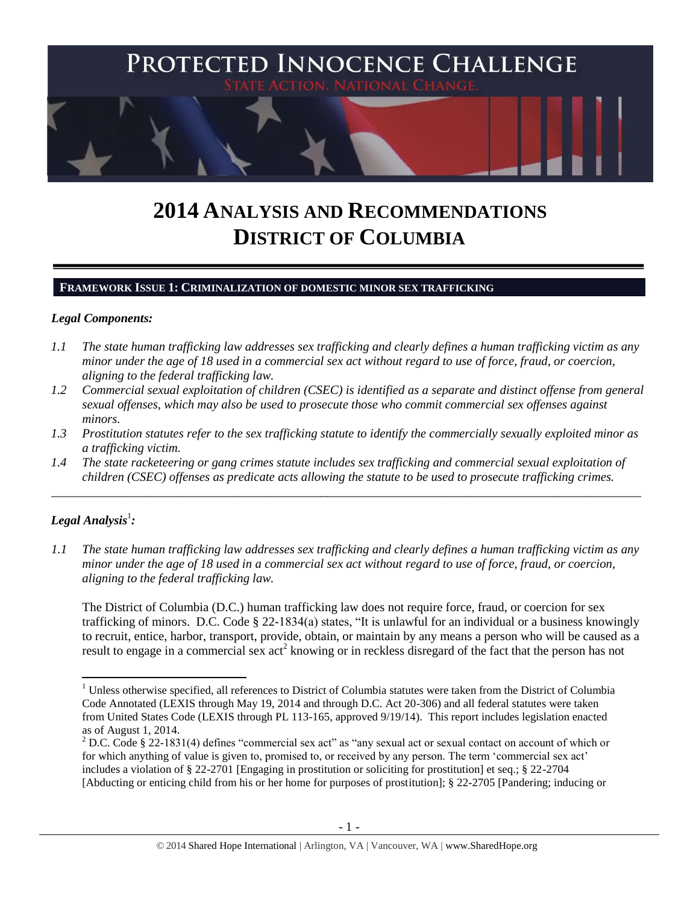# PROTECTED INNOCENCE CHALLENGE

STATE ACTION. NATIONAL CHANGE.

# 2014 ANALYSIS AND RECOMMENDATIONS DISTRICT OF COLUMBIA

## FRAMEWORK ISSUE 1: CRIMINALIZATION OF DOMESTIC MINOR SEX TRAFFICKING

### *Legal Components:*

*1.1 The state human trafficking law addresses sex trafficking and clearly defines a human trafficking victim as any minor under the age of 18 used in a commercial sex act without regard to use of force, fraud, or coercion, aligning to the federal trafficking law.*

*1.2 Commercial sexual exploitation of children (CSEC) is identified as a separate and distinct offense from general sexual offenses, which may also be used to prosecute those who commit commercial sex offenses against minors.*

*1.3 Prostitution statutes refer to the sex trafficking statute to identify the commercially sexually exploited minor as a trafficking victim.*

*1.4 The state racketeering or gang crimes statute includes sex trafficking and commercial sexual exploitation of children (CSEC) offenses as predicate acts allowing the statute to be used to prosecute trafficking crimes.*

---

### *Legal Analysis*[1]*:*

*1.1 The state human trafficking law addresses sex trafficking and clearly defines a human trafficking victim as any minor under the age of 18 used in a commercial sex act without regard to use of force, fraud, or coercion, aligning to the federal trafficking law.*

The District of Columbia (D.C.) human trafficking law does not require force, fraud, or coercion for sex trafficking of minors. D.C. Code § 22-1834(a) states, "It is unlawful for an individual or a business knowingly to recruit, entice, harbor, transport, provide, obtain, or maintain by any means a person who will be caused as a result to engage in a commercial sex act[2] knowing or in reckless disregard of the fact that the person has not

---

[1] Unless otherwise specified, all references to District of Columbia statutes were taken from the District of Columbia Code Annotated (LEXIS through May 19, 2014 and through D.C. Act 20-306) and all federal statutes were taken from United States Code (LEXIS through PL 113-165, approved 9/19/14). This report includes legislation enacted as of August 1, 2014.

[2] D.C. Code § 22-1831(4) defines "commercial sex act" as "any sexual act or sexual contact on account of which or for which anything of value is given to, promised to, or received by any person. The term 'commercial sex act' includes a violation of § 22-2701 [Engaging in prostitution or soliciting for prostitution] et seq.; § 22-2704 [Abducting or enticing child from his or her home for purposes of prostitution]; § 22-2705 [Pandering; inducing or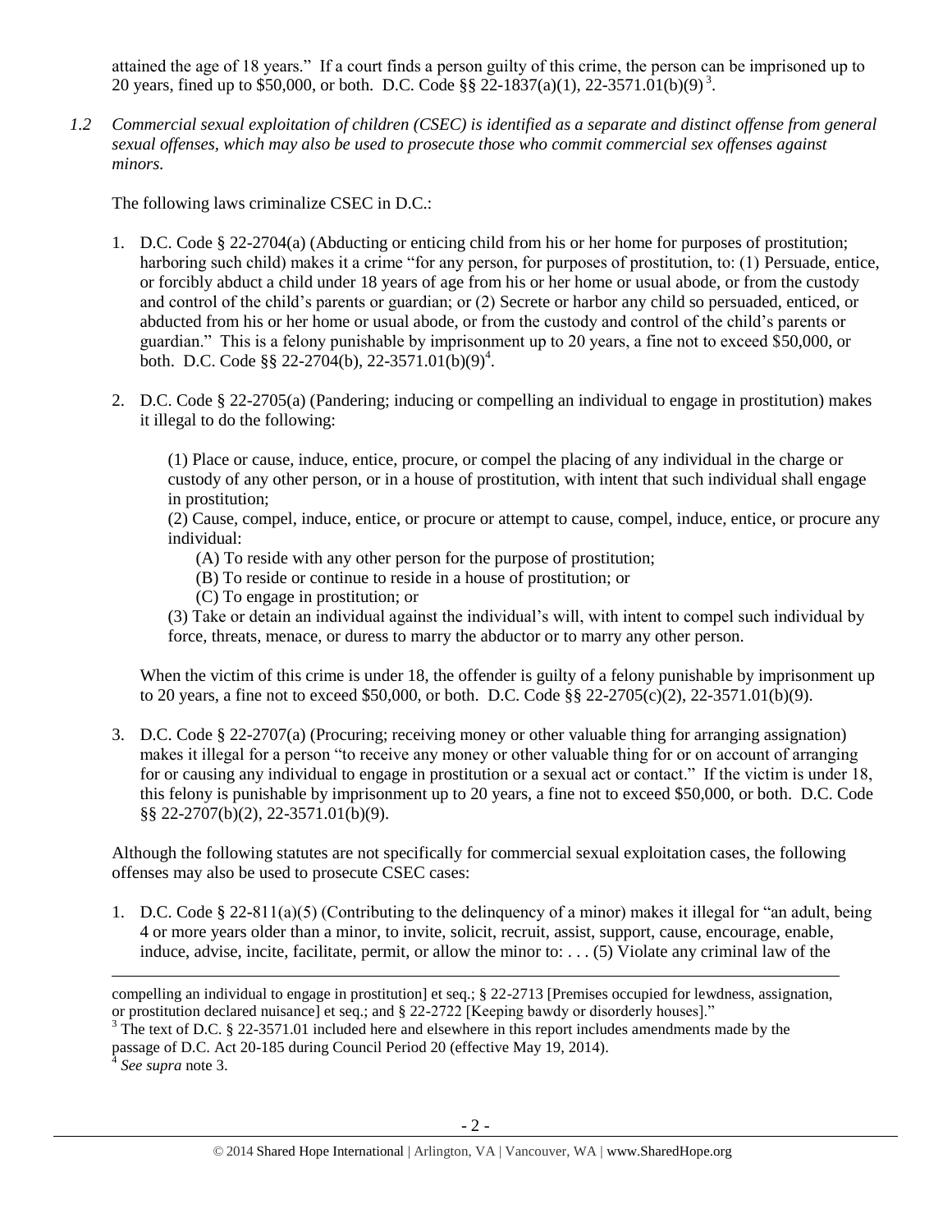attained the age of 18 years." If a court finds a person guilty of this crime, the person can be imprisoned up to 20 years, fined up to $50,000, or both. D.C. Code §§ 22-1837(a)(1), 22-3571.01(b)(9)[3].

*1.2 Commercial sexual exploitation of children (CSEC) is identified as a separate and distinct offense from general sexual offenses, which may also be used to prosecute those who commit commercial sex offenses against minors.*

The following laws criminalize CSEC in D.C.:

1. D.C. Code § 22-2704(a) (Abducting or enticing child from his or her home for purposes of prostitution; harboring such child) makes it a crime "for any person, for purposes of prostitution, to: (1) Persuade, entice, or forcibly abduct a child under 18 years of age from his or her home or usual abode, or from the custody and control of the child's parents or guardian; or (2) Secrete or harbor any child so persuaded, enticed, or abducted from his or her home or usual abode, or from the custody and control of the child's parents or guardian." This is a felony punishable by imprisonment up to 20 years, a fine not to exceed $50,000, or both. D.C. Code §§ 22-2704(b), 22-3571.01(b)(9)[4].

2. D.C. Code § 22-2705(a) (Pandering; inducing or compelling an individual to engage in prostitution) makes it illegal to do the following:

   (1) Place or cause, induce, entice, procure, or compel the placing of any individual in the charge or custody of any other person, or in a house of prostitution, with intent that such individual shall engage in prostitution;

   (2) Cause, compel, induce, entice, or procure or attempt to cause, compel, induce, entice, or procure any individual:

   (A) To reside with any other person for the purpose of prostitution;

   (B) To reside or continue to reside in a house of prostitution; or

   (C) To engage in prostitution; or

   (3) Take or detain an individual against the individual's will, with intent to compel such individual by force, threats, menace, or duress to marry the abductor or to marry any other person.

   When the victim of this crime is under 18, the offender is guilty of a felony punishable by imprisonment up to 20 years, a fine not to exceed $50,000, or both. D.C. Code §§ 22-2705(c)(2), 22-3571.01(b)(9).

3. D.C. Code § 22-2707(a) (Procuring; receiving money or other valuable thing for arranging assignation) makes it illegal for a person "to receive any money or other valuable thing for or on account of arranging for or causing any individual to engage in prostitution or a sexual act or contact." If the victim is under 18, this felony is punishable by imprisonment up to 20 years, a fine not to exceed $50,000, or both. D.C. Code §§ 22-2707(b)(2), 22-3571.01(b)(9).

Although the following statutes are not specifically for commercial sexual exploitation cases, the following offenses may also be used to prosecute CSEC cases:

1. D.C. Code § 22-811(a)(5) (Contributing to the delinquency of a minor) makes it illegal for "an adult, being 4 or more years older than a minor, to invite, solicit, recruit, assist, support, cause, encourage, enable, induce, advise, incite, facilitate, permit, or allow the minor to: . . . (5) Violate any criminal law of the

---

compelling an individual to engage in prostitution] et seq.; § 22-2713 [Premises occupied for lewdness, assignation, or prostitution declared nuisance] et seq.; and § 22-2722 [Keeping bawdy or disorderly houses]."

[3] The text of D.C. § 22-3571.01 included here and elsewhere in this report includes amendments made by the passage of D.C. Act 20-185 during Council Period 20 (effective May 19, 2014).

[4] *See supra* note 3.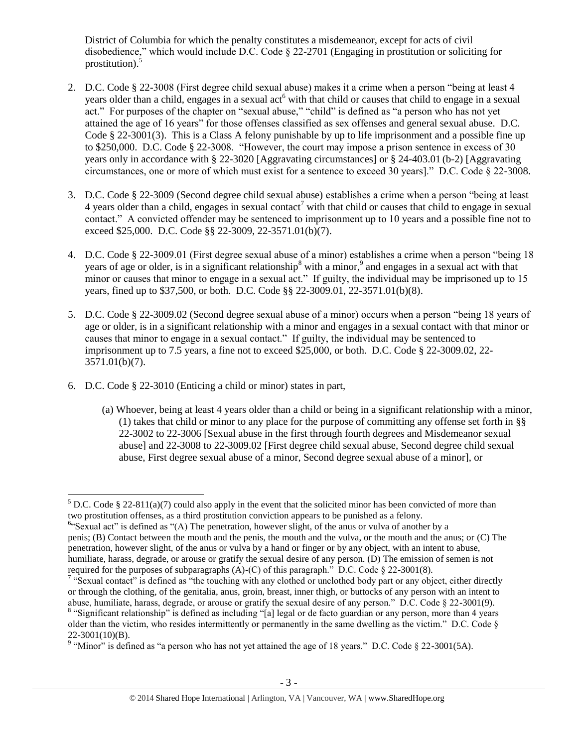District of Columbia for which the penalty constitutes a misdemeanor, except for acts of civil disobedience," which would include D.C. Code § 22-2701 (Engaging in prostitution or soliciting for prostitution).[5]

2. D.C. Code § 22-3008 (First degree child sexual abuse) makes it a crime when a person "being at least 4 years older than a child, engages in a sexual act[6] with that child or causes that child to engage in a sexual act." For purposes of the chapter on "sexual abuse," "child" is defined as "a person who has not yet attained the age of 16 years" for those offenses classified as sex offenses and general sexual abuse. D.C. Code § 22-3001(3). This is a Class A felony punishable by up to life imprisonment and a possible fine up to $250,000. D.C. Code § 22-3008. "However, the court may impose a prison sentence in excess of 30 years only in accordance with § 22-3020 [Aggravating circumstances] or § 24-403.01(b-2) [Aggravating circumstances, one or more of which must exist for a sentence to exceed 30 years]." D.C. Code § 22-3008.

3. D.C. Code § 22-3009 (Second degree child sexual abuse) establishes a crime when a person "being at least 4 years older than a child, engages in sexual contact[7] with that child or causes that child to engage in sexual contact." A convicted offender may be sentenced to imprisonment up to 10 years and a possible fine not to exceed $25,000. D.C. Code §§ 22-3009, 22-3571.01(b)(7).

4. D.C. Code § 22-3009.01 (First degree sexual abuse of a minor) establishes a crime when a person "being 18 years of age or older, is in a significant relationship[8] with a minor,[9] and engages in a sexual act with that minor or causes that minor to engage in a sexual act." If guilty, the individual may be imprisoned up to 15 years, fined up to $37,500, or both. D.C. Code §§ 22-3009.01, 22-3571.01(b)(8).

5. D.C. Code § 22-3009.02 (Second degree sexual abuse of a minor) occurs when a person "being 18 years of age or older, is in a significant relationship with a minor and engages in a sexual contact with that minor or causes that minor to engage in a sexual contact." If guilty, the individual may be sentenced to imprisonment up to 7.5 years, a fine not to exceed $25,000, or both. D.C. Code § 22-3009.02, 22-3571.01(b)(7).

6. D.C. Code § 22-3010 (Enticing a child or minor) states in part,

   (a) Whoever, being at least 4 years older than a child or being in a significant relationship with a minor, (1) takes that child or minor to any place for the purpose of committing any offense set forth in §§ 22-3002 to 22-3006 [Sexual abuse in the first through fourth degrees and Misdemeanor sexual abuse] and 22-3008 to 22-3009.02 [First degree child sexual abuse, Second degree child sexual abuse, First degree sexual abuse of a minor, Second degree sexual abuse of a minor], or

---

[5] D.C. Code § 22-811(a)(7) could also apply in the event that the solicited minor has been convicted of more than two prostitution offenses, as a third prostitution conviction appears to be punished as a felony.

[6] "Sexual act" is defined as "(A) The penetration, however slight, of the anus or vulva of another by a penis; (B) Contact between the mouth and the penis, the mouth and the vulva, or the mouth and the anus; or (C) The penetration, however slight, of the anus or vulva by a hand or finger or by any object, with an intent to abuse, humiliate, harass, degrade, or arouse or gratify the sexual desire of any person. (D) The emission of semen is not required for the purposes of subparagraphs (A)-(C) of this paragraph." D.C. Code § 22-3001(8).

[7] "Sexual contact" is defined as "the touching with any clothed or unclothed body part or any object, either directly or through the clothing, of the genitalia, anus, groin, breast, inner thigh, or buttocks of any person with an intent to abuse, humiliate, harass, degrade, or arouse or gratify the sexual desire of any person." D.C. Code § 22-3001(9).

[8] "Significant relationship" is defined as including "[a] legal or de facto guardian or any person, more than 4 years older than the victim, who resides intermittently or permanently in the same dwelling as the victim." D.C. Code § 22-3001(10)(B).

[9] "Minor" is defined as "a person who has not yet attained the age of 18 years." D.C. Code § 22-3001(5A).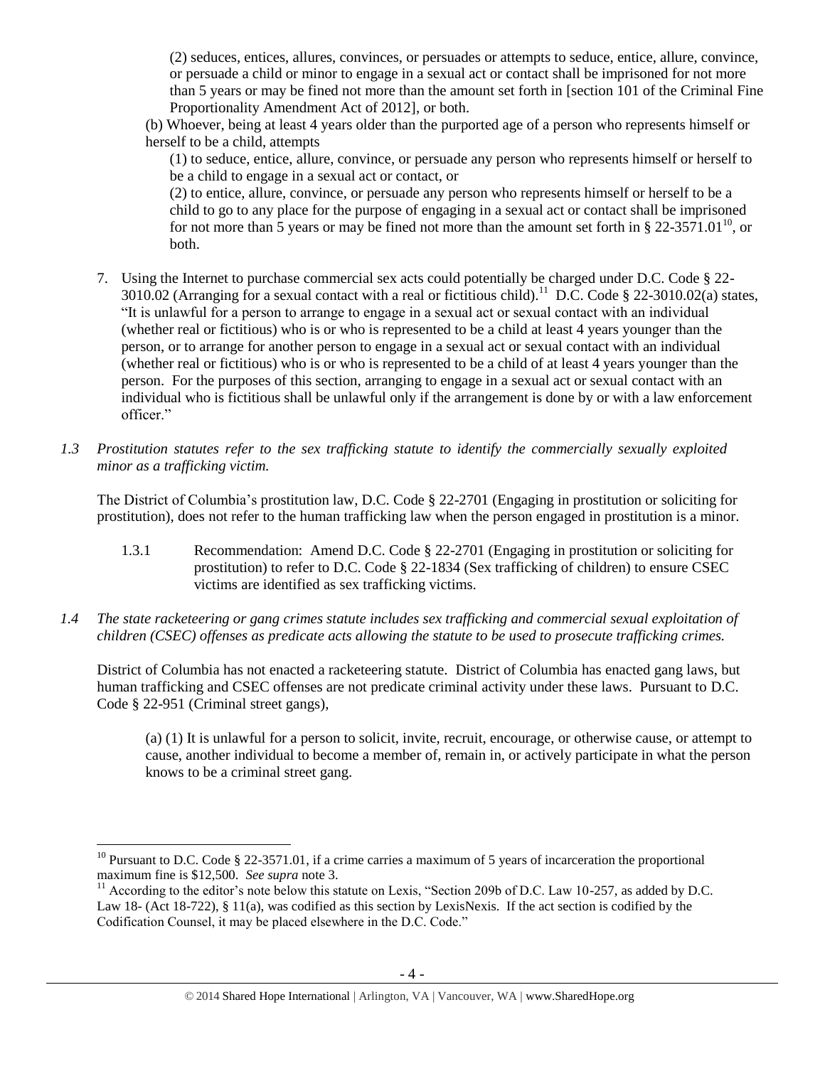(2) seduces, entices, allures, convinces, or persuades or attempts to seduce, entice, allure, convince, or persuade a child or minor to engage in a sexual act or contact shall be imprisoned for not more than 5 years or may be fined not more than the amount set forth in [section 101 of the Criminal Fine Proportionality Amendment Act of 2012], or both.

(b) Whoever, being at least 4 years older than the purported age of a person who represents himself or herself to be a child, attempts

(1) to seduce, entice, allure, convince, or persuade any person who represents himself or herself to be a child to engage in a sexual act or contact, or

(2) to entice, allure, convince, or persuade any person who represents himself or herself to be a child to go to any place for the purpose of engaging in a sexual act or contact shall be imprisoned for not more than 5 years or may be fined not more than the amount set forth in § 22-3571.01[10], or both.

7. Using the Internet to purchase commercial sex acts could potentially be charged under D.C. Code § 22-3010.02 (Arranging for a sexual contact with a real or fictitious child).[11] D.C. Code § 22-3010.02(a) states, "It is unlawful for a person to arrange to engage in a sexual act or sexual contact with an individual (whether real or fictitious) who is or who is represented to be a child at least 4 years younger than the person, or to arrange for another person to engage in a sexual act or sexual contact with an individual (whether real or fictitious) who is or who is represented to be a child of at least 4 years younger than the person. For the purposes of this section, arranging to engage in a sexual act or sexual contact with an individual who is fictitious shall be unlawful only if the arrangement is done by or with a law enforcement officer."

*1.3 Prostitution statutes refer to the sex trafficking statute to identify the commercially sexually exploited minor as a trafficking victim.*

The District of Columbia's prostitution law, D.C. Code § 22-2701 (Engaging in prostitution or soliciting for prostitution), does not refer to the human trafficking law when the person engaged in prostitution is a minor.

1.3.1 Recommendation: Amend D.C. Code § 22-2701 (Engaging in prostitution or soliciting for prostitution) to refer to D.C. Code § 22-1834 (Sex trafficking of children) to ensure CSEC victims are identified as sex trafficking victims.

*1.4 The state racketeering or gang crimes statute includes sex trafficking and commercial sexual exploitation of children (CSEC) offenses as predicate acts allowing the statute to be used to prosecute trafficking crimes.*

District of Columbia has not enacted a racketeering statute. District of Columbia has enacted gang laws, but human trafficking and CSEC offenses are not predicate criminal activity under these laws. Pursuant to D.C. Code § 22-951 (Criminal street gangs),

(a) (1) It is unlawful for a person to solicit, invite, recruit, encourage, or otherwise cause, or attempt to cause, another individual to become a member of, remain in, or actively participate in what the person knows to be a criminal street gang.

---

[10] Pursuant to D.C. Code § 22-3571.01, if a crime carries a maximum of 5 years of incarceration the proportional maximum fine is $12,500. *See supra* note 3.

[11] According to the editor's note below this statute on Lexis, "Section 209b of D.C. Law 10-257, as added by D.C. Law 18- (Act 18-722), § 11(a), was codified as this section by LexisNexis. If the act section is codified by the Codification Counsel, it may be placed elsewhere in the D.C. Code."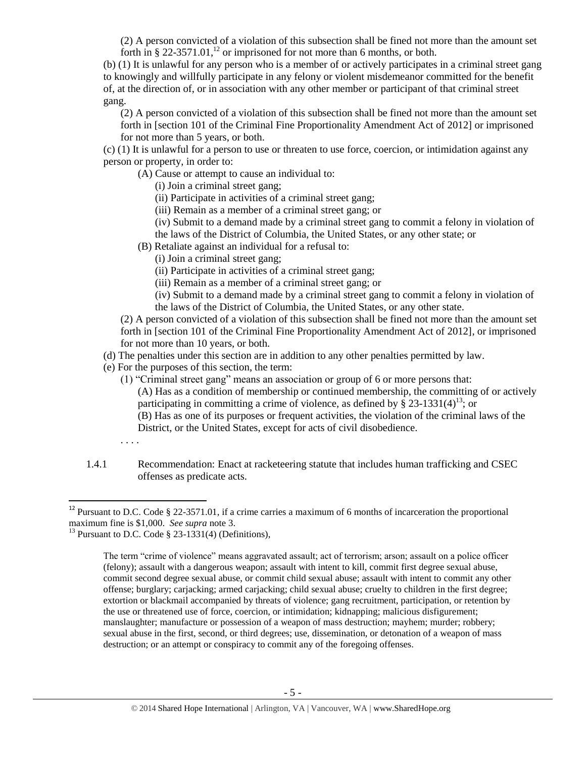(2) A person convicted of a violation of this subsection shall be fined not more than the amount set forth in § 22-3571.01,[12] or imprisoned for not more than 6 months, or both.

(b) (1) It is unlawful for any person who is a member of or actively participates in a criminal street gang to knowingly and willfully participate in any felony or violent misdemeanor committed for the benefit of, at the direction of, or in association with any other member or participant of that criminal street gang.

(2) A person convicted of a violation of this subsection shall be fined not more than the amount set forth in [section 101 of the Criminal Fine Proportionality Amendment Act of 2012] or imprisoned for not more than 5 years, or both.

(c) (1) It is unlawful for a person to use or threaten to use force, coercion, or intimidation against any person or property, in order to:

(A) Cause or attempt to cause an individual to:

(i) Join a criminal street gang;

(ii) Participate in activities of a criminal street gang;

(iii) Remain as a member of a criminal street gang; or

(iv) Submit to a demand made by a criminal street gang to commit a felony in violation of the laws of the District of Columbia, the United States, or any other state; or

(B) Retaliate against an individual for a refusal to:

(i) Join a criminal street gang;

(ii) Participate in activities of a criminal street gang;

(iii) Remain as a member of a criminal street gang; or

(iv) Submit to a demand made by a criminal street gang to commit a felony in violation of the laws of the District of Columbia, the United States, or any other state.

(2) A person convicted of a violation of this subsection shall be fined not more than the amount set forth in [section 101 of the Criminal Fine Proportionality Amendment Act of 2012], or imprisoned for not more than 10 years, or both.

(d) The penalties under this section are in addition to any other penalties permitted by law.

(e) For the purposes of this section, the term:

(1) "Criminal street gang" means an association or group of 6 or more persons that:

(A) Has as a condition of membership or continued membership, the committing of or actively participating in committing a crime of violence, as defined by § 23-1331(4)[13]; or

(B) Has as one of its purposes or frequent activities, the violation of the criminal laws of the District, or the United States, except for acts of civil disobedience.

. . . .

1.4.1 Recommendation: Enact at racketeering statute that includes human trafficking and CSEC offenses as predicate acts.

---

[12] Pursuant to D.C. Code § 22-3571.01, if a crime carries a maximum of 6 months of incarceration the proportional maximum fine is $1,000. *See supra* note 3.

[13] Pursuant to D.C. Code § 23-1331(4) (Definitions),

> The term "crime of violence" means aggravated assault; act of terrorism; arson; assault on a police officer (felony); assault with a dangerous weapon; assault with intent to kill, commit first degree sexual abuse, commit second degree sexual abuse, or commit child sexual abuse; assault with intent to commit any other offense; burglary; carjacking; armed carjacking; child sexual abuse; cruelty to children in the first degree; extortion or blackmail accompanied by threats of violence; gang recruitment, participation, or retention by the use or threatened use of force, coercion, or intimidation; kidnapping; malicious disfigurement; manslaughter; manufacture or possession of a weapon of mass destruction; mayhem; murder; robbery; sexual abuse in the first, second, or third degrees; use, dissemination, or detonation of a weapon of mass destruction; or an attempt or conspiracy to commit any of the foregoing offenses.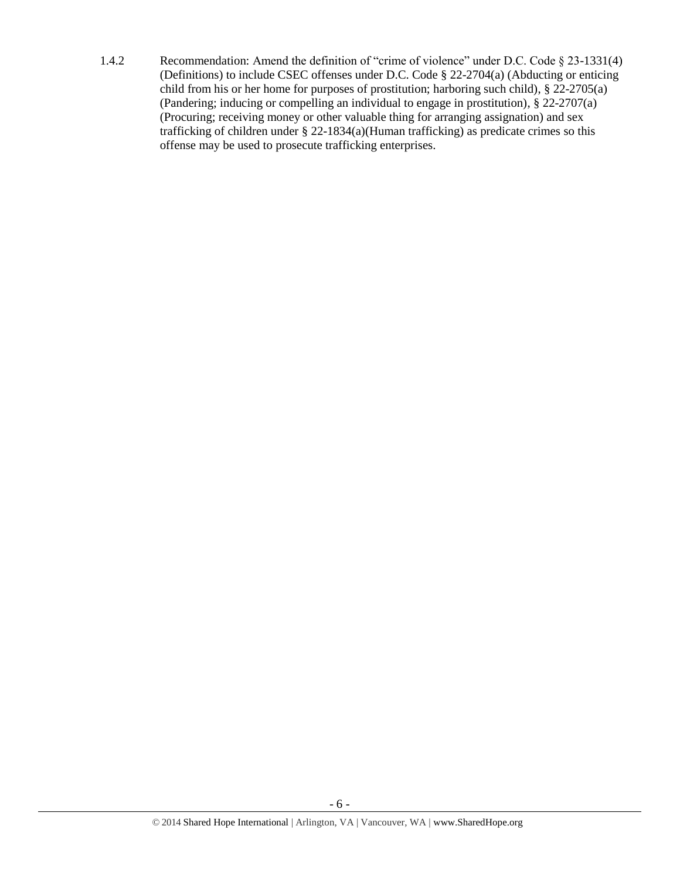1.4.2 Recommendation: Amend the definition of "crime of violence" under D.C. Code § 23-1331(4) (Definitions) to include CSEC offenses under D.C. Code § 22-2704(a) (Abducting or enticing child from his or her home for purposes of prostitution; harboring such child), § 22-2705(a) (Pandering; inducing or compelling an individual to engage in prostitution), § 22-2707(a) (Procuring; receiving money or other valuable thing for arranging assignation) and sex trafficking of children under § 22-1834(a)(Human trafficking) as predicate crimes so this offense may be used to prosecute trafficking enterprises.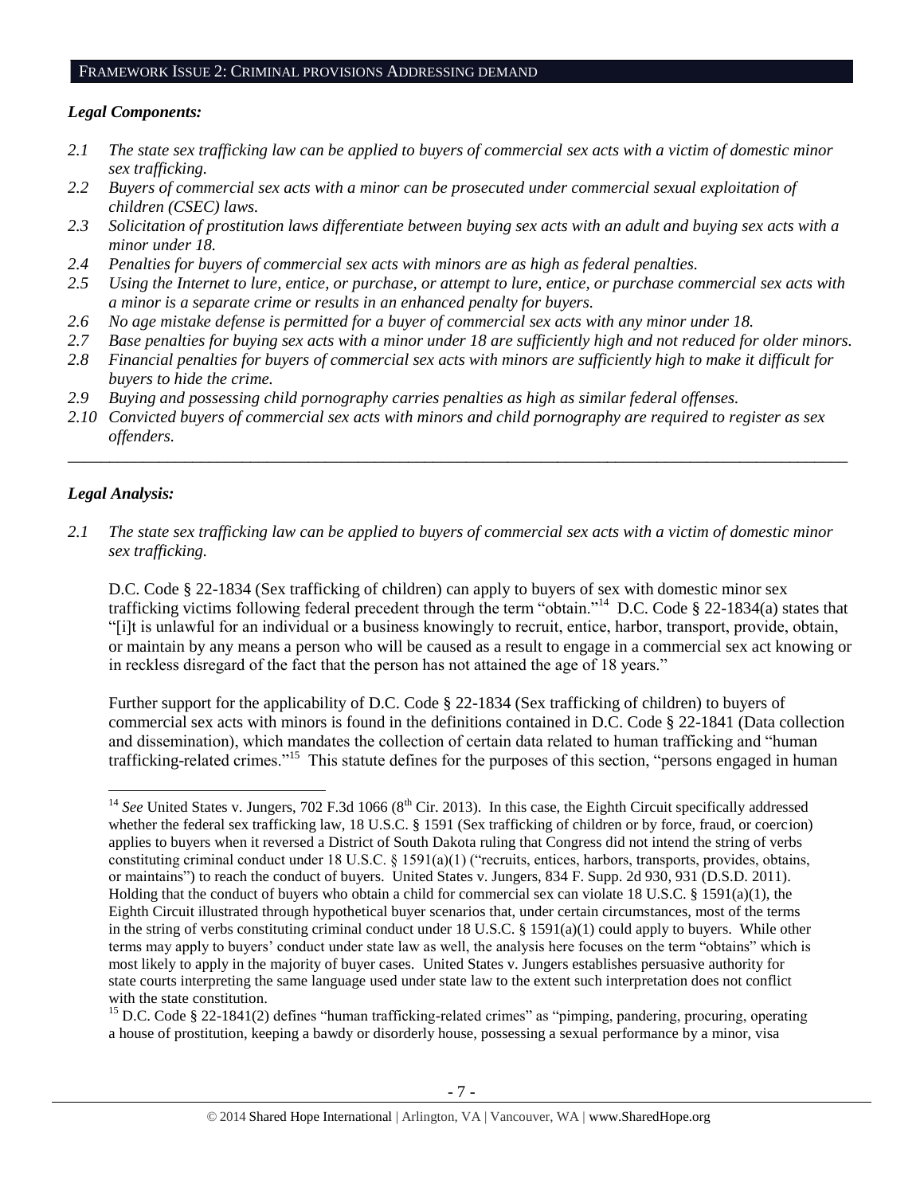## FRAMEWORK ISSUE 2: CRIMINAL PROVISIONS ADDRESSING DEMAND

### *Legal Components:*

- *2.1 The state sex trafficking law can be applied to buyers of commercial sex acts with a victim of domestic minor sex trafficking.*
- *2.2 Buyers of commercial sex acts with a minor can be prosecuted under commercial sexual exploitation of children (CSEC) laws.*
- *2.3 Solicitation of prostitution laws differentiate between buying sex acts with an adult and buying sex acts with a minor under 18.*
- *2.4 Penalties for buyers of commercial sex acts with minors are as high as federal penalties.*
- *2.5 Using the Internet to lure, entice, or purchase, or attempt to lure, entice, or purchase commercial sex acts with a minor is a separate crime or results in an enhanced penalty for buyers.*
- *2.6 No age mistake defense is permitted for a buyer of commercial sex acts with any minor under 18.*
- *2.7 Base penalties for buying sex acts with a minor under 18 are sufficiently high and not reduced for older minors.*
- *2.8 Financial penalties for buyers of commercial sex acts with minors are sufficiently high to make it difficult for buyers to hide the crime.*
- *2.9 Buying and possessing child pornography carries penalties as high as similar federal offenses.*
- *2.10 Convicted buyers of commercial sex acts with minors and child pornography are required to register as sex offenders.*

---

### *Legal Analysis:*

*2.1 The state sex trafficking law can be applied to buyers of commercial sex acts with a victim of domestic minor sex trafficking.*

D.C. Code § 22-1834 (Sex trafficking of children) can apply to buyers of sex with domestic minor sex trafficking victims following federal precedent through the term "obtain."[14] D.C. Code § 22-1834(a) states that "[i]t is unlawful for an individual or a business knowingly to recruit, entice, harbor, transport, provide, obtain, or maintain by any means a person who will be caused as a result to engage in a commercial sex act knowing or in reckless disregard of the fact that the person has not attained the age of 18 years."

Further support for the applicability of D.C. Code § 22-1834 (Sex trafficking of children) to buyers of commercial sex acts with minors is found in the definitions contained in D.C. Code § 22-1841 (Data collection and dissemination), which mandates the collection of certain data related to human trafficking and "human trafficking-related crimes."[15] This statute defines for the purposes of this section, "persons engaged in human

---

[14] *See* United States v. Jungers, 702 F.3d 1066 (8th Cir. 2013). In this case, the Eighth Circuit specifically addressed whether the federal sex trafficking law, 18 U.S.C. § 1591 (Sex trafficking of children or by force, fraud, or coercion) applies to buyers when it reversed a District of South Dakota ruling that Congress did not intend the string of verbs constituting criminal conduct under 18 U.S.C. § 1591(a)(1) ("recruits, entices, harbors, transports, provides, obtains, or maintains") to reach the conduct of buyers. United States v. Jungers, 834 F. Supp. 2d 930, 931 (D.S.D. 2011). Holding that the conduct of buyers who obtain a child for commercial sex can violate 18 U.S.C. § 1591(a)(1), the Eighth Circuit illustrated through hypothetical buyer scenarios that, under certain circumstances, most of the terms in the string of verbs constituting criminal conduct under 18 U.S.C. § 1591(a)(1) could apply to buyers. While other terms may apply to buyers' conduct under state law as well, the analysis here focuses on the term "obtains" which is most likely to apply in the majority of buyer cases. United States v. Jungers establishes persuasive authority for state courts interpreting the same language used under state law to the extent such interpretation does not conflict with the state constitution.

[15] D.C. Code § 22-1841(2) defines "human trafficking-related crimes" as "pimping, pandering, procuring, operating a house of prostitution, keeping a bawdy or disorderly house, possessing a sexual performance by a minor, visa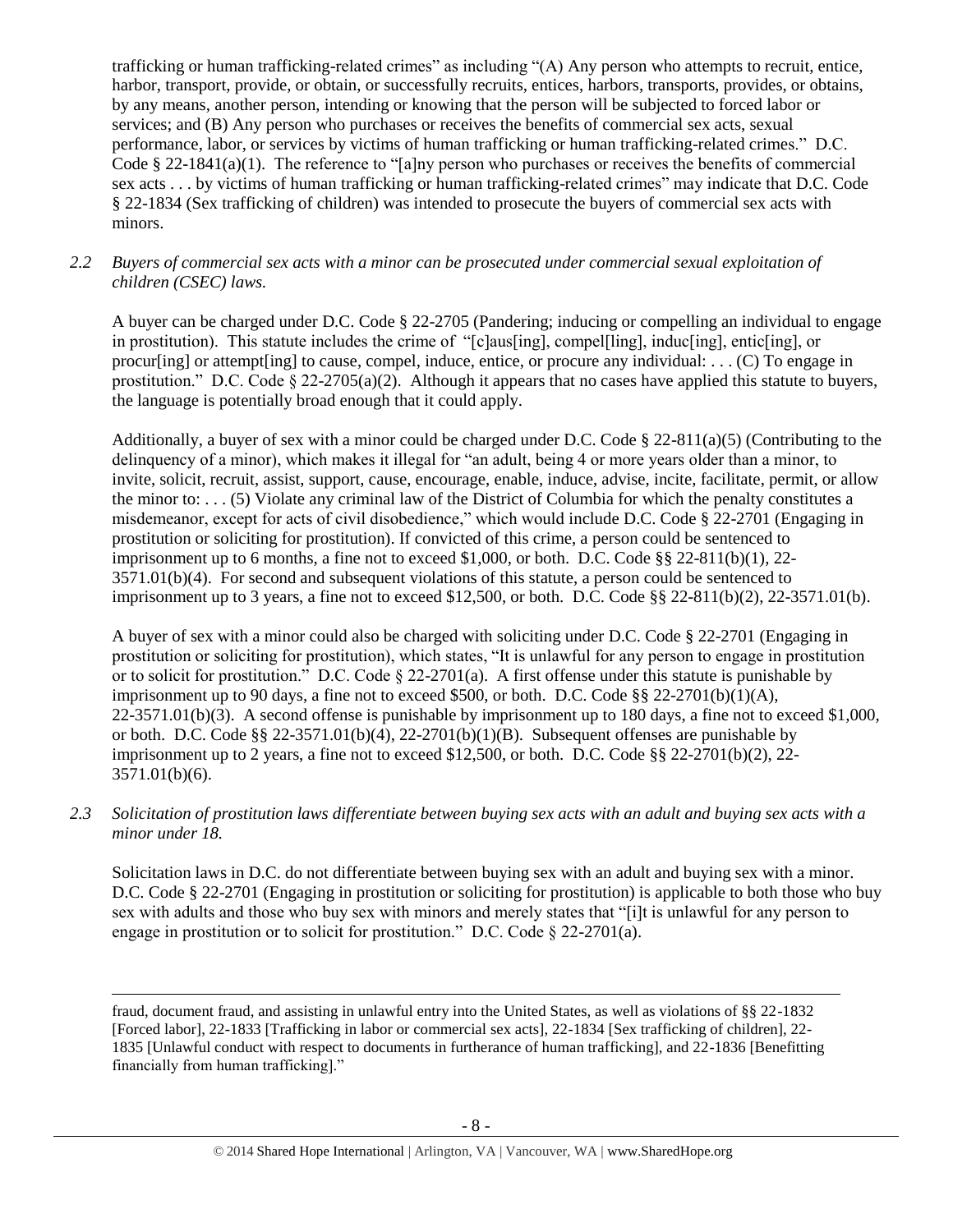trafficking or human trafficking-related crimes" as including "(A) Any person who attempts to recruit, entice, harbor, transport, provide, or obtain, or successfully recruits, entices, harbors, transports, provides, or obtains, by any means, another person, intending or knowing that the person will be subjected to forced labor or services; and (B) Any person who purchases or receives the benefits of commercial sex acts, sexual performance, labor, or services by victims of human trafficking or human trafficking-related crimes." D.C. Code § 22-1841(a)(1). The reference to "[a]ny person who purchases or receives the benefits of commercial sex acts . . . by victims of human trafficking or human trafficking-related crimes" may indicate that D.C. Code § 22-1834 (Sex trafficking of children) was intended to prosecute the buyers of commercial sex acts with minors.

*2.2 Buyers of commercial sex acts with a minor can be prosecuted under commercial sexual exploitation of children (CSEC) laws.*

A buyer can be charged under D.C. Code § 22-2705 (Pandering; inducing or compelling an individual to engage in prostitution). This statute includes the crime of "[c]aus[ing], compel[ling], induc[ing], entic[ing], or procur[ing] or attempt[ing] to cause, compel, induce, entice, or procure any individual: . . . (C) To engage in prostitution." D.C. Code § 22-2705(a)(2). Although it appears that no cases have applied this statute to buyers, the language is potentially broad enough that it could apply.

Additionally, a buyer of sex with a minor could be charged under D.C. Code § 22-811(a)(5) (Contributing to the delinquency of a minor), which makes it illegal for "an adult, being 4 or more years older than a minor, to invite, solicit, recruit, assist, support, cause, encourage, enable, induce, advise, incite, facilitate, permit, or allow the minor to: . . . (5) Violate any criminal law of the District of Columbia for which the penalty constitutes a misdemeanor, except for acts of civil disobedience," which would include D.C. Code § 22-2701 (Engaging in prostitution or soliciting for prostitution). If convicted of this crime, a person could be sentenced to imprisonment up to 6 months, a fine not to exceed $1,000, or both. D.C. Code §§ 22-811(b)(1), 22-3571.01(b)(4). For second and subsequent violations of this statute, a person could be sentenced to imprisonment up to 3 years, a fine not to exceed $12,500, or both. D.C. Code §§ 22-811(b)(2), 22-3571.01(b).

A buyer of sex with a minor could also be charged with soliciting under D.C. Code § 22-2701 (Engaging in prostitution or soliciting for prostitution), which states, "It is unlawful for any person to engage in prostitution or to solicit for prostitution." D.C. Code § 22-2701(a). A first offense under this statute is punishable by imprisonment up to 90 days, a fine not to exceed $500, or both. D.C. Code §§ 22-2701(b)(1)(A), 22-3571.01(b)(3). A second offense is punishable by imprisonment up to 180 days, a fine not to exceed $1,000, or both. D.C. Code §§ 22-3571.01(b)(4), 22-2701(b)(1)(B). Subsequent offenses are punishable by imprisonment up to 2 years, a fine not to exceed $12,500, or both. D.C. Code §§ 22-2701(b)(2), 22-3571.01(b)(6).

*2.3 Solicitation of prostitution laws differentiate between buying sex acts with an adult and buying sex acts with a minor under 18.*

Solicitation laws in D.C. do not differentiate between buying sex with an adult and buying sex with a minor. D.C. Code § 22-2701 (Engaging in prostitution or soliciting for prostitution) is applicable to both those who buy sex with adults and those who buy sex with minors and merely states that "[i]t is unlawful for any person to engage in prostitution or to solicit for prostitution." D.C. Code § 22-2701(a).

---

fraud, document fraud, and assisting in unlawful entry into the United States, as well as violations of §§ 22-1832 [Forced labor], 22-1833 [Trafficking in labor or commercial sex acts], 22-1834 [Sex trafficking of children], 22-1835 [Unlawful conduct with respect to documents in furtherance of human trafficking], and 22-1836 [Benefitting financially from human trafficking]."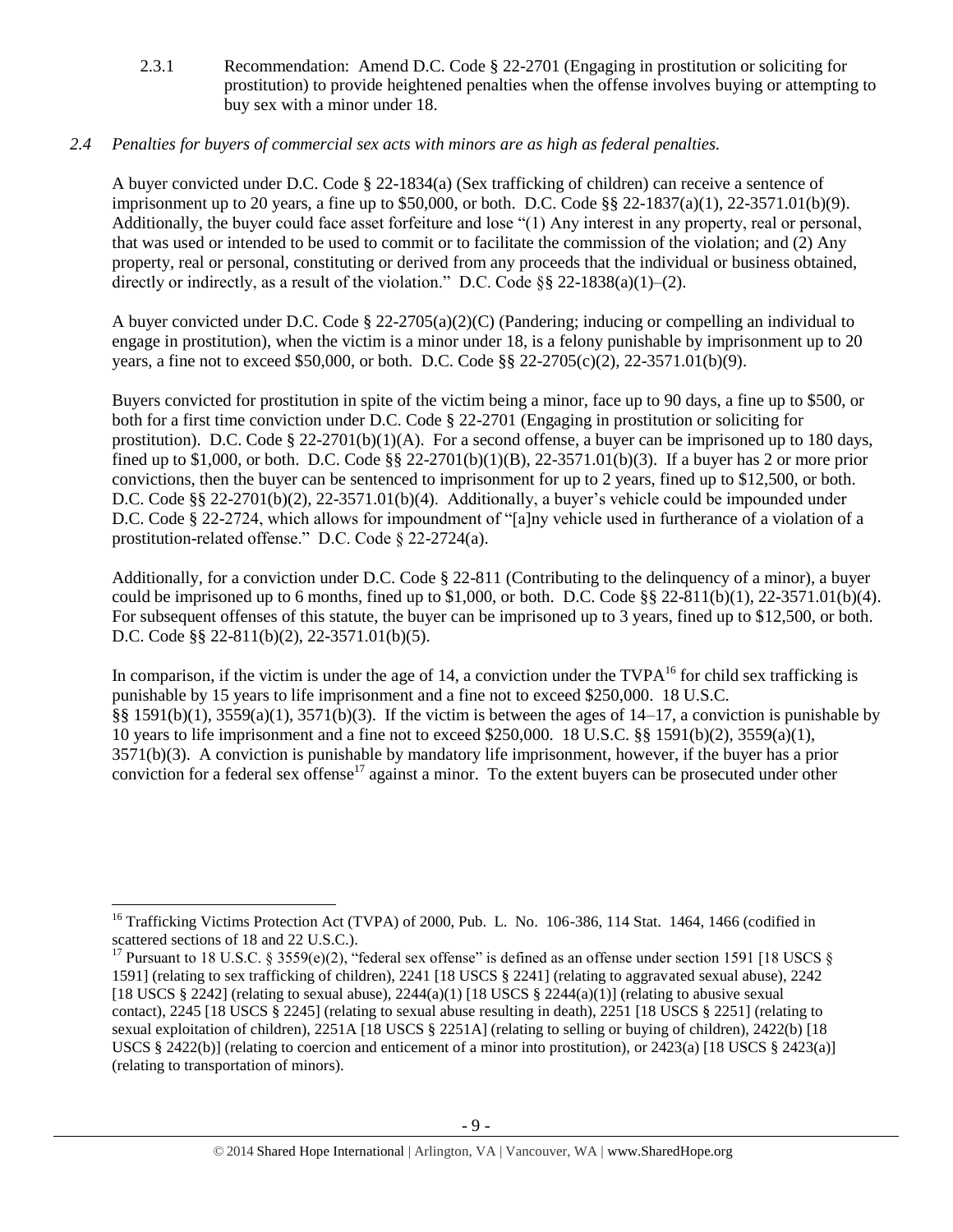2.3.1 Recommendation: Amend D.C. Code § 22-2701 (Engaging in prostitution or soliciting for prostitution) to provide heightened penalties when the offense involves buying or attempting to buy sex with a minor under 18.

*2.4 Penalties for buyers of commercial sex acts with minors are as high as federal penalties.*

A buyer convicted under D.C. Code § 22-1834(a) (Sex trafficking of children) can receive a sentence of imprisonment up to 20 years, a fine up to $50,000, or both. D.C. Code §§ 22-1837(a)(1), 22-3571.01(b)(9). Additionally, the buyer could face asset forfeiture and lose "(1) Any interest in any property, real or personal, that was used or intended to be used to commit or to facilitate the commission of the violation; and (2) Any property, real or personal, constituting or derived from any proceeds that the individual or business obtained, directly or indirectly, as a result of the violation." D.C. Code §§ 22-1838(a)(1)–(2).

A buyer convicted under D.C. Code § 22-2705(a)(2)(C) (Pandering; inducing or compelling an individual to engage in prostitution), when the victim is a minor under 18, is a felony punishable by imprisonment up to 20 years, a fine not to exceed $50,000, or both. D.C. Code §§ 22-2705(c)(2), 22-3571.01(b)(9).

Buyers convicted for prostitution in spite of the victim being a minor, face up to 90 days, a fine up to $500, or both for a first time conviction under D.C. Code § 22-2701 (Engaging in prostitution or soliciting for prostitution). D.C. Code § 22-2701(b)(1)(A). For a second offense, a buyer can be imprisoned up to 180 days, fined up to $1,000, or both. D.C. Code §§ 22-2701(b)(1)(B), 22-3571.01(b)(3). If a buyer has 2 or more prior convictions, then the buyer can be sentenced to imprisonment for up to 2 years, fined up to $12,500, or both. D.C. Code §§ 22-2701(b)(2), 22-3571.01(b)(4). Additionally, a buyer's vehicle could be impounded under D.C. Code § 22-2724, which allows for impoundment of "[a]ny vehicle used in furtherance of a violation of a prostitution-related offense." D.C. Code § 22-2724(a).

Additionally, for a conviction under D.C. Code § 22-811 (Contributing to the delinquency of a minor), a buyer could be imprisoned up to 6 months, fined up to $1,000, or both. D.C. Code §§ 22-811(b)(1), 22-3571.01(b)(4). For subsequent offenses of this statute, the buyer can be imprisoned up to 3 years, fined up to $12,500, or both. D.C. Code §§ 22-811(b)(2), 22-3571.01(b)(5).

In comparison, if the victim is under the age of 14, a conviction under the TVPA[16] for child sex trafficking is punishable by 15 years to life imprisonment and a fine not to exceed $250,000. 18 U.S.C. §§ 1591(b)(1), 3559(a)(1), 3571(b)(3). If the victim is between the ages of 14–17, a conviction is punishable by 10 years to life imprisonment and a fine not to exceed $250,000. 18 U.S.C. §§ 1591(b)(2), 3559(a)(1), 3571(b)(3). A conviction is punishable by mandatory life imprisonment, however, if the buyer has a prior conviction for a federal sex offense[17] against a minor. To the extent buyers can be prosecuted under other

[16] Trafficking Victims Protection Act (TVPA) of 2000, Pub. L. No. 106-386, 114 Stat. 1464, 1466 (codified in scattered sections of 18 and 22 U.S.C.).

[17] Pursuant to 18 U.S.C. § 3559(e)(2), "federal sex offense" is defined as an offense under section 1591 [18 USCS § 1591] (relating to sex trafficking of children), 2241 [18 USCS § 2241] (relating to aggravated sexual abuse), 2242 [18 USCS § 2242] (relating to sexual abuse), 2244(a)(1) [18 USCS § 2244(a)(1)] (relating to abusive sexual contact), 2245 [18 USCS § 2245] (relating to sexual abuse resulting in death), 2251 [18 USCS § 2251] (relating to sexual exploitation of children), 2251A [18 USCS § 2251A] (relating to selling or buying of children), 2422(b) [18 USCS § 2422(b)] (relating to coercion and enticement of a minor into prostitution), or 2423(a) [18 USCS § 2423(a)] (relating to transportation of minors).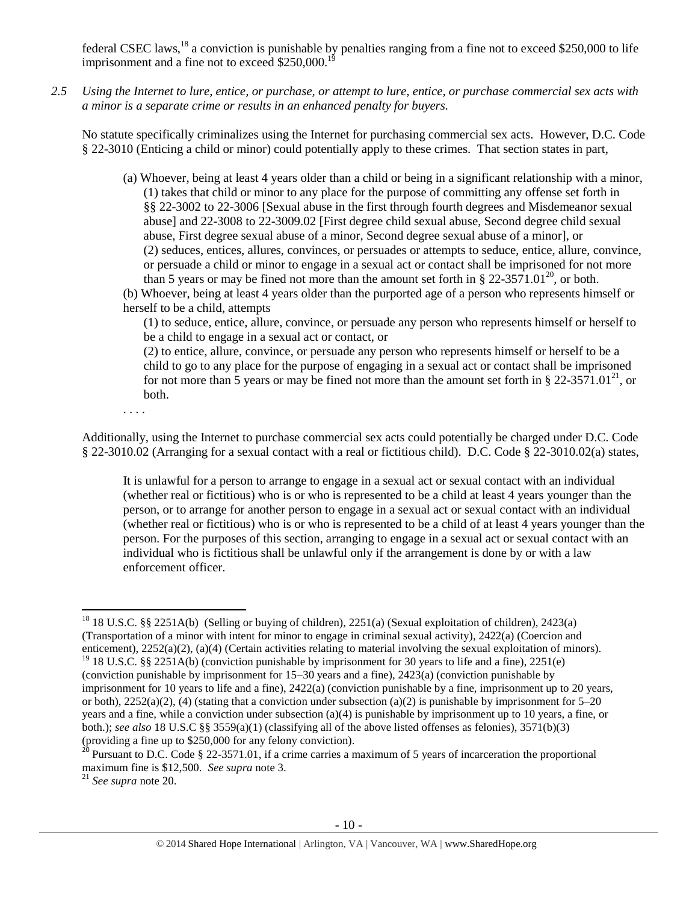federal CSEC laws,[18] a conviction is punishable by penalties ranging from a fine not to exceed $250,000 to life imprisonment and a fine not to exceed $250,000.[19]

*2.5 Using the Internet to lure, entice, or purchase, or attempt to lure, entice, or purchase commercial sex acts with a minor is a separate crime or results in an enhanced penalty for buyers.*

No statute specifically criminalizes using the Internet for purchasing commercial sex acts. However, D.C. Code § 22-3010 (Enticing a child or minor) could potentially apply to these crimes. That section states in part,

> (a) Whoever, being at least 4 years older than a child or being in a significant relationship with a minor,
> (1) takes that child or minor to any place for the purpose of committing any offense set forth in §§ 22-3002 to 22-3006 [Sexual abuse in the first through fourth degrees and Misdemeanor sexual abuse] and 22-3008 to 22-3009.02 [First degree child sexual abuse, Second degree child sexual abuse, First degree sexual abuse of a minor, Second degree sexual abuse of a minor], or
> (2) seduces, entices, allures, convinces, or persuades or attempts to seduce, entice, allure, convince, or persuade a child or minor to engage in a sexual act or contact shall be imprisoned for not more than 5 years or may be fined not more than the amount set forth in § 22-3571.01[20], or both.
> (b) Whoever, being at least 4 years older than the purported age of a person who represents himself or herself to be a child, attempts
> (1) to seduce, entice, allure, convince, or persuade any person who represents himself or herself to be a child to engage in a sexual act or contact, or
> (2) to entice, allure, convince, or persuade any person who represents himself or herself to be a child to go to any place for the purpose of engaging in a sexual act or contact shall be imprisoned for not more than 5 years or may be fined not more than the amount set forth in § 22-3571.01[21], or both.
>
> . . . .

Additionally, using the Internet to purchase commercial sex acts could potentially be charged under D.C. Code § 22-3010.02 (Arranging for a sexual contact with a real or fictitious child). D.C. Code § 22-3010.02(a) states,

> It is unlawful for a person to arrange to engage in a sexual act or sexual contact with an individual (whether real or fictitious) who is or who is represented to be a child at least 4 years younger than the person, or to arrange for another person to engage in a sexual act or sexual contact with an individual (whether real or fictitious) who is or who is represented to be a child of at least 4 years younger than the person. For the purposes of this section, arranging to engage in a sexual act or sexual contact with an individual who is fictitious shall be unlawful only if the arrangement is done by or with a law enforcement officer.

---

[18] 18 U.S.C. §§ 2251A(b) (Selling or buying of children), 2251(a) (Sexual exploitation of children), 2423(a) (Transportation of a minor with intent for minor to engage in criminal sexual activity), 2422(a) (Coercion and enticement), 2252(a)(2), (a)(4) (Certain activities relating to material involving the sexual exploitation of minors).

[19] 18 U.S.C. §§ 2251A(b) (conviction punishable by imprisonment for 30 years to life and a fine), 2251(e) (conviction punishable by imprisonment for 15–30 years and a fine), 2423(a) (conviction punishable by imprisonment for 10 years to life and a fine), 2422(a) (conviction punishable by a fine, imprisonment up to 20 years, or both), 2252(a)(2), (4) (stating that a conviction under subsection (a)(2) is punishable by imprisonment for 5–20 years and a fine, while a conviction under subsection (a)(4) is punishable by imprisonment up to 10 years, a fine, or both.); *see also* 18 U.S.C §§ 3559(a)(1) (classifying all of the above listed offenses as felonies), 3571(b)(3) (providing a fine up to $250,000 for any felony conviction).

[20] Pursuant to D.C. Code § 22-3571.01, if a crime carries a maximum of 5 years of incarceration the proportional maximum fine is $12,500. *See supra* note 3.

[21] *See supra* note 20.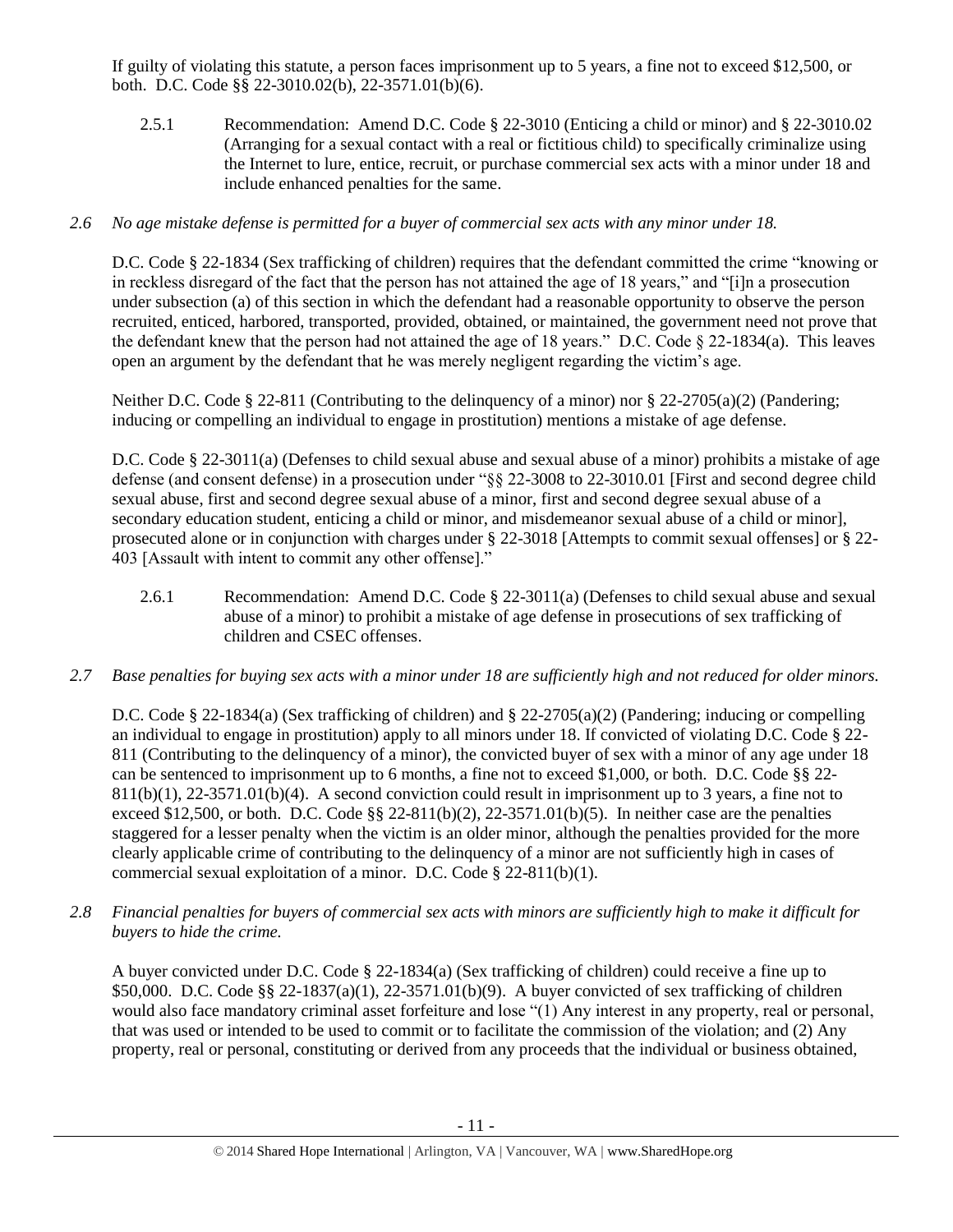If guilty of violating this statute, a person faces imprisonment up to 5 years, a fine not to exceed $12,500, or both. D.C. Code §§ 22-3010.02(b), 22-3571.01(b)(6).

2.5.1 Recommendation: Amend D.C. Code § 22-3010 (Enticing a child or minor) and § 22-3010.02 (Arranging for a sexual contact with a real or fictitious child) to specifically criminalize using the Internet to lure, entice, recruit, or purchase commercial sex acts with a minor under 18 and include enhanced penalties for the same.

*2.6 No age mistake defense is permitted for a buyer of commercial sex acts with any minor under 18.*

D.C. Code § 22-1834 (Sex trafficking of children) requires that the defendant committed the crime "knowing or in reckless disregard of the fact that the person has not attained the age of 18 years," and "[i]n a prosecution under subsection (a) of this section in which the defendant had a reasonable opportunity to observe the person recruited, enticed, harbored, transported, provided, obtained, or maintained, the government need not prove that the defendant knew that the person had not attained the age of 18 years." D.C. Code § 22-1834(a). This leaves open an argument by the defendant that he was merely negligent regarding the victim's age.

Neither D.C. Code § 22-811 (Contributing to the delinquency of a minor) nor § 22-2705(a)(2) (Pandering; inducing or compelling an individual to engage in prostitution) mentions a mistake of age defense.

D.C. Code § 22-3011(a) (Defenses to child sexual abuse and sexual abuse of a minor) prohibits a mistake of age defense (and consent defense) in a prosecution under "§§ 22-3008 to 22-3010.01 [First and second degree child sexual abuse, first and second degree sexual abuse of a minor, first and second degree sexual abuse of a secondary education student, enticing a child or minor, and misdemeanor sexual abuse of a child or minor], prosecuted alone or in conjunction with charges under § 22-3018 [Attempts to commit sexual offenses] or § 22-403 [Assault with intent to commit any other offense]."

2.6.1 Recommendation: Amend D.C. Code § 22-3011(a) (Defenses to child sexual abuse and sexual abuse of a minor) to prohibit a mistake of age defense in prosecutions of sex trafficking of children and CSEC offenses.

*2.7 Base penalties for buying sex acts with a minor under 18 are sufficiently high and not reduced for older minors.*

D.C. Code § 22-1834(a) (Sex trafficking of children) and § 22-2705(a)(2) (Pandering; inducing or compelling an individual to engage in prostitution) apply to all minors under 18. If convicted of violating D.C. Code § 22-811 (Contributing to the delinquency of a minor), the convicted buyer of sex with a minor of any age under 18 can be sentenced to imprisonment up to 6 months, a fine not to exceed $1,000, or both. D.C. Code §§ 22-811(b)(1), 22-3571.01(b)(4). A second conviction could result in imprisonment up to 3 years, a fine not to exceed $12,500, or both. D.C. Code §§ 22-811(b)(2), 22-3571.01(b)(5). In neither case are the penalties staggered for a lesser penalty when the victim is an older minor, although the penalties provided for the more clearly applicable crime of contributing to the delinquency of a minor are not sufficiently high in cases of commercial sexual exploitation of a minor. D.C. Code § 22-811(b)(1).

*2.8 Financial penalties for buyers of commercial sex acts with minors are sufficiently high to make it difficult for buyers to hide the crime.*

A buyer convicted under D.C. Code § 22-1834(a) (Sex trafficking of children) could receive a fine up to $50,000. D.C. Code §§ 22-1837(a)(1), 22-3571.01(b)(9). A buyer convicted of sex trafficking of children would also face mandatory criminal asset forfeiture and lose "(1) Any interest in any property, real or personal, that was used or intended to be used to commit or to facilitate the commission of the violation; and (2) Any property, real or personal, constituting or derived from any proceeds that the individual or business obtained,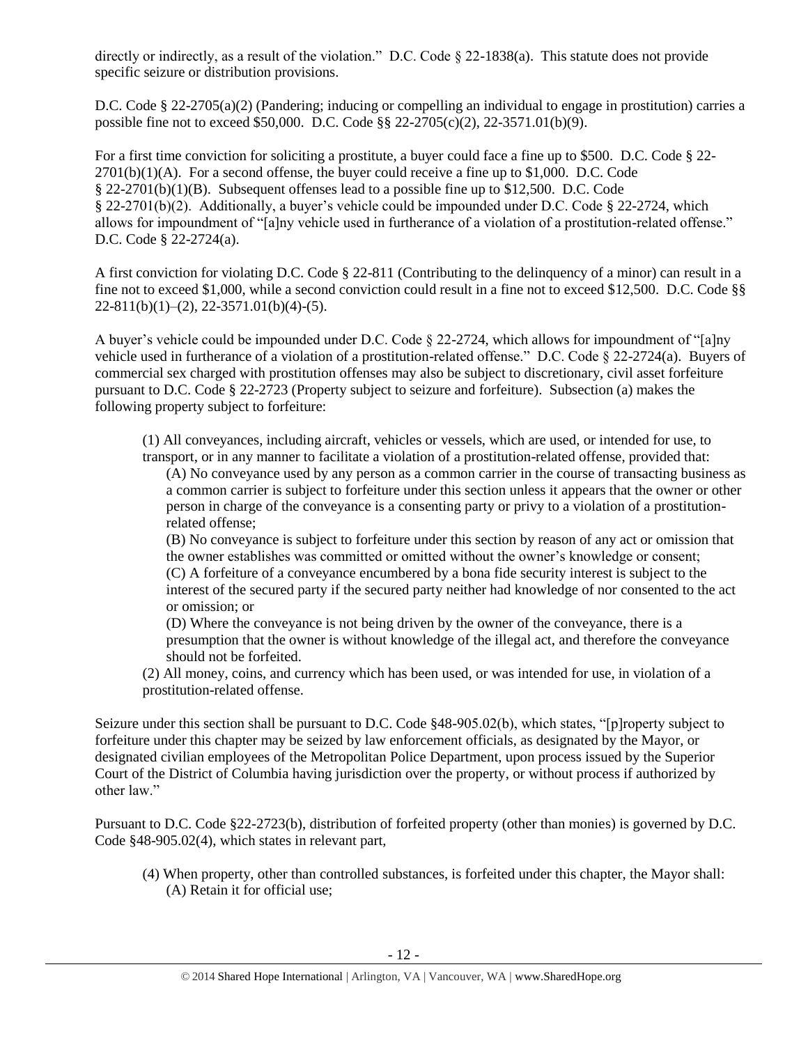directly or indirectly, as a result of the violation." D.C. Code § 22-1838(a). This statute does not provide specific seizure or distribution provisions.

D.C. Code § 22-2705(a)(2) (Pandering; inducing or compelling an individual to engage in prostitution) carries a possible fine not to exceed $50,000. D.C. Code §§ 22-2705(c)(2), 22-3571.01(b)(9).

For a first time conviction for soliciting a prostitute, a buyer could face a fine up to $500. D.C. Code § 22-2701(b)(1)(A). For a second offense, the buyer could receive a fine up to $1,000. D.C. Code § 22-2701(b)(1)(B). Subsequent offenses lead to a possible fine up to $12,500. D.C. Code § 22-2701(b)(2). Additionally, a buyer's vehicle could be impounded under D.C. Code § 22-2724, which allows for impoundment of "[a]ny vehicle used in furtherance of a violation of a prostitution-related offense." D.C. Code § 22-2724(a).

A first conviction for violating D.C. Code § 22-811 (Contributing to the delinquency of a minor) can result in a fine not to exceed $1,000, while a second conviction could result in a fine not to exceed $12,500. D.C. Code §§ 22-811(b)(1)–(2), 22-3571.01(b)(4)-(5).

A buyer's vehicle could be impounded under D.C. Code § 22-2724, which allows for impoundment of "[a]ny vehicle used in furtherance of a violation of a prostitution-related offense." D.C. Code § 22-2724(a). Buyers of commercial sex charged with prostitution offenses may also be subject to discretionary, civil asset forfeiture pursuant to D.C. Code § 22-2723 (Property subject to seizure and forfeiture). Subsection (a) makes the following property subject to forfeiture:

> (1) All conveyances, including aircraft, vehicles or vessels, which are used, or intended for use, to transport, or in any manner to facilitate a violation of a prostitution-related offense, provided that:
>
> (A) No conveyance used by any person as a common carrier in the course of transacting business as a common carrier is subject to forfeiture under this section unless it appears that the owner or other person in charge of the conveyance is a consenting party or privy to a violation of a prostitution-related offense;
>
> (B) No conveyance is subject to forfeiture under this section by reason of any act or omission that the owner establishes was committed or omitted without the owner's knowledge or consent;
>
> (C) A forfeiture of a conveyance encumbered by a bona fide security interest is subject to the interest of the secured party if the secured party neither had knowledge of nor consented to the act or omission; or
>
> (D) Where the conveyance is not being driven by the owner of the conveyance, there is a presumption that the owner is without knowledge of the illegal act, and therefore the conveyance should not be forfeited.
>
> (2) All money, coins, and currency which has been used, or was intended for use, in violation of a prostitution-related offense.

Seizure under this section shall be pursuant to D.C. Code §48-905.02(b), which states, "[p]roperty subject to forfeiture under this chapter may be seized by law enforcement officials, as designated by the Mayor, or designated civilian employees of the Metropolitan Police Department, upon process issued by the Superior Court of the District of Columbia having jurisdiction over the property, or without process if authorized by other law."

Pursuant to D.C. Code §22-2723(b), distribution of forfeited property (other than monies) is governed by D.C. Code §48-905.02(4), which states in relevant part,

> (4) When property, other than controlled substances, is forfeited under this chapter, the Mayor shall:
>
> (A) Retain it for official use;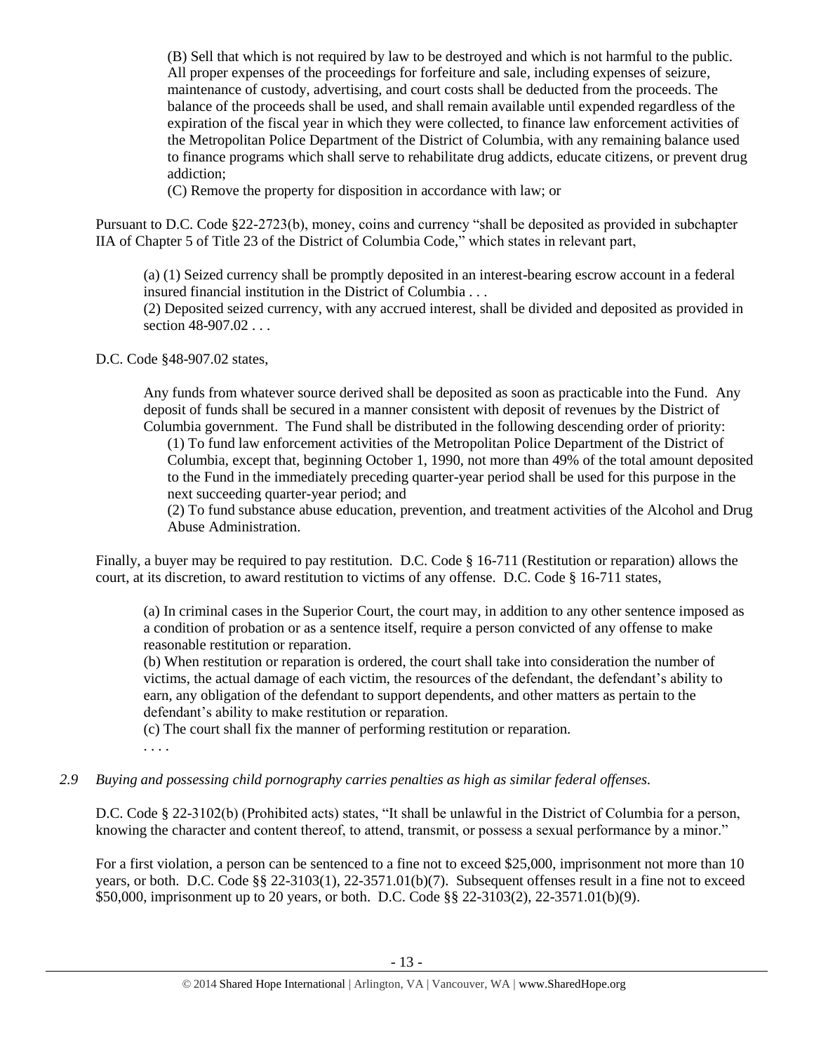> (B) Sell that which is not required by law to be destroyed and which is not harmful to the public. All proper expenses of the proceedings for forfeiture and sale, including expenses of seizure, maintenance of custody, advertising, and court costs shall be deducted from the proceeds. The balance of the proceeds shall be used, and shall remain available until expended regardless of the expiration of the fiscal year in which they were collected, to finance law enforcement activities of the Metropolitan Police Department of the District of Columbia, with any remaining balance used to finance programs which shall serve to rehabilitate drug addicts, educate citizens, or prevent drug addiction;
>
> (C) Remove the property for disposition in accordance with law; or

Pursuant to D.C. Code §22-2723(b), money, coins and currency "shall be deposited as provided in subchapter IIA of Chapter 5 of Title 23 of the District of Columbia Code," which states in relevant part,

> (a) (1) Seized currency shall be promptly deposited in an interest-bearing escrow account in a federal insured financial institution in the District of Columbia . . .
>
> (2) Deposited seized currency, with any accrued interest, shall be divided and deposited as provided in section 48-907.02 . . .

D.C. Code §48-907.02 states,

> Any funds from whatever source derived shall be deposited as soon as practicable into the Fund. Any deposit of funds shall be secured in a manner consistent with deposit of revenues by the District of Columbia government. The Fund shall be distributed in the following descending order of priority:
>
> (1) To fund law enforcement activities of the Metropolitan Police Department of the District of Columbia, except that, beginning October 1, 1990, not more than 49% of the total amount deposited to the Fund in the immediately preceding quarter-year period shall be used for this purpose in the next succeeding quarter-year period; and
>
> (2) To fund substance abuse education, prevention, and treatment activities of the Alcohol and Drug Abuse Administration.

Finally, a buyer may be required to pay restitution. D.C. Code § 16-711 (Restitution or reparation) allows the court, at its discretion, to award restitution to victims of any offense. D.C. Code § 16-711 states,

> (a) In criminal cases in the Superior Court, the court may, in addition to any other sentence imposed as a condition of probation or as a sentence itself, require a person convicted of any offense to make reasonable restitution or reparation.
>
> (b) When restitution or reparation is ordered, the court shall take into consideration the number of victims, the actual damage of each victim, the resources of the defendant, the defendant's ability to earn, any obligation of the defendant to support dependents, and other matters as pertain to the defendant's ability to make restitution or reparation.
>
> (c) The court shall fix the manner of performing restitution or reparation.
>
> . . . .

*2.9 Buying and possessing child pornography carries penalties as high as similar federal offenses.*

D.C. Code § 22-3102(b) (Prohibited acts) states, "It shall be unlawful in the District of Columbia for a person, knowing the character and content thereof, to attend, transmit, or possess a sexual performance by a minor."

For a first violation, a person can be sentenced to a fine not to exceed $25,000, imprisonment not more than 10 years, or both. D.C. Code §§ 22-3103(1), 22-3571.01(b)(7). Subsequent offenses result in a fine not to exceed $50,000, imprisonment up to 20 years, or both. D.C. Code §§ 22-3103(2), 22-3571.01(b)(9).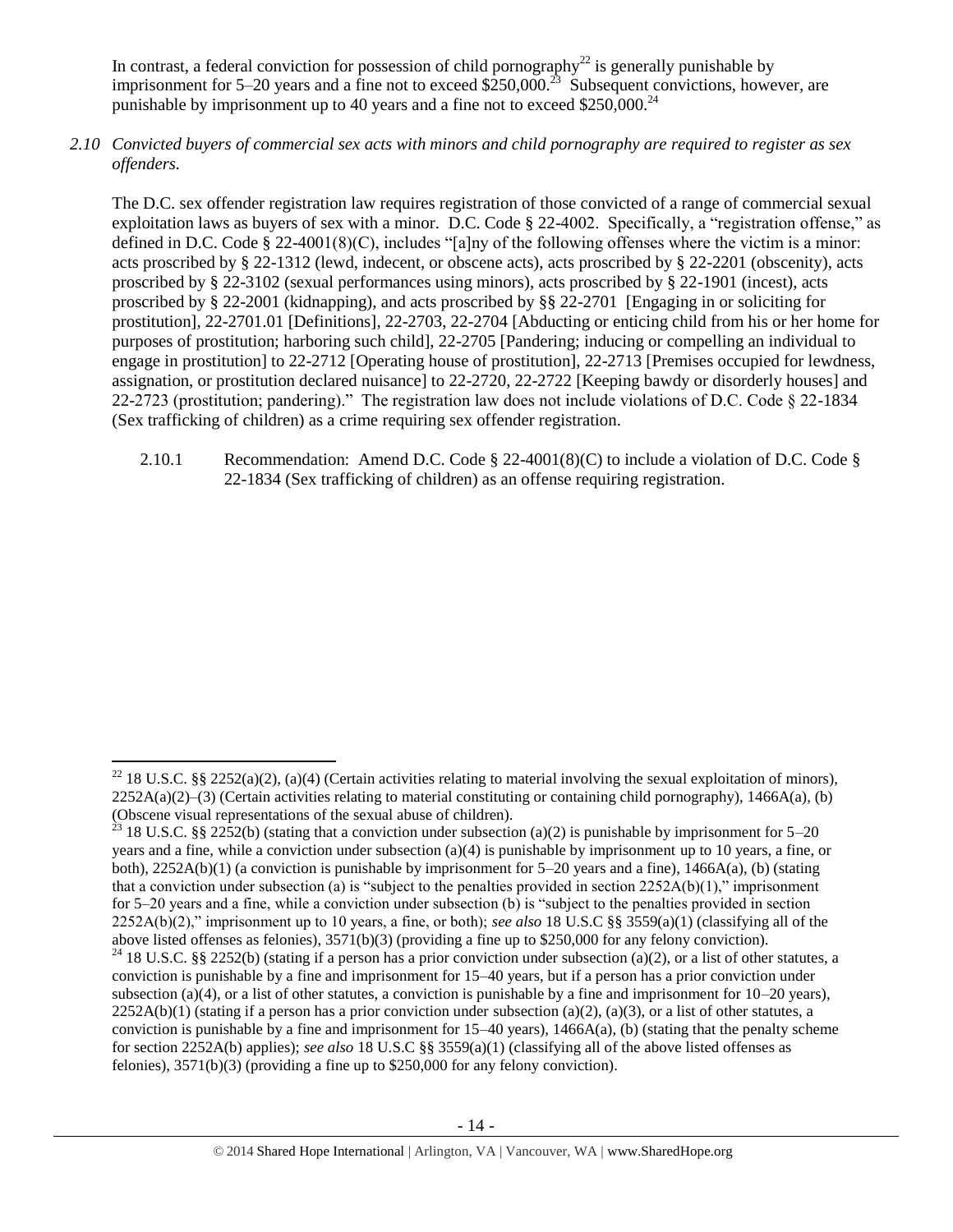In contrast, a federal conviction for possession of child pornography[22] is generally punishable by imprisonment for 5–20 years and a fine not to exceed $250,000.[23] Subsequent convictions, however, are punishable by imprisonment up to 40 years and a fine not to exceed $250,000.[24]

*2.10 Convicted buyers of commercial sex acts with minors and child pornography are required to register as sex offenders.*

The D.C. sex offender registration law requires registration of those convicted of a range of commercial sexual exploitation laws as buyers of sex with a minor. D.C. Code § 22-4002. Specifically, a "registration offense," as defined in D.C. Code § 22-4001(8)(C), includes "[a]ny of the following offenses where the victim is a minor: acts proscribed by § 22-1312 (lewd, indecent, or obscene acts), acts proscribed by § 22-2201 (obscenity), acts proscribed by § 22-3102 (sexual performances using minors), acts proscribed by § 22-1901 (incest), acts proscribed by § 22-2001 (kidnapping), and acts proscribed by §§ 22-2701 [Engaging in or soliciting for prostitution], 22-2701.01 [Definitions], 22-2703, 22-2704 [Abducting or enticing child from his or her home for purposes of prostitution; harboring such child], 22-2705 [Pandering; inducing or compelling an individual to engage in prostitution] to 22-2712 [Operating house of prostitution], 22-2713 [Premises occupied for lewdness, assignation, or prostitution declared nuisance] to 22-2720, 22-2722 [Keeping bawdy or disorderly houses] and 22-2723 (prostitution; pandering)." The registration law does not include violations of D.C. Code § 22-1834 (Sex trafficking of children) as a crime requiring sex offender registration.

2.10.1 Recommendation: Amend D.C. Code § 22-4001(8)(C) to include a violation of D.C. Code § 22-1834 (Sex trafficking of children) as an offense requiring registration.

---

[22] 18 U.S.C. §§ 2252(a)(2), (a)(4) (Certain activities relating to material involving the sexual exploitation of minors), 2252A(a)(2)–(3) (Certain activities relating to material constituting or containing child pornography), 1466A(a), (b) (Obscene visual representations of the sexual abuse of children).

[23] 18 U.S.C. §§ 2252(b) (stating that a conviction under subsection (a)(2) is punishable by imprisonment for 5–20 years and a fine, while a conviction under subsection (a)(4) is punishable by imprisonment up to 10 years, a fine, or both), 2252A(b)(1) (a conviction is punishable by imprisonment for 5–20 years and a fine), 1466A(a), (b) (stating that a conviction under subsection (a) is "subject to the penalties provided in section 2252A(b)(1)," imprisonment for 5–20 years and a fine, while a conviction under subsection (b) is "subject to the penalties provided in section 2252A(b)(2)," imprisonment up to 10 years, a fine, or both); *see also* 18 U.S.C §§ 3559(a)(1) (classifying all of the above listed offenses as felonies), 3571(b)(3) (providing a fine up to $250,000 for any felony conviction).

[24] 18 U.S.C. §§ 2252(b) (stating if a person has a prior conviction under subsection (a)(2), or a list of other statutes, a conviction is punishable by a fine and imprisonment for 15–40 years, but if a person has a prior conviction under subsection (a)(4), or a list of other statutes, a conviction is punishable by a fine and imprisonment for 10–20 years), 2252A(b)(1) (stating if a person has a prior conviction under subsection (a)(2), (a)(3), or a list of other statutes, a conviction is punishable by a fine and imprisonment for 15–40 years), 1466A(a), (b) (stating that the penalty scheme for section 2252A(b) applies); *see also* 18 U.S.C §§ 3559(a)(1) (classifying all of the above listed offenses as felonies), 3571(b)(3) (providing a fine up to $250,000 for any felony conviction).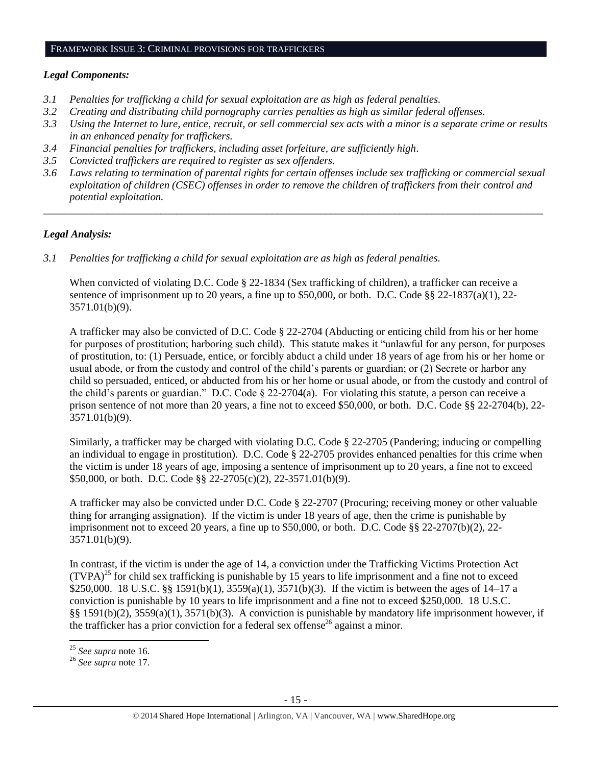## FRAMEWORK ISSUE 3: CRIMINAL PROVISIONS FOR TRAFFICKERS

### *Legal Components:*

- *3.1 Penalties for trafficking a child for sexual exploitation are as high as federal penalties.*
- *3.2 Creating and distributing child pornography carries penalties as high as similar federal offenses.*
- *3.3 Using the Internet to lure, entice, recruit, or sell commercial sex acts with a minor is a separate crime or results in an enhanced penalty for traffickers.*
- *3.4 Financial penalties for traffickers, including asset forfeiture, are sufficiently high.*
- *3.5 Convicted traffickers are required to register as sex offenders.*
- *3.6 Laws relating to termination of parental rights for certain offenses include sex trafficking or commercial sexual exploitation of children (CSEC) offenses in order to remove the children of traffickers from their control and potential exploitation.*

---

### *Legal Analysis:*

*3.1 Penalties for trafficking a child for sexual exploitation are as high as federal penalties.*

When convicted of violating D.C. Code § 22-1834 (Sex trafficking of children), a trafficker can receive a sentence of imprisonment up to 20 years, a fine up to $50,000, or both. D.C. Code §§ 22-1837(a)(1), 22-3571.01(b)(9).

A trafficker may also be convicted of D.C. Code § 22-2704 (Abducting or enticing child from his or her home for purposes of prostitution; harboring such child). This statute makes it "unlawful for any person, for purposes of prostitution, to: (1) Persuade, entice, or forcibly abduct a child under 18 years of age from his or her home or usual abode, or from the custody and control of the child's parents or guardian; or (2) Secrete or harbor any child so persuaded, enticed, or abducted from his or her home or usual abode, or from the custody and control of the child's parents or guardian." D.C. Code § 22-2704(a). For violating this statute, a person can receive a prison sentence of not more than 20 years, a fine not to exceed $50,000, or both. D.C. Code §§ 22-2704(b), 22-3571.01(b)(9).

Similarly, a trafficker may be charged with violating D.C. Code § 22-2705 (Pandering; inducing or compelling an individual to engage in prostitution). D.C. Code § 22-2705 provides enhanced penalties for this crime when the victim is under 18 years of age, imposing a sentence of imprisonment up to 20 years, a fine not to exceed $50,000, or both. D.C. Code §§ 22-2705(c)(2), 22-3571.01(b)(9).

A trafficker may also be convicted under D.C. Code § 22-2707 (Procuring; receiving money or other valuable thing for arranging assignation). If the victim is under 18 years of age, then the crime is punishable by imprisonment not to exceed 20 years, a fine up to $50,000, or both. D.C. Code §§ 22-2707(b)(2), 22-3571.01(b)(9).

In contrast, if the victim is under the age of 14, a conviction under the Trafficking Victims Protection Act (TVPA)[25] for child sex trafficking is punishable by 15 years to life imprisonment and a fine not to exceed $250,000. 18 U.S.C. §§ 1591(b)(1), 3559(a)(1), 3571(b)(3). If the victim is between the ages of 14–17 a conviction is punishable by 10 years to life imprisonment and a fine not to exceed $250,000. 18 U.S.C. §§ 1591(b)(2), 3559(a)(1), 3571(b)(3). A conviction is punishable by mandatory life imprisonment however, if the trafficker has a prior conviction for a federal sex offense[26] against a minor.

---

[25] *See supra* note 16.

[26] *See supra* note 17.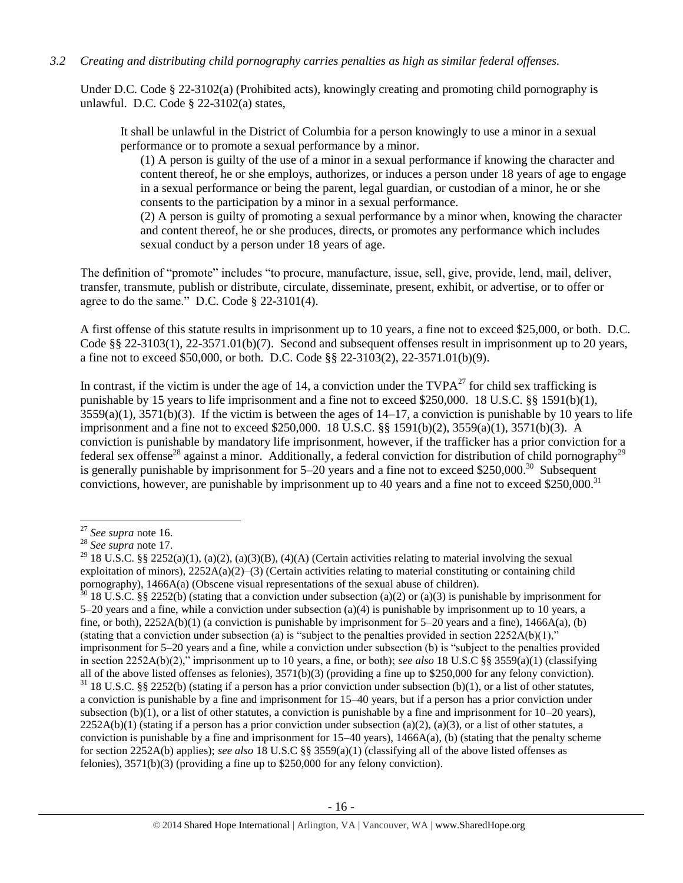*3.2 Creating and distributing child pornography carries penalties as high as similar federal offenses.*

Under D.C. Code § 22-3102(a) (Prohibited acts), knowingly creating and promoting child pornography is unlawful. D.C. Code § 22-3102(a) states,

> It shall be unlawful in the District of Columbia for a person knowingly to use a minor in a sexual performance or to promote a sexual performance by a minor.
>
> (1) A person is guilty of the use of a minor in a sexual performance if knowing the character and content thereof, he or she employs, authorizes, or induces a person under 18 years of age to engage in a sexual performance or being the parent, legal guardian, or custodian of a minor, he or she consents to the participation by a minor in a sexual performance.
>
> (2) A person is guilty of promoting a sexual performance by a minor when, knowing the character and content thereof, he or she produces, directs, or promotes any performance which includes sexual conduct by a person under 18 years of age.

The definition of "promote" includes "to procure, manufacture, issue, sell, give, provide, lend, mail, deliver, transfer, transmute, publish or distribute, circulate, disseminate, present, exhibit, or advertise, or to offer or agree to do the same." D.C. Code § 22-3101(4).

A first offense of this statute results in imprisonment up to 10 years, a fine not to exceed $25,000, or both. D.C. Code §§ 22-3103(1), 22-3571.01(b)(7). Second and subsequent offenses result in imprisonment up to 20 years, a fine not to exceed $50,000, or both. D.C. Code §§ 22-3103(2), 22-3571.01(b)(9).

In contrast, if the victim is under the age of 14, a conviction under the TVPA[27] for child sex trafficking is punishable by 15 years to life imprisonment and a fine not to exceed $250,000. 18 U.S.C. §§ 1591(b)(1), 3559(a)(1), 3571(b)(3). If the victim is between the ages of 14–17, a conviction is punishable by 10 years to life imprisonment and a fine not to exceed $250,000. 18 U.S.C. §§ 1591(b)(2), 3559(a)(1), 3571(b)(3). A conviction is punishable by mandatory life imprisonment, however, if the trafficker has a prior conviction for a federal sex offense[28] against a minor. Additionally, a federal conviction for distribution of child pornography[29] is generally punishable by imprisonment for 5–20 years and a fine not to exceed $250,000.[30] Subsequent convictions, however, are punishable by imprisonment up to 40 years and a fine not to exceed $250,000.[31]

---

[27] *See supra* note 16.

[28] *See supra* note 17.

[29] 18 U.S.C. §§ 2252(a)(1), (a)(2), (a)(3)(B), (4)(A) (Certain activities relating to material involving the sexual exploitation of minors), 2252A(a)(2)–(3) (Certain activities relating to material constituting or containing child pornography), 1466A(a) (Obscene visual representations of the sexual abuse of children).

[30] 18 U.S.C. §§ 2252(b) (stating that a conviction under subsection (a)(2) or (a)(3) is punishable by imprisonment for 5–20 years and a fine, while a conviction under subsection (a)(4) is punishable by imprisonment up to 10 years, a fine, or both), 2252A(b)(1) (a conviction is punishable by imprisonment for 5–20 years and a fine), 1466A(a), (b) (stating that a conviction under subsection (a) is "subject to the penalties provided in section 2252A(b)(1)," imprisonment for 5–20 years and a fine, while a conviction under subsection (b) is "subject to the penalties provided in section 2252A(b)(2)," imprisonment up to 10 years, a fine, or both); *see also* 18 U.S.C §§ 3559(a)(1) (classifying all of the above listed offenses as felonies), 3571(b)(3) (providing a fine up to $250,000 for any felony conviction).

[31] 18 U.S.C. §§ 2252(b) (stating if a person has a prior conviction under subsection (b)(1), or a list of other statutes, a conviction is punishable by a fine and imprisonment for 15–40 years, but if a person has a prior conviction under subsection (b)(1), or a list of other statutes, a conviction is punishable by a fine and imprisonment for 10–20 years), 2252A(b)(1) (stating if a person has a prior conviction under subsection (a)(2), (a)(3), or a list of other statutes, a conviction is punishable by a fine and imprisonment for 15–40 years), 1466A(a), (b) (stating that the penalty scheme for section 2252A(b) applies); *see also* 18 U.S.C §§ 3559(a)(1) (classifying all of the above listed offenses as felonies), 3571(b)(3) (providing a fine up to $250,000 for any felony conviction).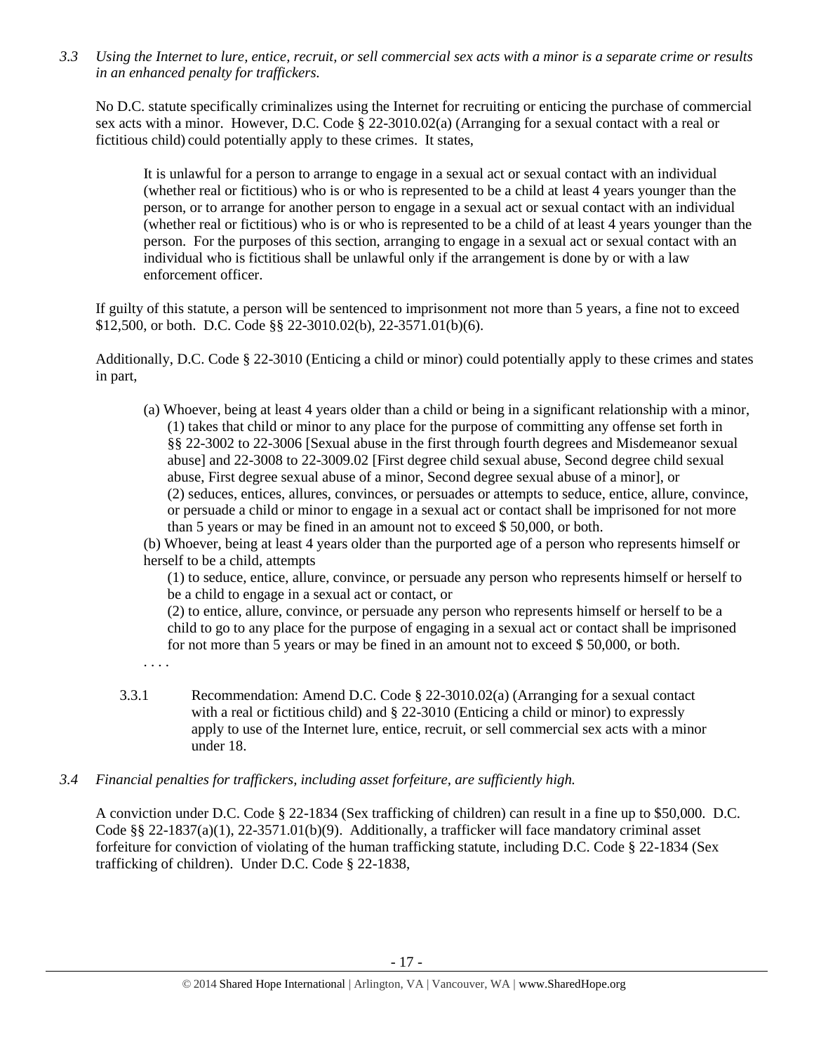*3.3 Using the Internet to lure, entice, recruit, or sell commercial sex acts with a minor is a separate crime or results in an enhanced penalty for traffickers.*

No D.C. statute specifically criminalizes using the Internet for recruiting or enticing the purchase of commercial sex acts with a minor. However, D.C. Code § 22-3010.02(a) (Arranging for a sexual contact with a real or fictitious child) could potentially apply to these crimes. It states,

> It is unlawful for a person to arrange to engage in a sexual act or sexual contact with an individual (whether real or fictitious) who is or who is represented to be a child at least 4 years younger than the person, or to arrange for another person to engage in a sexual act or sexual contact with an individual (whether real or fictitious) who is or who is represented to be a child of at least 4 years younger than the person. For the purposes of this section, arranging to engage in a sexual act or sexual contact with an individual who is fictitious shall be unlawful only if the arrangement is done by or with a law enforcement officer.

If guilty of this statute, a person will be sentenced to imprisonment not more than 5 years, a fine not to exceed $12,500, or both. D.C. Code §§ 22-3010.02(b), 22-3571.01(b)(6).

Additionally, D.C. Code § 22-3010 (Enticing a child or minor) could potentially apply to these crimes and states in part,

> (a) Whoever, being at least 4 years older than a child or being in a significant relationship with a minor,
> (1) takes that child or minor to any place for the purpose of committing any offense set forth in §§ 22-3002 to 22-3006 [Sexual abuse in the first through fourth degrees and Misdemeanor sexual abuse] and 22-3008 to 22-3009.02 [First degree child sexual abuse, Second degree child sexual abuse, First degree sexual abuse of a minor, Second degree sexual abuse of a minor], or
> (2) seduces, entices, allures, convinces, or persuades or attempts to seduce, entice, allure, convince, or persuade a child or minor to engage in a sexual act or contact shall be imprisoned for not more than 5 years or may be fined in an amount not to exceed $ 50,000, or both.
> (b) Whoever, being at least 4 years older than the purported age of a person who represents himself or herself to be a child, attempts
> (1) to seduce, entice, allure, convince, or persuade any person who represents himself or herself to be a child to engage in a sexual act or contact, or
> (2) to entice, allure, convince, or persuade any person who represents himself or herself to be a child to go to any place for the purpose of engaging in a sexual act or contact shall be imprisoned for not more than 5 years or may be fined in an amount not to exceed $ 50,000, or both.
> . . . .

3.3.1 Recommendation: Amend D.C. Code § 22-3010.02(a) (Arranging for a sexual contact with a real or fictitious child) and § 22-3010 (Enticing a child or minor) to expressly apply to use of the Internet lure, entice, recruit, or sell commercial sex acts with a minor under 18.

*3.4 Financial penalties for traffickers, including asset forfeiture, are sufficiently high.*

A conviction under D.C. Code § 22-1834 (Sex trafficking of children) can result in a fine up to $50,000. D.C. Code §§ 22-1837(a)(1), 22-3571.01(b)(9). Additionally, a trafficker will face mandatory criminal asset forfeiture for conviction of violating of the human trafficking statute, including D.C. Code § 22-1834 (Sex trafficking of children). Under D.C. Code § 22-1838,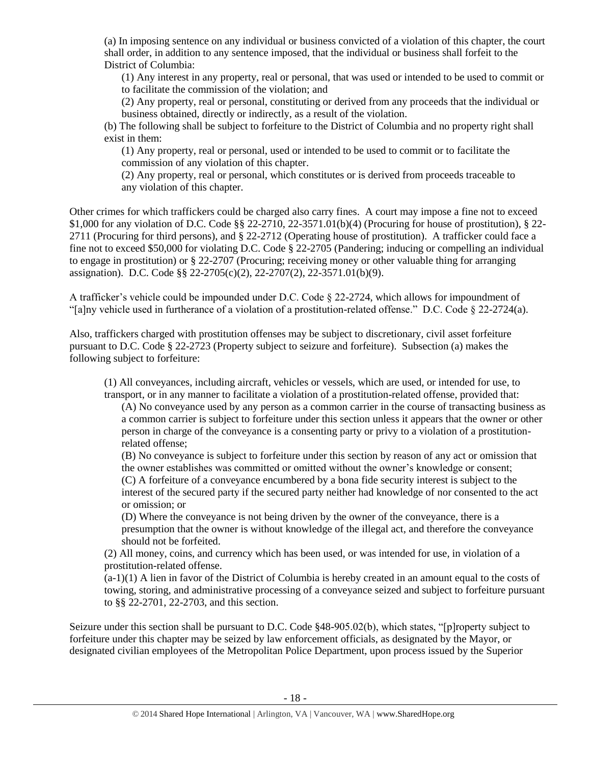(a) In imposing sentence on any individual or business convicted of a violation of this chapter, the court shall order, in addition to any sentence imposed, that the individual or business shall forfeit to the District of Columbia:

> (1) Any interest in any property, real or personal, that was used or intended to be used to commit or to facilitate the commission of the violation; and
>
> (2) Any property, real or personal, constituting or derived from any proceeds that the individual or business obtained, directly or indirectly, as a result of the violation.

(b) The following shall be subject to forfeiture to the District of Columbia and no property right shall exist in them:

> (1) Any property, real or personal, used or intended to be used to commit or to facilitate the commission of any violation of this chapter.
>
> (2) Any property, real or personal, which constitutes or is derived from proceeds traceable to any violation of this chapter.

Other crimes for which traffickers could be charged also carry fines. A court may impose a fine not to exceed $1,000 for any violation of D.C. Code §§ 22-2710, 22-3571.01(b)(4) (Procuring for house of prostitution), § 22-2711 (Procuring for third persons), and § 22-2712 (Operating house of prostitution). A trafficker could face a fine not to exceed $50,000 for violating D.C. Code § 22-2705 (Pandering; inducing or compelling an individual to engage in prostitution) or § 22-2707 (Procuring; receiving money or other valuable thing for arranging assignation). D.C. Code §§ 22-2705(c)(2), 22-2707(2), 22-3571.01(b)(9).

A trafficker's vehicle could be impounded under D.C. Code § 22-2724, which allows for impoundment of "[a]ny vehicle used in furtherance of a violation of a prostitution-related offense." D.C. Code § 22-2724(a).

Also, traffickers charged with prostitution offenses may be subject to discretionary, civil asset forfeiture pursuant to D.C. Code § 22-2723 (Property subject to seizure and forfeiture). Subsection (a) makes the following subject to forfeiture:

> (1) All conveyances, including aircraft, vehicles or vessels, which are used, or intended for use, to transport, or in any manner to facilitate a violation of a prostitution-related offense, provided that:
>
> > (A) No conveyance used by any person as a common carrier in the course of transacting business as a common carrier is subject to forfeiture under this section unless it appears that the owner or other person in charge of the conveyance is a consenting party or privy to a violation of a prostitution-related offense;
> >
> > (B) No conveyance is subject to forfeiture under this section by reason of any act or omission that the owner establishes was committed or omitted without the owner's knowledge or consent;
> >
> > (C) A forfeiture of a conveyance encumbered by a bona fide security interest is subject to the interest of the secured party if the secured party neither had knowledge of nor consented to the act or omission; or
> >
> > (D) Where the conveyance is not being driven by the owner of the conveyance, there is a presumption that the owner is without knowledge of the illegal act, and therefore the conveyance should not be forfeited.
>
> (2) All money, coins, and currency which has been used, or was intended for use, in violation of a prostitution-related offense.
>
> (a-1)(1) A lien in favor of the District of Columbia is hereby created in an amount equal to the costs of towing, storing, and administrative processing of a conveyance seized and subject to forfeiture pursuant to §§ 22-2701, 22-2703, and this section.

Seizure under this section shall be pursuant to D.C. Code §48-905.02(b), which states, "[p]roperty subject to forfeiture under this chapter may be seized by law enforcement officials, as designated by the Mayor, or designated civilian employees of the Metropolitan Police Department, upon process issued by the Superior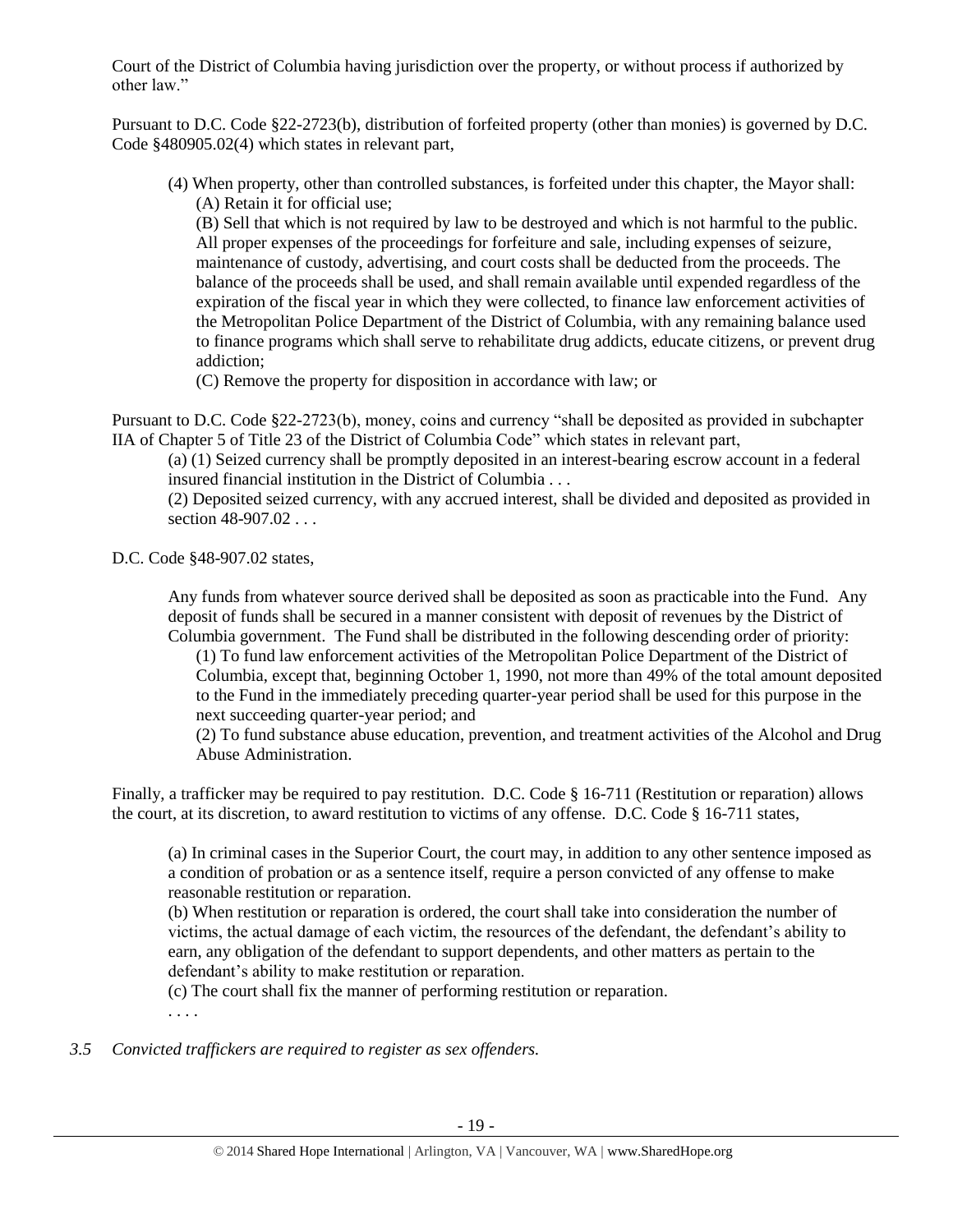Court of the District of Columbia having jurisdiction over the property, or without process if authorized by other law."

Pursuant to D.C. Code §22-2723(b), distribution of forfeited property (other than monies) is governed by D.C. Code §480905.02(4) which states in relevant part,

> (4) When property, other than controlled substances, is forfeited under this chapter, the Mayor shall:
> (A) Retain it for official use;
> (B) Sell that which is not required by law to be destroyed and which is not harmful to the public. All proper expenses of the proceedings for forfeiture and sale, including expenses of seizure, maintenance of custody, advertising, and court costs shall be deducted from the proceeds. The balance of the proceeds shall be used, and shall remain available until expended regardless of the expiration of the fiscal year in which they were collected, to finance law enforcement activities of the Metropolitan Police Department of the District of Columbia, with any remaining balance used to finance programs which shall serve to rehabilitate drug addicts, educate citizens, or prevent drug addiction;
> (C) Remove the property for disposition in accordance with law; or

Pursuant to D.C. Code §22-2723(b), money, coins and currency "shall be deposited as provided in subchapter IIA of Chapter 5 of Title 23 of the District of Columbia Code" which states in relevant part,

> (a) (1) Seized currency shall be promptly deposited in an interest-bearing escrow account in a federal insured financial institution in the District of Columbia . . .
> (2) Deposited seized currency, with any accrued interest, shall be divided and deposited as provided in section 48-907.02 . . .

D.C. Code §48-907.02 states,

> Any funds from whatever source derived shall be deposited as soon as practicable into the Fund. Any deposit of funds shall be secured in a manner consistent with deposit of revenues by the District of Columbia government. The Fund shall be distributed in the following descending order of priority:
> (1) To fund law enforcement activities of the Metropolitan Police Department of the District of Columbia, except that, beginning October 1, 1990, not more than 49% of the total amount deposited to the Fund in the immediately preceding quarter-year period shall be used for this purpose in the next succeeding quarter-year period; and
> (2) To fund substance abuse education, prevention, and treatment activities of the Alcohol and Drug Abuse Administration.

Finally, a trafficker may be required to pay restitution. D.C. Code § 16-711 (Restitution or reparation) allows the court, at its discretion, to award restitution to victims of any offense. D.C. Code § 16-711 states,

> (a) In criminal cases in the Superior Court, the court may, in addition to any other sentence imposed as a condition of probation or as a sentence itself, require a person convicted of any offense to make reasonable restitution or reparation.
> (b) When restitution or reparation is ordered, the court shall take into consideration the number of victims, the actual damage of each victim, the resources of the defendant, the defendant's ability to earn, any obligation of the defendant to support dependents, and other matters as pertain to the defendant's ability to make restitution or reparation.
> (c) The court shall fix the manner of performing restitution or reparation.
> . . . .

*3.5 Convicted traffickers are required to register as sex offenders.*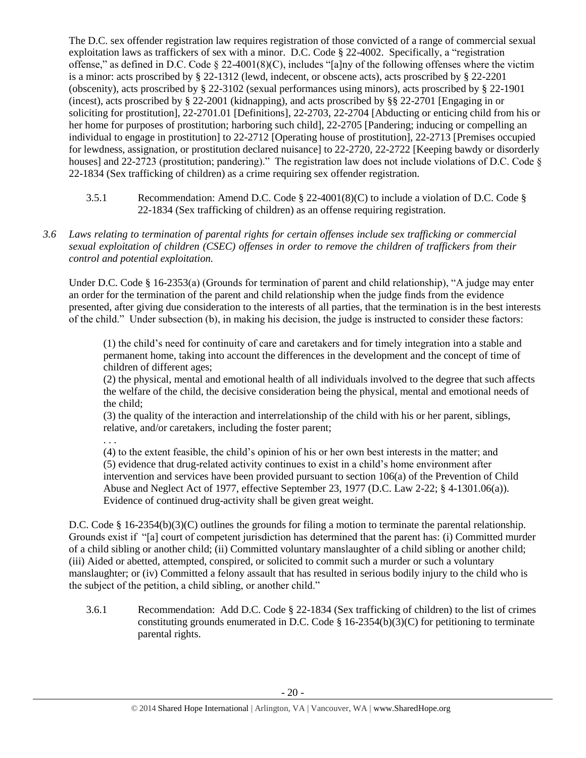The D.C. sex offender registration law requires registration of those convicted of a range of commercial sexual exploitation laws as traffickers of sex with a minor. D.C. Code § 22-4002. Specifically, a "registration offense," as defined in D.C. Code § 22-4001(8)(C), includes "[a]ny of the following offenses where the victim is a minor: acts proscribed by § 22-1312 (lewd, indecent, or obscene acts), acts proscribed by § 22-2201 (obscenity), acts proscribed by § 22-3102 (sexual performances using minors), acts proscribed by § 22-1901 (incest), acts proscribed by § 22-2001 (kidnapping), and acts proscribed by §§ 22-2701 [Engaging in or soliciting for prostitution], 22-2701.01 [Definitions], 22-2703, 22-2704 [Abducting or enticing child from his or her home for purposes of prostitution; harboring such child], 22-2705 [Pandering; inducing or compelling an individual to engage in prostitution] to 22-2712 [Operating house of prostitution], 22-2713 [Premises occupied for lewdness, assignation, or prostitution declared nuisance] to 22-2720, 22-2722 [Keeping bawdy or disorderly houses] and 22-2723 (prostitution; pandering)." The registration law does not include violations of D.C. Code § 22-1834 (Sex trafficking of children) as a crime requiring sex offender registration.

3.5.1 Recommendation: Amend D.C. Code § 22-4001(8)(C) to include a violation of D.C. Code § 22-1834 (Sex trafficking of children) as an offense requiring registration.

*3.6 Laws relating to termination of parental rights for certain offenses include sex trafficking or commercial sexual exploitation of children (CSEC) offenses in order to remove the children of traffickers from their control and potential exploitation.*

Under D.C. Code § 16-2353(a) (Grounds for termination of parent and child relationship), "A judge may enter an order for the termination of the parent and child relationship when the judge finds from the evidence presented, after giving due consideration to the interests of all parties, that the termination is in the best interests of the child." Under subsection (b), in making his decision, the judge is instructed to consider these factors:

> (1) the child's need for continuity of care and caretakers and for timely integration into a stable and permanent home, taking into account the differences in the development and the concept of time of children of different ages;
> (2) the physical, mental and emotional health of all individuals involved to the degree that such affects the welfare of the child, the decisive consideration being the physical, mental and emotional needs of the child;
> (3) the quality of the interaction and interrelationship of the child with his or her parent, siblings, relative, and/or caretakers, including the foster parent;
> . . .
> (4) to the extent feasible, the child's opinion of his or her own best interests in the matter; and
> (5) evidence that drug-related activity continues to exist in a child's home environment after intervention and services have been provided pursuant to section 106(a) of the Prevention of Child Abuse and Neglect Act of 1977, effective September 23, 1977 (D.C. Law 2-22; § 4-1301.06(a)). Evidence of continued drug-activity shall be given great weight.

D.C. Code § 16-2354(b)(3)(C) outlines the grounds for filing a motion to terminate the parental relationship. Grounds exist if "[a] court of competent jurisdiction has determined that the parent has: (i) Committed murder of a child sibling or another child; (ii) Committed voluntary manslaughter of a child sibling or another child; (iii) Aided or abetted, attempted, conspired, or solicited to commit such a murder or such a voluntary manslaughter; or (iv) Committed a felony assault that has resulted in serious bodily injury to the child who is the subject of the petition, a child sibling, or another child."

3.6.1 Recommendation: Add D.C. Code § 22-1834 (Sex trafficking of children) to the list of crimes constituting grounds enumerated in D.C. Code § 16-2354(b)(3)(C) for petitioning to terminate parental rights.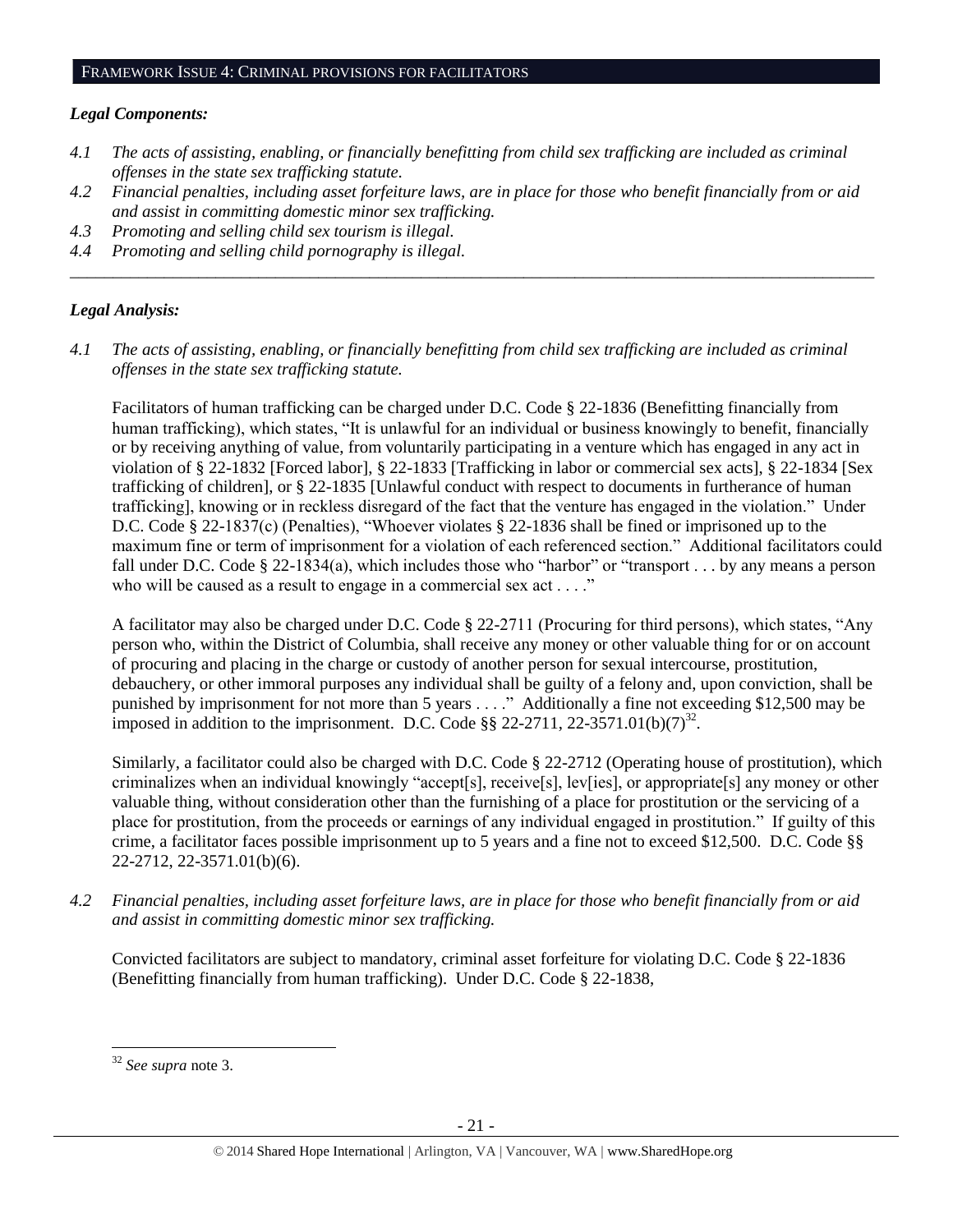## FRAMEWORK ISSUE 4: CRIMINAL PROVISIONS FOR FACILITATORS

### *Legal Components:*

*4.1 The acts of assisting, enabling, or financially benefitting from child sex trafficking are included as criminal offenses in the state sex trafficking statute.*

*4.2 Financial penalties, including asset forfeiture laws, are in place for those who benefit financially from or aid and assist in committing domestic minor sex trafficking.*

*4.3 Promoting and selling child sex tourism is illegal.*

*4.4 Promoting and selling child pornography is illegal.*

---

### *Legal Analysis:*

*4.1 The acts of assisting, enabling, or financially benefitting from child sex trafficking are included as criminal offenses in the state sex trafficking statute.*

Facilitators of human trafficking can be charged under D.C. Code § 22-1836 (Benefitting financially from human trafficking), which states, "It is unlawful for an individual or business knowingly to benefit, financially or by receiving anything of value, from voluntarily participating in a venture which has engaged in any act in violation of § 22-1832 [Forced labor], § 22-1833 [Trafficking in labor or commercial sex acts], § 22-1834 [Sex trafficking of children], or § 22-1835 [Unlawful conduct with respect to documents in furtherance of human trafficking], knowing or in reckless disregard of the fact that the venture has engaged in the violation." Under D.C. Code § 22-1837(c) (Penalties), "Whoever violates § 22-1836 shall be fined or imprisoned up to the maximum fine or term of imprisonment for a violation of each referenced section." Additional facilitators could fall under D.C. Code § 22-1834(a), which includes those who "harbor" or "transport . . . by any means a person who will be caused as a result to engage in a commercial sex act . . . ."

A facilitator may also be charged under D.C. Code § 22-2711 (Procuring for third persons), which states, "Any person who, within the District of Columbia, shall receive any money or other valuable thing for or on account of procuring and placing in the charge or custody of another person for sexual intercourse, prostitution, debauchery, or other immoral purposes any individual shall be guilty of a felony and, upon conviction, shall be punished by imprisonment for not more than 5 years . . . ." Additionally a fine not exceeding $12,500 may be imposed in addition to the imprisonment. D.C. Code §§ 22-2711, 22-3571.01(b)(7)[32].

Similarly, a facilitator could also be charged with D.C. Code § 22-2712 (Operating house of prostitution), which criminalizes when an individual knowingly "accept[s], receive[s], lev[ies], or appropriate[s] any money or other valuable thing, without consideration other than the furnishing of a place for prostitution or the servicing of a place for prostitution, from the proceeds or earnings of any individual engaged in prostitution." If guilty of this crime, a facilitator faces possible imprisonment up to 5 years and a fine not to exceed $12,500. D.C. Code §§ 22-2712, 22-3571.01(b)(6).

*4.2 Financial penalties, including asset forfeiture laws, are in place for those who benefit financially from or aid and assist in committing domestic minor sex trafficking.*

Convicted facilitators are subject to mandatory, criminal asset forfeiture for violating D.C. Code § 22-1836 (Benefitting financially from human trafficking). Under D.C. Code § 22-1838,

---

[32] *See supra* note 3.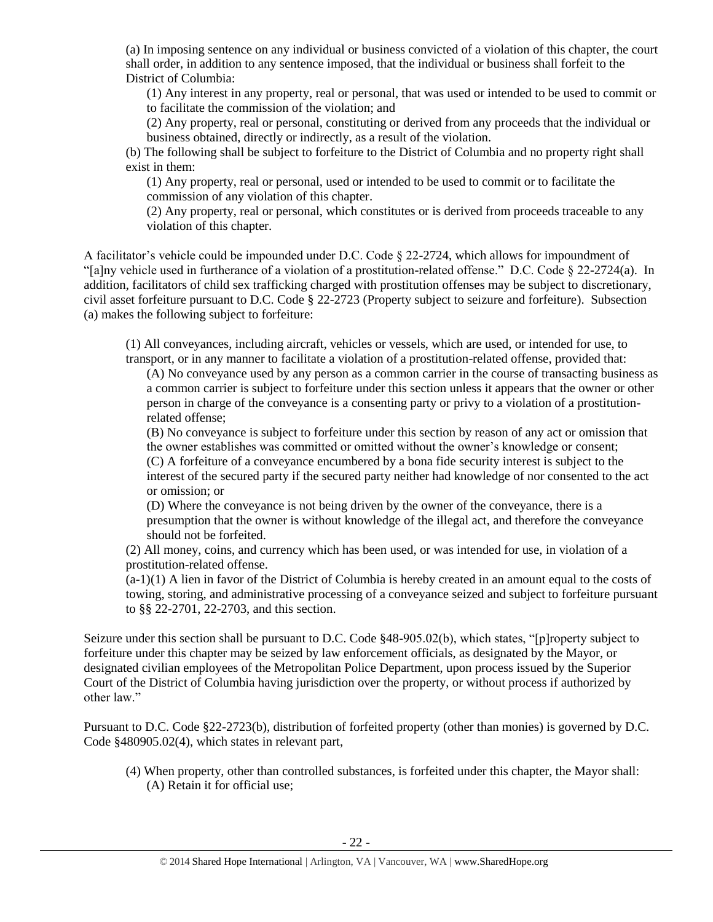(a) In imposing sentence on any individual or business convicted of a violation of this chapter, the court shall order, in addition to any sentence imposed, that the individual or business shall forfeit to the District of Columbia:

> (1) Any interest in any property, real or personal, that was used or intended to be used to commit or to facilitate the commission of the violation; and
>
> (2) Any property, real or personal, constituting or derived from any proceeds that the individual or business obtained, directly or indirectly, as a result of the violation.

(b) The following shall be subject to forfeiture to the District of Columbia and no property right shall exist in them:

> (1) Any property, real or personal, used or intended to be used to commit or to facilitate the commission of any violation of this chapter.
>
> (2) Any property, real or personal, which constitutes or is derived from proceeds traceable to any violation of this chapter.

A facilitator's vehicle could be impounded under D.C. Code § 22-2724, which allows for impoundment of "[a]ny vehicle used in furtherance of a violation of a prostitution-related offense." D.C. Code § 22-2724(a). In addition, facilitators of child sex trafficking charged with prostitution offenses may be subject to discretionary, civil asset forfeiture pursuant to D.C. Code § 22-2723 (Property subject to seizure and forfeiture). Subsection (a) makes the following subject to forfeiture:

> (1) All conveyances, including aircraft, vehicles or vessels, which are used, or intended for use, to transport, or in any manner to facilitate a violation of a prostitution-related offense, provided that:
>
> > (A) No conveyance used by any person as a common carrier in the course of transacting business as a common carrier is subject to forfeiture under this section unless it appears that the owner or other person in charge of the conveyance is a consenting party or privy to a violation of a prostitution-related offense;
> >
> > (B) No conveyance is subject to forfeiture under this section by reason of any act or omission that the owner establishes was committed or omitted without the owner's knowledge or consent;
> >
> > (C) A forfeiture of a conveyance encumbered by a bona fide security interest is subject to the interest of the secured party if the secured party neither had knowledge of nor consented to the act or omission; or
> >
> > (D) Where the conveyance is not being driven by the owner of the conveyance, there is a presumption that the owner is without knowledge of the illegal act, and therefore the conveyance should not be forfeited.
>
> (2) All money, coins, and currency which has been used, or was intended for use, in violation of a prostitution-related offense.
>
> (a-1)(1) A lien in favor of the District of Columbia is hereby created in an amount equal to the costs of towing, storing, and administrative processing of a conveyance seized and subject to forfeiture pursuant to §§ 22-2701, 22-2703, and this section.

Seizure under this section shall be pursuant to D.C. Code §48-905.02(b), which states, "[p]roperty subject to forfeiture under this chapter may be seized by law enforcement officials, as designated by the Mayor, or designated civilian employees of the Metropolitan Police Department, upon process issued by the Superior Court of the District of Columbia having jurisdiction over the property, or without process if authorized by other law."

Pursuant to D.C. Code §22-2723(b), distribution of forfeited property (other than monies) is governed by D.C. Code §480905.02(4), which states in relevant part,

> (4) When property, other than controlled substances, is forfeited under this chapter, the Mayor shall:
>
> > (A) Retain it for official use;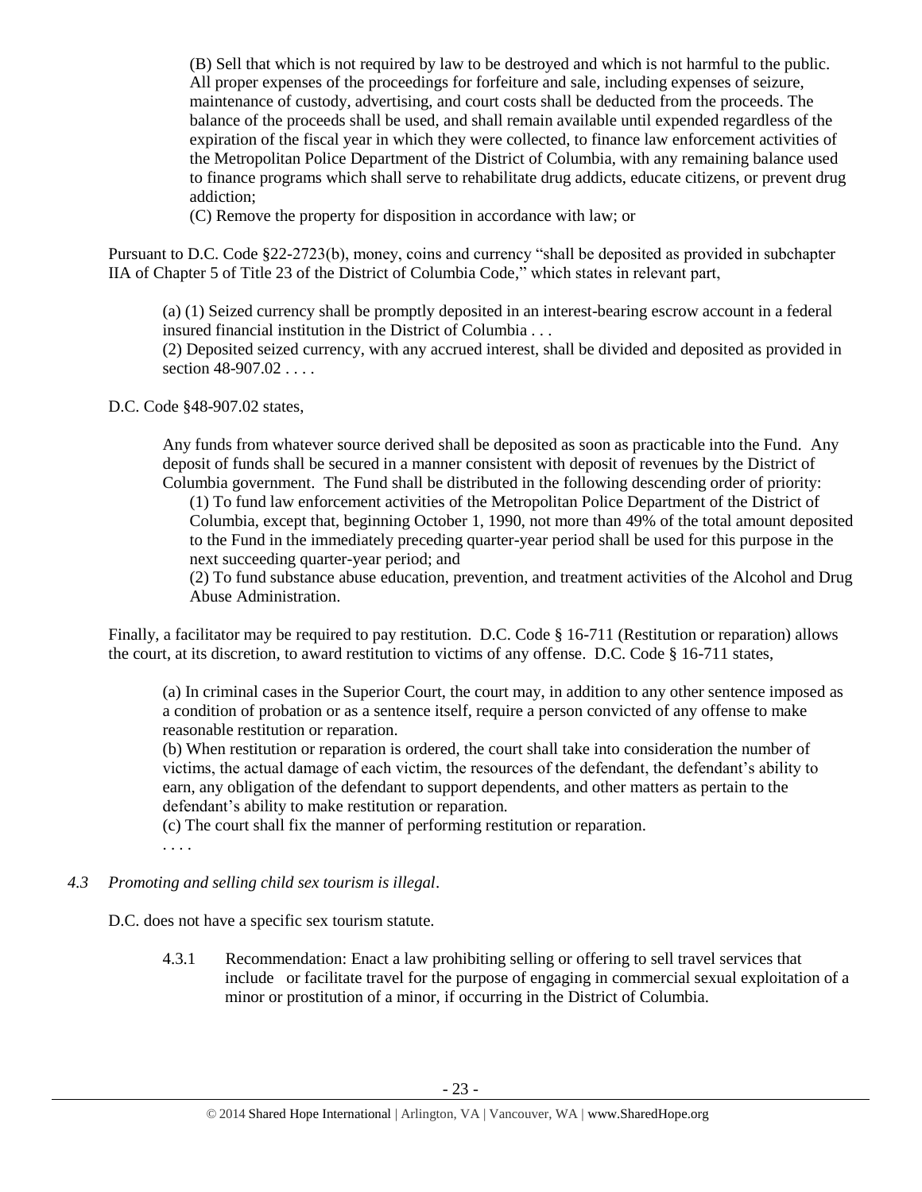(B) Sell that which is not required by law to be destroyed and which is not harmful to the public. All proper expenses of the proceedings for forfeiture and sale, including expenses of seizure, maintenance of custody, advertising, and court costs shall be deducted from the proceeds. The balance of the proceeds shall be used, and shall remain available until expended regardless of the expiration of the fiscal year in which they were collected, to finance law enforcement activities of the Metropolitan Police Department of the District of Columbia, with any remaining balance used to finance programs which shall serve to rehabilitate drug addicts, educate citizens, or prevent drug addiction;

(C) Remove the property for disposition in accordance with law; or

Pursuant to D.C. Code §22-2723(b), money, coins and currency "shall be deposited as provided in subchapter IIA of Chapter 5 of Title 23 of the District of Columbia Code," which states in relevant part,

> (a) (1) Seized currency shall be promptly deposited in an interest-bearing escrow account in a federal insured financial institution in the District of Columbia . . .
>
> (2) Deposited seized currency, with any accrued interest, shall be divided and deposited as provided in section 48-907.02 . . . .

D.C. Code §48-907.02 states,

> Any funds from whatever source derived shall be deposited as soon as practicable into the Fund. Any deposit of funds shall be secured in a manner consistent with deposit of revenues by the District of Columbia government. The Fund shall be distributed in the following descending order of priority:
>
> (1) To fund law enforcement activities of the Metropolitan Police Department of the District of Columbia, except that, beginning October 1, 1990, not more than 49% of the total amount deposited to the Fund in the immediately preceding quarter-year period shall be used for this purpose in the next succeeding quarter-year period; and
>
> (2) To fund substance abuse education, prevention, and treatment activities of the Alcohol and Drug Abuse Administration.

Finally, a facilitator may be required to pay restitution. D.C. Code § 16-711 (Restitution or reparation) allows the court, at its discretion, to award restitution to victims of any offense. D.C. Code § 16-711 states,

> (a) In criminal cases in the Superior Court, the court may, in addition to any other sentence imposed as a condition of probation or as a sentence itself, require a person convicted of any offense to make reasonable restitution or reparation.
>
> (b) When restitution or reparation is ordered, the court shall take into consideration the number of victims, the actual damage of each victim, the resources of the defendant, the defendant's ability to earn, any obligation of the defendant to support dependents, and other matters as pertain to the defendant's ability to make restitution or reparation.
>
> (c) The court shall fix the manner of performing restitution or reparation.
>
> . . . .

*4.3 Promoting and selling child sex tourism is illegal*.

D.C. does not have a specific sex tourism statute.

4.3.1 Recommendation: Enact a law prohibiting selling or offering to sell travel services that include or facilitate travel for the purpose of engaging in commercial sexual exploitation of a minor or prostitution of a minor, if occurring in the District of Columbia.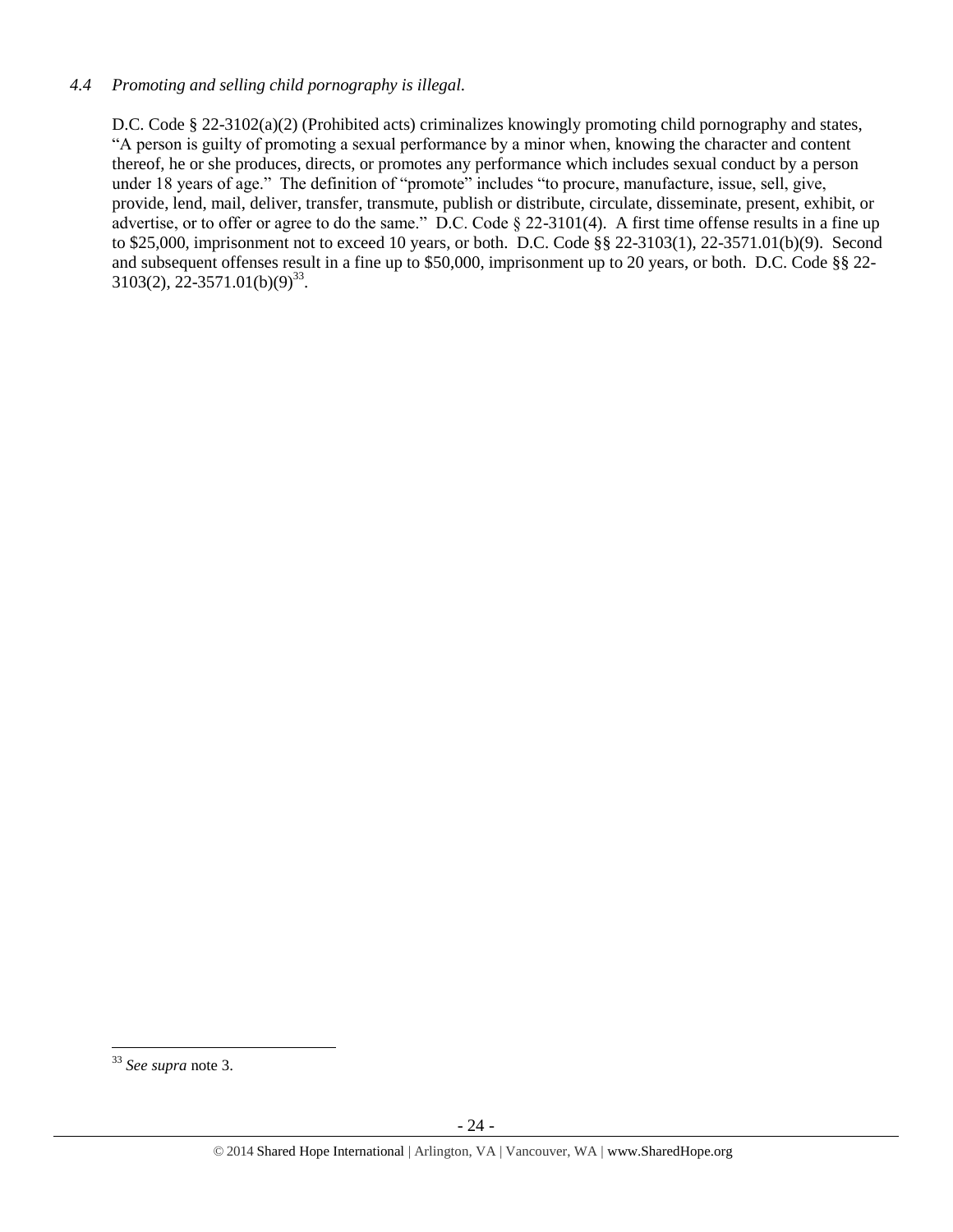*4.4 Promoting and selling child pornography is illegal.*

D.C. Code § 22-3102(a)(2) (Prohibited acts) criminalizes knowingly promoting child pornography and states, "A person is guilty of promoting a sexual performance by a minor when, knowing the character and content thereof, he or she produces, directs, or promotes any performance which includes sexual conduct by a person under 18 years of age." The definition of "promote" includes "to procure, manufacture, issue, sell, give, provide, lend, mail, deliver, transfer, transmute, publish or distribute, circulate, disseminate, present, exhibit, or advertise, or to offer or agree to do the same." D.C. Code § 22-3101(4). A first time offense results in a fine up to $25,000, imprisonment not to exceed 10 years, or both. D.C. Code §§ 22-3103(1), 22-3571.01(b)(9). Second and subsequent offenses result in a fine up to $50,000, imprisonment up to 20 years, or both. D.C. Code §§ 22-3103(2), 22-3571.01(b)(9)[33].

---

[33] *See supra* note 3.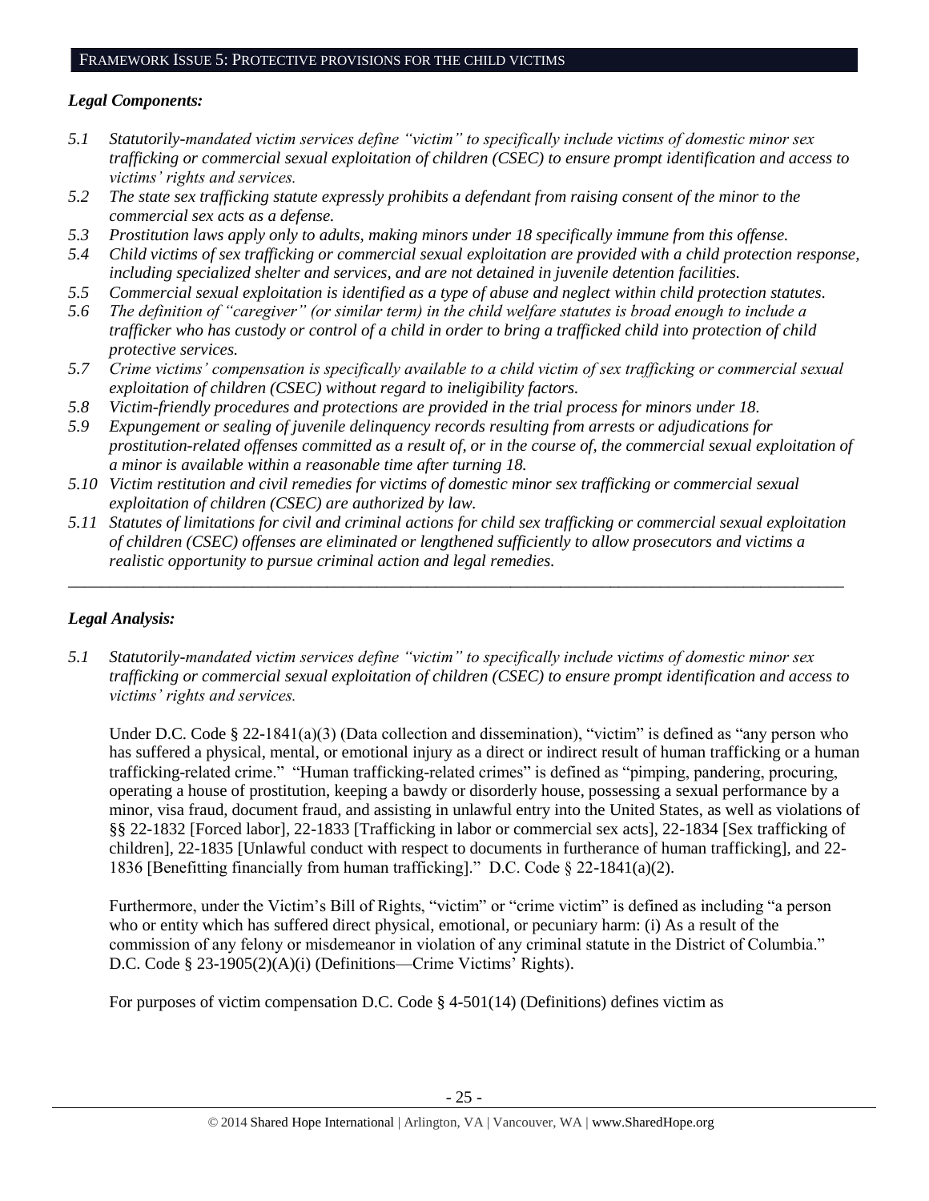## FRAMEWORK ISSUE 5: PROTECTIVE PROVISIONS FOR THE CHILD VICTIMS

### *Legal Components:*

*5.1 Statutorily-mandated victim services define "victim" to specifically include victims of domestic minor sex trafficking or commercial sexual exploitation of children (CSEC) to ensure prompt identification and access to victims' rights and services.*

*5.2 The state sex trafficking statute expressly prohibits a defendant from raising consent of the minor to the commercial sex acts as a defense.*

*5.3 Prostitution laws apply only to adults, making minors under 18 specifically immune from this offense.*

*5.4 Child victims of sex trafficking or commercial sexual exploitation are provided with a child protection response, including specialized shelter and services, and are not detained in juvenile detention facilities.*

*5.5 Commercial sexual exploitation is identified as a type of abuse and neglect within child protection statutes.*

*5.6 The definition of "caregiver" (or similar term) in the child welfare statutes is broad enough to include a trafficker who has custody or control of a child in order to bring a trafficked child into protection of child protective services.*

*5.7 Crime victims' compensation is specifically available to a child victim of sex trafficking or commercial sexual exploitation of children (CSEC) without regard to ineligibility factors.*

*5.8 Victim-friendly procedures and protections are provided in the trial process for minors under 18.*

*5.9 Expungement or sealing of juvenile delinquency records resulting from arrests or adjudications for prostitution-related offenses committed as a result of, or in the course of, the commercial sexual exploitation of a minor is available within a reasonable time after turning 18.*

*5.10 Victim restitution and civil remedies for victims of domestic minor sex trafficking or commercial sexual exploitation of children (CSEC) are authorized by law.*

*5.11 Statutes of limitations for civil and criminal actions for child sex trafficking or commercial sexual exploitation of children (CSEC) offenses are eliminated or lengthened sufficiently to allow prosecutors and victims a realistic opportunity to pursue criminal action and legal remedies.*

---

### *Legal Analysis:*

*5.1 Statutorily-mandated victim services define "victim" to specifically include victims of domestic minor sex trafficking or commercial sexual exploitation of children (CSEC) to ensure prompt identification and access to victims' rights and services.*

Under D.C. Code § 22-1841(a)(3) (Data collection and dissemination), "victim" is defined as "any person who has suffered a physical, mental, or emotional injury as a direct or indirect result of human trafficking or a human trafficking-related crime." "Human trafficking-related crimes" is defined as "pimping, pandering, procuring, operating a house of prostitution, keeping a bawdy or disorderly house, possessing a sexual performance by a minor, visa fraud, document fraud, and assisting in unlawful entry into the United States, as well as violations of §§ 22-1832 [Forced labor], 22-1833 [Trafficking in labor or commercial sex acts], 22-1834 [Sex trafficking of children], 22-1835 [Unlawful conduct with respect to documents in furtherance of human trafficking], and 22-1836 [Benefitting financially from human trafficking]." D.C. Code § 22-1841(a)(2).

Furthermore, under the Victim's Bill of Rights, "victim" or "crime victim" is defined as including "a person who or entity which has suffered direct physical, emotional, or pecuniary harm: (i) As a result of the commission of any felony or misdemeanor in violation of any criminal statute in the District of Columbia." D.C. Code § 23-1905(2)(A)(i) (Definitions—Crime Victims' Rights).

For purposes of victim compensation D.C. Code § 4-501(14) (Definitions) defines victim as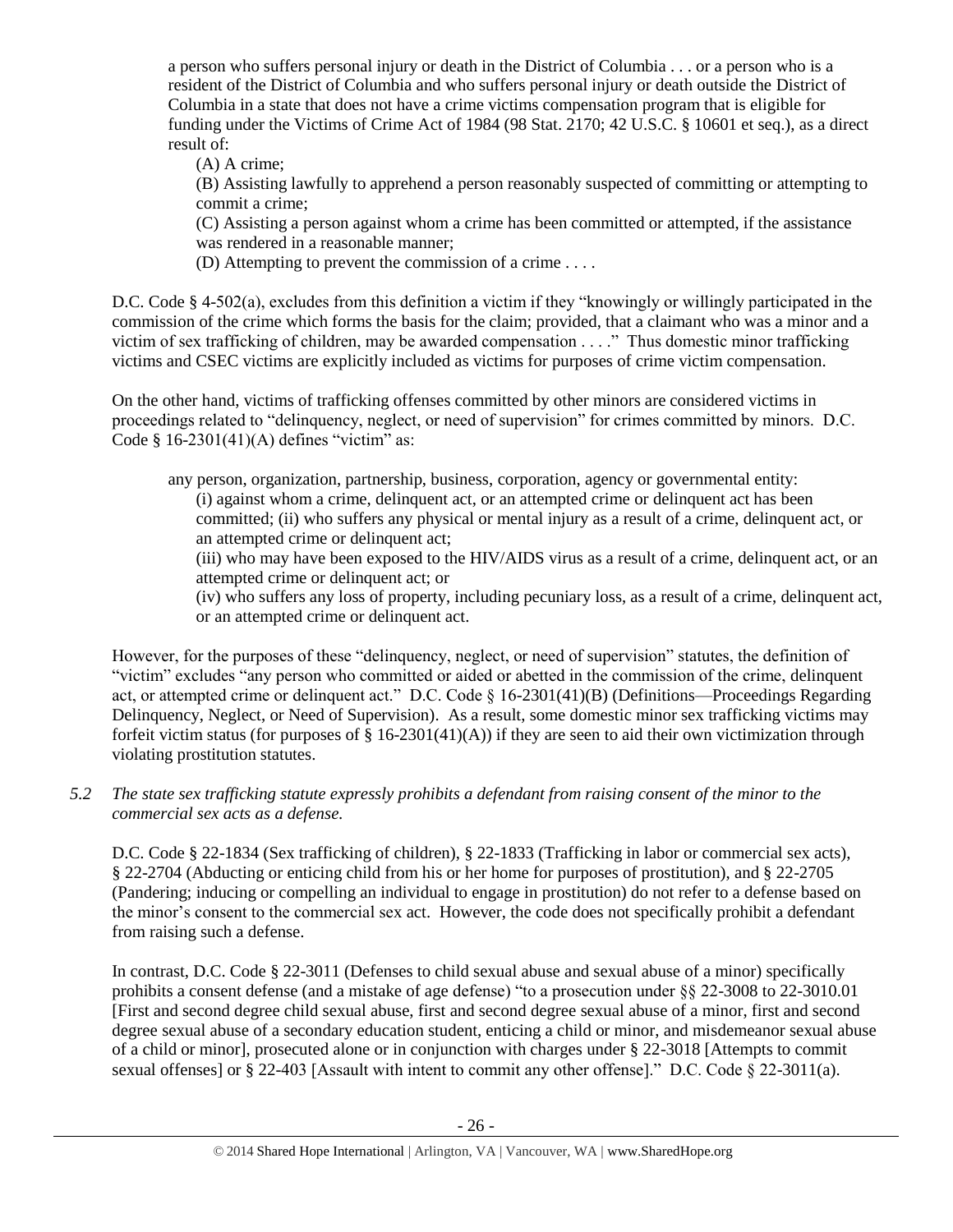> a person who suffers personal injury or death in the District of Columbia . . . or a person who is a resident of the District of Columbia and who suffers personal injury or death outside the District of Columbia in a state that does not have a crime victims compensation program that is eligible for funding under the Victims of Crime Act of 1984 (98 Stat. 2170; 42 U.S.C. § 10601 et seq.), as a direct result of:
>
> (A) A crime;
>
> (B) Assisting lawfully to apprehend a person reasonably suspected of committing or attempting to commit a crime;
>
> (C) Assisting a person against whom a crime has been committed or attempted, if the assistance was rendered in a reasonable manner;
>
> (D) Attempting to prevent the commission of a crime . . . .

D.C. Code § 4-502(a), excludes from this definition a victim if they "knowingly or willingly participated in the commission of the crime which forms the basis for the claim; provided, that a claimant who was a minor and a victim of sex trafficking of children, may be awarded compensation . . . ." Thus domestic minor trafficking victims and CSEC victims are explicitly included as victims for purposes of crime victim compensation.

On the other hand, victims of trafficking offenses committed by other minors are considered victims in proceedings related to "delinquency, neglect, or need of supervision" for crimes committed by minors. D.C. Code § 16-2301(41)(A) defines "victim" as:

> any person, organization, partnership, business, corporation, agency or governmental entity:
>
> (i) against whom a crime, delinquent act, or an attempted crime or delinquent act has been committed; (ii) who suffers any physical or mental injury as a result of a crime, delinquent act, or an attempted crime or delinquent act;
>
> (iii) who may have been exposed to the HIV/AIDS virus as a result of a crime, delinquent act, or an attempted crime or delinquent act; or
>
> (iv) who suffers any loss of property, including pecuniary loss, as a result of a crime, delinquent act, or an attempted crime or delinquent act.

However, for the purposes of these "delinquency, neglect, or need of supervision" statutes, the definition of "victim" excludes "any person who committed or aided or abetted in the commission of the crime, delinquent act, or attempted crime or delinquent act." D.C. Code § 16-2301(41)(B) (Definitions—Proceedings Regarding Delinquency, Neglect, or Need of Supervision). As a result, some domestic minor sex trafficking victims may forfeit victim status (for purposes of § 16-2301(41)(A)) if they are seen to aid their own victimization through violating prostitution statutes.

*5.2 The state sex trafficking statute expressly prohibits a defendant from raising consent of the minor to the commercial sex acts as a defense.*

D.C. Code § 22-1834 (Sex trafficking of children), § 22-1833 (Trafficking in labor or commercial sex acts), § 22-2704 (Abducting or enticing child from his or her home for purposes of prostitution), and § 22-2705 (Pandering; inducing or compelling an individual to engage in prostitution) do not refer to a defense based on the minor's consent to the commercial sex act. However, the code does not specifically prohibit a defendant from raising such a defense.

In contrast, D.C. Code § 22-3011 (Defenses to child sexual abuse and sexual abuse of a minor) specifically prohibits a consent defense (and a mistake of age defense) "to a prosecution under §§ 22-3008 to 22-3010.01 [First and second degree child sexual abuse, first and second degree sexual abuse of a minor, first and second degree sexual abuse of a secondary education student, enticing a child or minor, and misdemeanor sexual abuse of a child or minor], prosecuted alone or in conjunction with charges under § 22-3018 [Attempts to commit sexual offenses] or § 22-403 [Assault with intent to commit any other offense]." D.C. Code § 22-3011(a).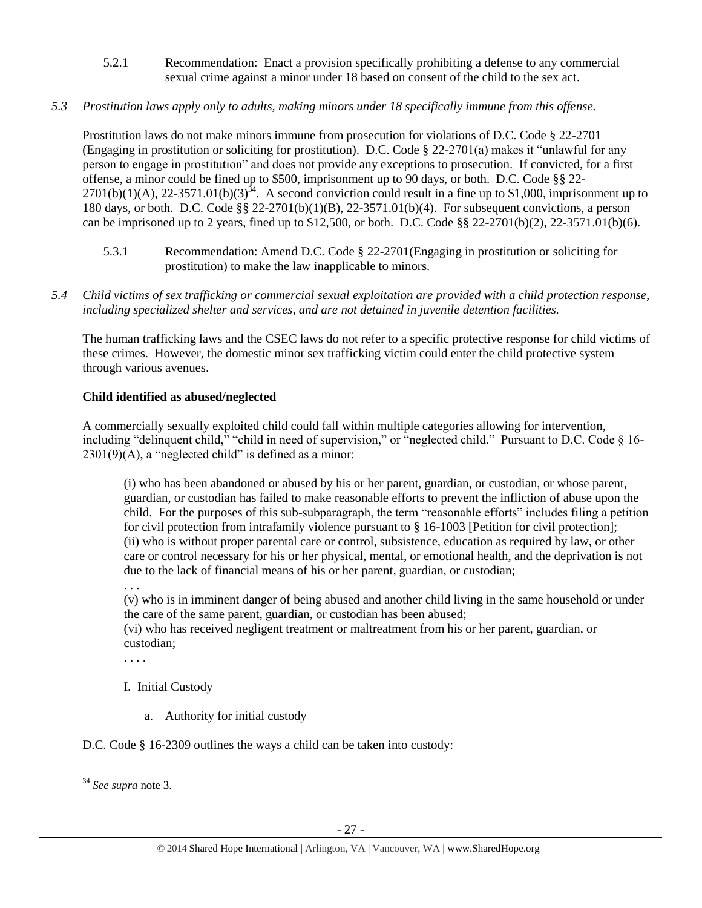5.2.1 Recommendation: Enact a provision specifically prohibiting a defense to any commercial sexual crime against a minor under 18 based on consent of the child to the sex act.

*5.3 Prostitution laws apply only to adults, making minors under 18 specifically immune from this offense.*

Prostitution laws do not make minors immune from prosecution for violations of D.C. Code § 22-2701 (Engaging in prostitution or soliciting for prostitution). D.C. Code § 22-2701(a) makes it "unlawful for any person to engage in prostitution" and does not provide any exceptions to prosecution. If convicted, for a first offense, a minor could be fined up to $500, imprisonment up to 90 days, or both. D.C. Code §§ 22-2701(b)(1)(A), 22-3571.01(b)(3)[34]. A second conviction could result in a fine up to $1,000, imprisonment up to 180 days, or both. D.C. Code §§ 22-2701(b)(1)(B), 22-3571.01(b)(4). For subsequent convictions, a person can be imprisoned up to 2 years, fined up to $12,500, or both. D.C. Code §§ 22-2701(b)(2), 22-3571.01(b)(6).

5.3.1 Recommendation: Amend D.C. Code § 22-2701(Engaging in prostitution or soliciting for prostitution) to make the law inapplicable to minors.

*5.4 Child victims of sex trafficking or commercial sexual exploitation are provided with a child protection response, including specialized shelter and services, and are not detained in juvenile detention facilities.*

The human trafficking laws and the CSEC laws do not refer to a specific protective response for child victims of these crimes. However, the domestic minor sex trafficking victim could enter the child protective system through various avenues.

**Child identified as abused/neglected**

A commercially sexually exploited child could fall within multiple categories allowing for intervention, including "delinquent child," "child in need of supervision," or "neglected child." Pursuant to D.C. Code § 16-2301(9)(A), a "neglected child" is defined as a minor:

> (i) who has been abandoned or abused by his or her parent, guardian, or custodian, or whose parent, guardian, or custodian has failed to make reasonable efforts to prevent the infliction of abuse upon the child. For the purposes of this sub-subparagraph, the term "reasonable efforts" includes filing a petition for civil protection from intrafamily violence pursuant to § 16-1003 [Petition for civil protection];
> (ii) who is without proper parental care or control, subsistence, education as required by law, or other care or control necessary for his or her physical, mental, or emotional health, and the deprivation is not due to the lack of financial means of his or her parent, guardian, or custodian;
> . . .
> (v) who is in imminent danger of being abused and another child living in the same household or under the care of the same parent, guardian, or custodian has been abused;
> (vi) who has received negligent treatment or maltreatment from his or her parent, guardian, or custodian;
> . . . .

I. Initial Custody

a. Authority for initial custody

D.C. Code § 16-2309 outlines the ways a child can be taken into custody:

[34] *See supra* note 3.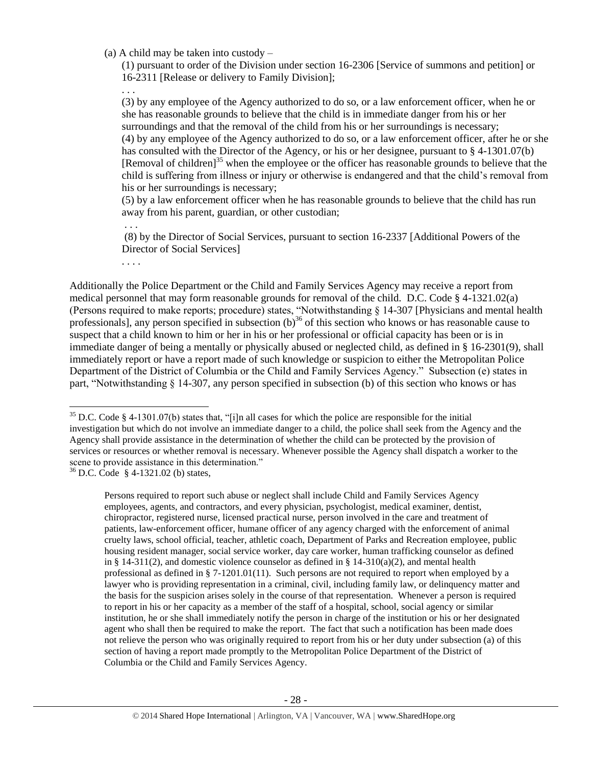(a) A child may be taken into custody –

> (1) pursuant to order of the Division under section 16-2306 [Service of summons and petition] or 16-2311 [Release or delivery to Family Division];
>
> . . .
>
> (3) by any employee of the Agency authorized to do so, or a law enforcement officer, when he or she has reasonable grounds to believe that the child is in immediate danger from his or her surroundings and that the removal of the child from his or her surroundings is necessary;
>
> (4) by any employee of the Agency authorized to do so, or a law enforcement officer, after he or she has consulted with the Director of the Agency, or his or her designee, pursuant to § 4-1301.07(b) [Removal of children][35] when the employee or the officer has reasonable grounds to believe that the child is suffering from illness or injury or otherwise is endangered and that the child's removal from his or her surroundings is necessary;
>
> (5) by a law enforcement officer when he has reasonable grounds to believe that the child has run away from his parent, guardian, or other custodian;
>
> . . .
>
> (8) by the Director of Social Services, pursuant to section 16-2337 [Additional Powers of the Director of Social Services]
>
> . . . .

Additionally the Police Department or the Child and Family Services Agency may receive a report from medical personnel that may form reasonable grounds for removal of the child. D.C. Code § 4-1321.02(a) (Persons required to make reports; procedure) states, "Notwithstanding § 14-307 [Physicians and mental health professionals], any person specified in subsection (b)[36] of this section who knows or has reasonable cause to suspect that a child known to him or her in his or her professional or official capacity has been or is in immediate danger of being a mentally or physically abused or neglected child, as defined in § 16-2301(9), shall immediately report or have a report made of such knowledge or suspicion to either the Metropolitan Police Department of the District of Columbia or the Child and Family Services Agency." Subsection (e) states in part, "Notwithstanding § 14-307, any person specified in subsection (b) of this section who knows or has

---

[35] D.C. Code § 4-1301.07(b) states that, "[i]n all cases for which the police are responsible for the initial investigation but which do not involve an immediate danger to a child, the police shall seek from the Agency and the Agency shall provide assistance in the determination of whether the child can be protected by the provision of services or resources or whether removal is necessary. Whenever possible the Agency shall dispatch a worker to the scene to provide assistance in this determination."

[36] D.C. Code § 4-1321.02 (b) states,

> Persons required to report such abuse or neglect shall include Child and Family Services Agency employees, agents, and contractors, and every physician, psychologist, medical examiner, dentist, chiropractor, registered nurse, licensed practical nurse, person involved in the care and treatment of patients, law-enforcement officer, humane officer of any agency charged with the enforcement of animal cruelty laws, school official, teacher, athletic coach, Department of Parks and Recreation employee, public housing resident manager, social service worker, day care worker, human trafficking counselor as defined in § 14-311(2), and domestic violence counselor as defined in § 14-310(a)(2), and mental health professional as defined in § 7-1201.01(11). Such persons are not required to report when employed by a lawyer who is providing representation in a criminal, civil, including family law, or delinquency matter and the basis for the suspicion arises solely in the course of that representation. Whenever a person is required to report in his or her capacity as a member of the staff of a hospital, school, social agency or similar institution, he or she shall immediately notify the person in charge of the institution or his or her designated agent who shall then be required to make the report. The fact that such a notification has been made does not relieve the person who was originally required to report from his or her duty under subsection (a) of this section of having a report made promptly to the Metropolitan Police Department of the District of Columbia or the Child and Family Services Agency.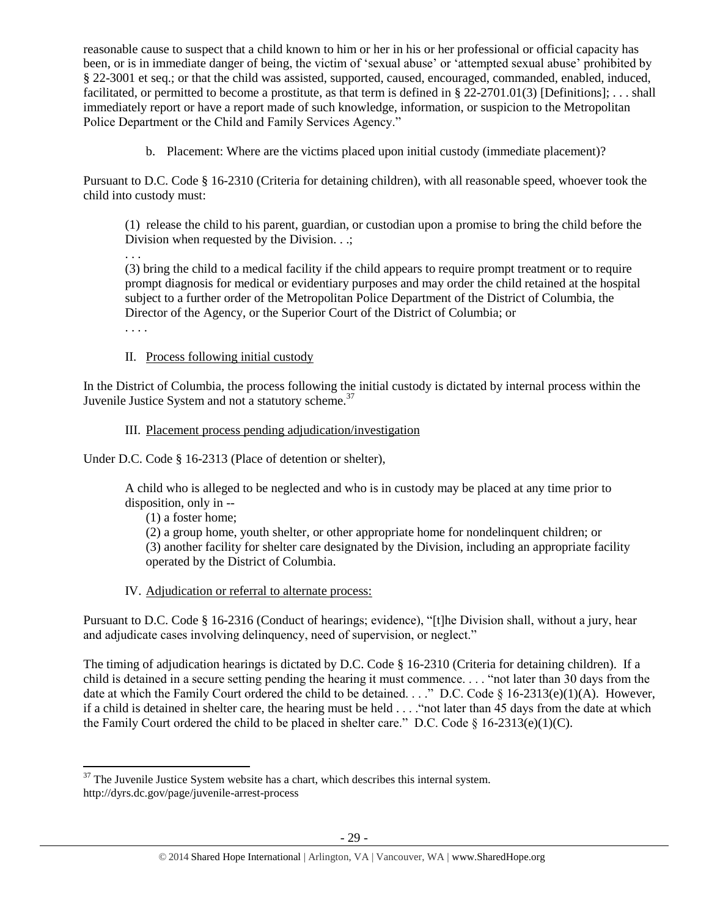reasonable cause to suspect that a child known to him or her in his or her professional or official capacity has been, or is in immediate danger of being, the victim of 'sexual abuse' or 'attempted sexual abuse' prohibited by § 22-3001 et seq.; or that the child was assisted, supported, caused, encouraged, commanded, enabled, induced, facilitated, or permitted to become a prostitute, as that term is defined in § 22-2701.01(3) [Definitions]; . . . shall immediately report or have a report made of such knowledge, information, or suspicion to the Metropolitan Police Department or the Child and Family Services Agency."

b. Placement: Where are the victims placed upon initial custody (immediate placement)?

Pursuant to D.C. Code § 16-2310 (Criteria for detaining children), with all reasonable speed, whoever took the child into custody must:

> (1) release the child to his parent, guardian, or custodian upon a promise to bring the child before the Division when requested by the Division. . .;
>
> . . .
>
> (3) bring the child to a medical facility if the child appears to require prompt treatment or to require prompt diagnosis for medical or evidentiary purposes and may order the child retained at the hospital subject to a further order of the Metropolitan Police Department of the District of Columbia, the Director of the Agency, or the Superior Court of the District of Columbia; or
>
> . . . .

II. Process following initial custody

In the District of Columbia, the process following the initial custody is dictated by internal process within the Juvenile Justice System and not a statutory scheme.[37]

III. Placement process pending adjudication/investigation

Under D.C. Code § 16-2313 (Place of detention or shelter),

> A child who is alleged to be neglected and who is in custody may be placed at any time prior to disposition, only in --
>
> (1) a foster home;
>
> (2) a group home, youth shelter, or other appropriate home for nondelinquent children; or
>
> (3) another facility for shelter care designated by the Division, including an appropriate facility operated by the District of Columbia.

IV. Adjudication or referral to alternate process:

Pursuant to D.C. Code § 16-2316 (Conduct of hearings; evidence), "[t]he Division shall, without a jury, hear and adjudicate cases involving delinquency, need of supervision, or neglect."

The timing of adjudication hearings is dictated by D.C. Code § 16-2310 (Criteria for detaining children). If a child is detained in a secure setting pending the hearing it must commence. . . . "not later than 30 days from the date at which the Family Court ordered the child to be detained. . . ." D.C. Code § 16-2313(e)(1)(A). However, if a child is detained in shelter care, the hearing must be held . . . ."not later than 45 days from the date at which the Family Court ordered the child to be placed in shelter care." D.C. Code § 16-2313(e)(1)(C).

---

[37] The Juvenile Justice System website has a chart, which describes this internal system. http://dyrs.dc.gov/page/juvenile-arrest-process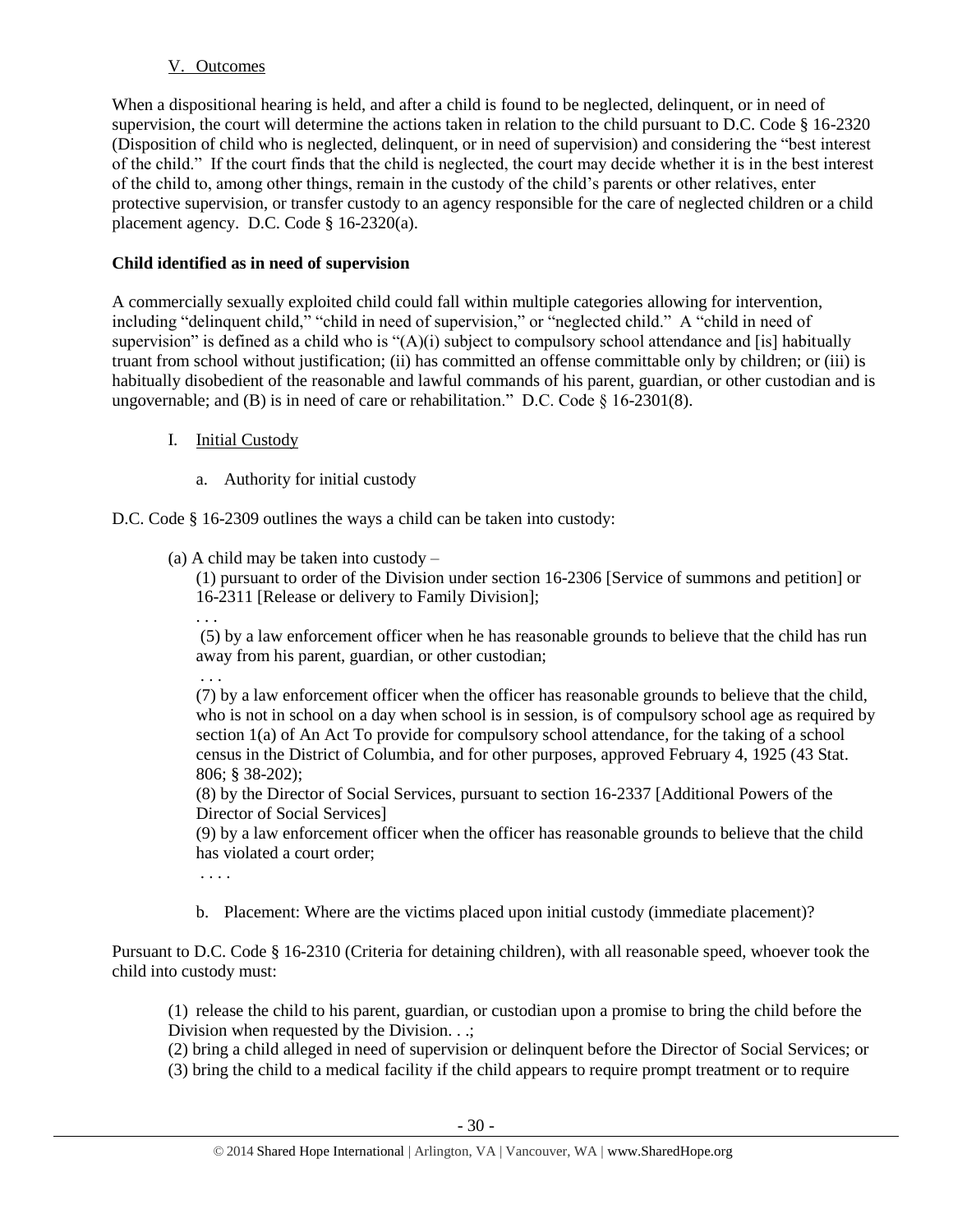## V. Outcomes

When a dispositional hearing is held, and after a child is found to be neglected, delinquent, or in need of supervision, the court will determine the actions taken in relation to the child pursuant to D.C. Code § 16-2320 (Disposition of child who is neglected, delinquent, or in need of supervision) and considering the "best interest of the child." If the court finds that the child is neglected, the court may decide whether it is in the best interest of the child to, among other things, remain in the custody of the child's parents or other relatives, enter protective supervision, or transfer custody to an agency responsible for the care of neglected children or a child placement agency. D.C. Code § 16-2320(a).

**Child identified as in need of supervision**

A commercially sexually exploited child could fall within multiple categories allowing for intervention, including "delinquent child," "child in need of supervision," or "neglected child." A "child in need of supervision" is defined as a child who is "(A)(i) subject to compulsory school attendance and [is] habitually truant from school without justification; (ii) has committed an offense committable only by children; or (iii) is habitually disobedient of the reasonable and lawful commands of his parent, guardian, or other custodian and is ungovernable; and (B) is in need of care or rehabilitation." D.C. Code § 16-2301(8).

I. Initial Custody

a. Authority for initial custody

D.C. Code § 16-2309 outlines the ways a child can be taken into custody:

> (a) A child may be taken into custody –
>
> (1) pursuant to order of the Division under section 16-2306 [Service of summons and petition] or 16-2311 [Release or delivery to Family Division];
>
> . . .
>
> (5) by a law enforcement officer when he has reasonable grounds to believe that the child has run away from his parent, guardian, or other custodian;
>
> . . .
>
> (7) by a law enforcement officer when the officer has reasonable grounds to believe that the child, who is not in school on a day when school is in session, is of compulsory school age as required by section 1(a) of An Act To provide for compulsory school attendance, for the taking of a school census in the District of Columbia, and for other purposes, approved February 4, 1925 (43 Stat. 806; § 38-202);
>
> (8) by the Director of Social Services, pursuant to section 16-2337 [Additional Powers of the Director of Social Services]
>
> (9) by a law enforcement officer when the officer has reasonable grounds to believe that the child has violated a court order;
>
> . . . .

b. Placement: Where are the victims placed upon initial custody (immediate placement)?

Pursuant to D.C. Code § 16-2310 (Criteria for detaining children), with all reasonable speed, whoever took the child into custody must:

> (1) release the child to his parent, guardian, or custodian upon a promise to bring the child before the Division when requested by the Division. . .;
>
> (2) bring a child alleged in need of supervision or delinquent before the Director of Social Services; or
>
> (3) bring the child to a medical facility if the child appears to require prompt treatment or to require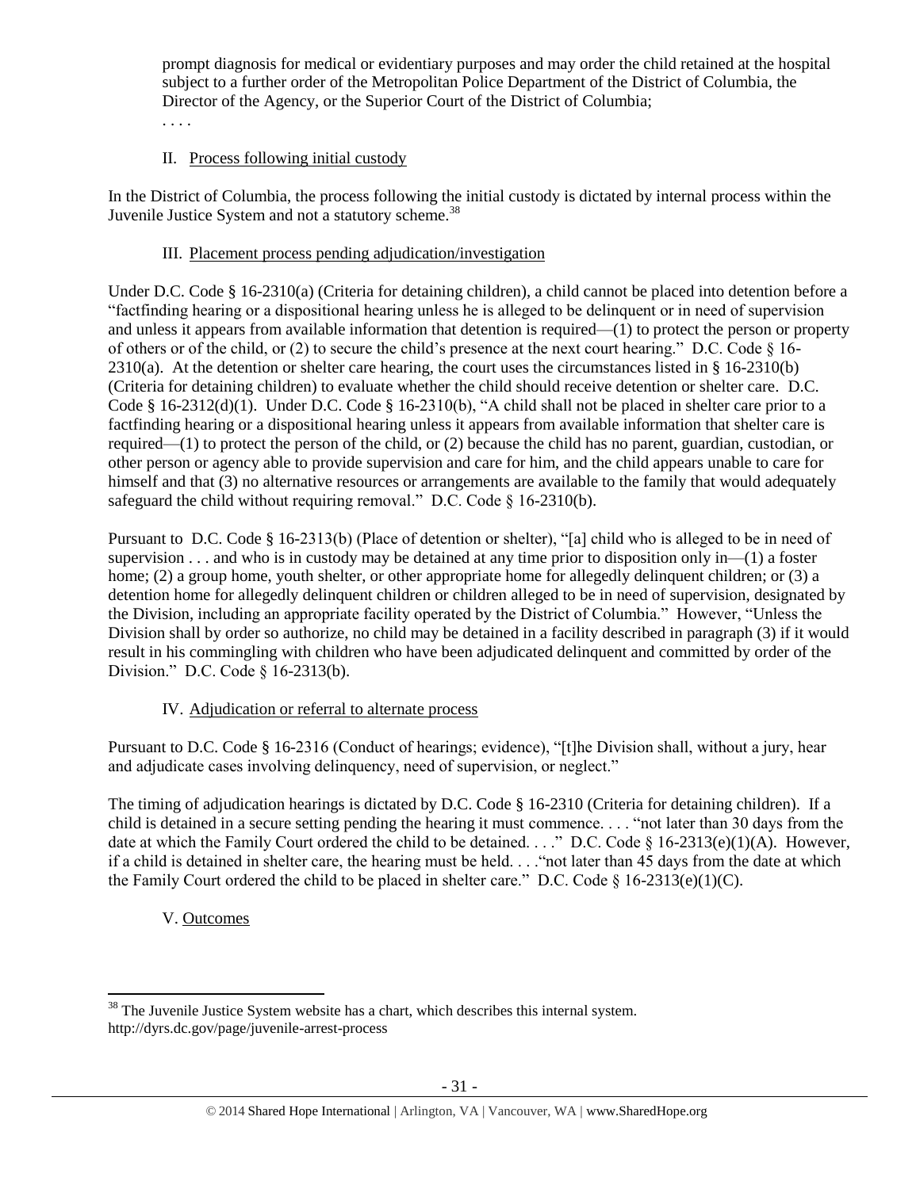prompt diagnosis for medical or evidentiary purposes and may order the child retained at the hospital subject to a further order of the Metropolitan Police Department of the District of Columbia, the Director of the Agency, or the Superior Court of the District of Columbia;

. . . .

II. Process following initial custody

In the District of Columbia, the process following the initial custody is dictated by internal process within the Juvenile Justice System and not a statutory scheme.[38]

III. Placement process pending adjudication/investigation

Under D.C. Code § 16-2310(a) (Criteria for detaining children), a child cannot be placed into detention before a "factfinding hearing or a dispositional hearing unless he is alleged to be delinquent or in need of supervision and unless it appears from available information that detention is required—(1) to protect the person or property of others or of the child, or (2) to secure the child's presence at the next court hearing." D.C. Code § 16-2310(a). At the detention or shelter care hearing, the court uses the circumstances listed in § 16-2310(b) (Criteria for detaining children) to evaluate whether the child should receive detention or shelter care. D.C. Code § 16-2312(d)(1). Under D.C. Code § 16-2310(b), "A child shall not be placed in shelter care prior to a factfinding hearing or a dispositional hearing unless it appears from available information that shelter care is required—(1) to protect the person of the child, or (2) because the child has no parent, guardian, custodian, or other person or agency able to provide supervision and care for him, and the child appears unable to care for himself and that (3) no alternative resources or arrangements are available to the family that would adequately safeguard the child without requiring removal." D.C. Code § 16-2310(b).

Pursuant to D.C. Code § 16-2313(b) (Place of detention or shelter), "[a] child who is alleged to be in need of supervision . . . and who is in custody may be detained at any time prior to disposition only in—(1) a foster home; (2) a group home, youth shelter, or other appropriate home for allegedly delinquent children; or (3) a detention home for allegedly delinquent children or children alleged to be in need of supervision, designated by the Division, including an appropriate facility operated by the District of Columbia." However, "Unless the Division shall by order so authorize, no child may be detained in a facility described in paragraph (3) if it would result in his commingling with children who have been adjudicated delinquent and committed by order of the Division." D.C. Code § 16-2313(b).

IV. Adjudication or referral to alternate process

Pursuant to D.C. Code § 16-2316 (Conduct of hearings; evidence), "[t]he Division shall, without a jury, hear and adjudicate cases involving delinquency, need of supervision, or neglect."

The timing of adjudication hearings is dictated by D.C. Code § 16-2310 (Criteria for detaining children). If a child is detained in a secure setting pending the hearing it must commence. . . . "not later than 30 days from the date at which the Family Court ordered the child to be detained. . . ." D.C. Code § 16-2313(e)(1)(A). However, if a child is detained in shelter care, the hearing must be held. . . ."not later than 45 days from the date at which the Family Court ordered the child to be placed in shelter care." D.C. Code § 16-2313(e)(1)(C).

V. Outcomes

[38] The Juvenile Justice System website has a chart, which describes this internal system. http://dyrs.dc.gov/page/juvenile-arrest-process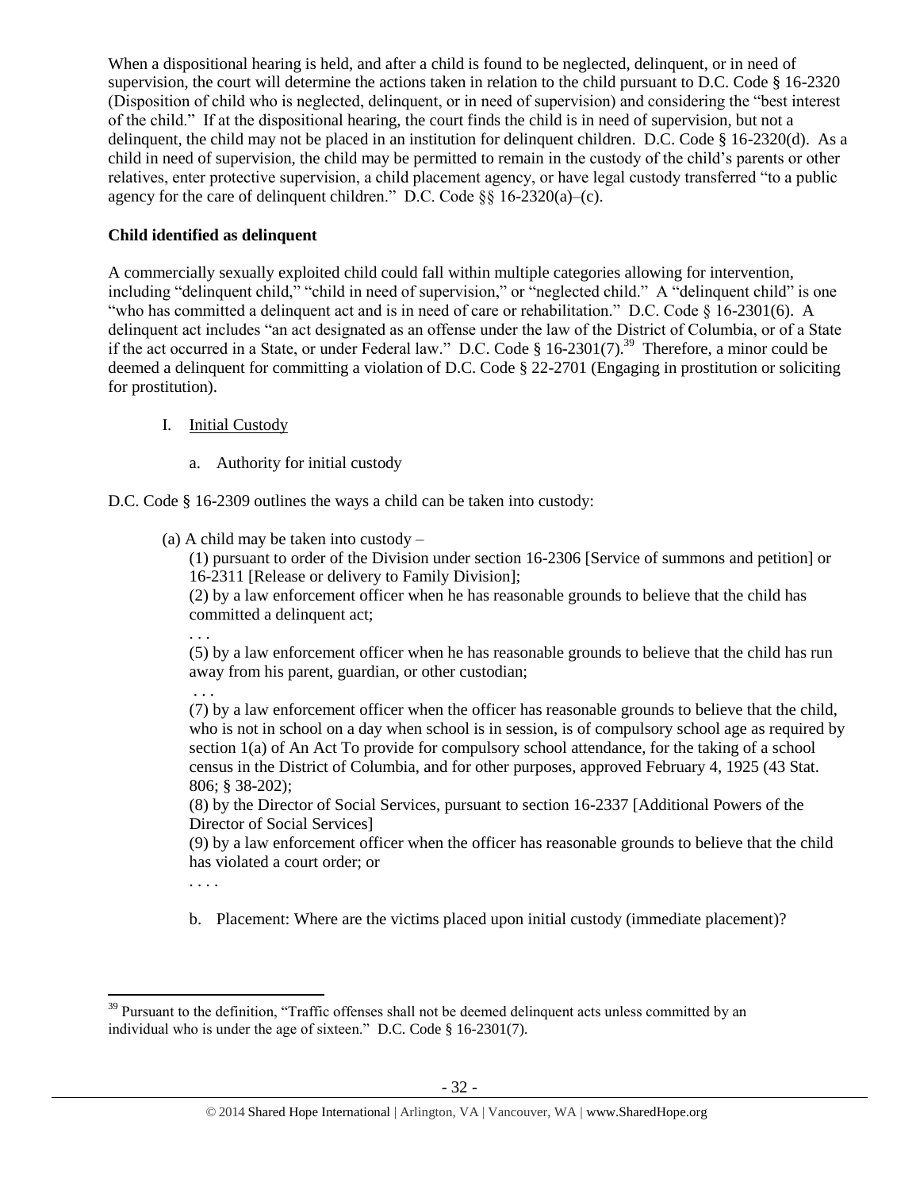When a dispositional hearing is held, and after a child is found to be neglected, delinquent, or in need of supervision, the court will determine the actions taken in relation to the child pursuant to D.C. Code § 16-2320 (Disposition of child who is neglected, delinquent, or in need of supervision) and considering the "best interest of the child." If at the dispositional hearing, the court finds the child is in need of supervision, but not a delinquent, the child may not be placed in an institution for delinquent children. D.C. Code § 16-2320(d). As a child in need of supervision, the child may be permitted to remain in the custody of the child's parents or other relatives, enter protective supervision, a child placement agency, or have legal custody transferred "to a public agency for the care of delinquent children." D.C. Code §§ 16-2320(a)–(c).

**Child identified as delinquent**

A commercially sexually exploited child could fall within multiple categories allowing for intervention, including "delinquent child," "child in need of supervision," or "neglected child." A "delinquent child" is one "who has committed a delinquent act and is in need of care or rehabilitation." D.C. Code § 16-2301(6). A delinquent act includes "an act designated as an offense under the law of the District of Columbia, or of a State if the act occurred in a State, or under Federal law." D.C. Code § 16-2301(7).[39] Therefore, a minor could be deemed a delinquent for committing a violation of D.C. Code § 22-2701 (Engaging in prostitution or soliciting for prostitution).

I. Initial Custody

   a. Authority for initial custody

D.C. Code § 16-2309 outlines the ways a child can be taken into custody:

> (a) A child may be taken into custody –
>
> (1) pursuant to order of the Division under section 16-2306 [Service of summons and petition] or 16-2311 [Release or delivery to Family Division];
>
> (2) by a law enforcement officer when he has reasonable grounds to believe that the child has committed a delinquent act;
>
> . . .
>
> (5) by a law enforcement officer when he has reasonable grounds to believe that the child has run away from his parent, guardian, or other custodian;
>
> . . .
>
> (7) by a law enforcement officer when the officer has reasonable grounds to believe that the child, who is not in school on a day when school is in session, is of compulsory school age as required by section 1(a) of An Act To provide for compulsory school attendance, for the taking of a school census in the District of Columbia, and for other purposes, approved February 4, 1925 (43 Stat. 806; § 38-202);
>
> (8) by the Director of Social Services, pursuant to section 16-2337 [Additional Powers of the Director of Social Services]
>
> (9) by a law enforcement officer when the officer has reasonable grounds to believe that the child has violated a court order; or
>
> . . . .

   b. Placement: Where are the victims placed upon initial custody (immediate placement)?

[39] Pursuant to the definition, "Traffic offenses shall not be deemed delinquent acts unless committed by an individual who is under the age of sixteen." D.C. Code § 16-2301(7).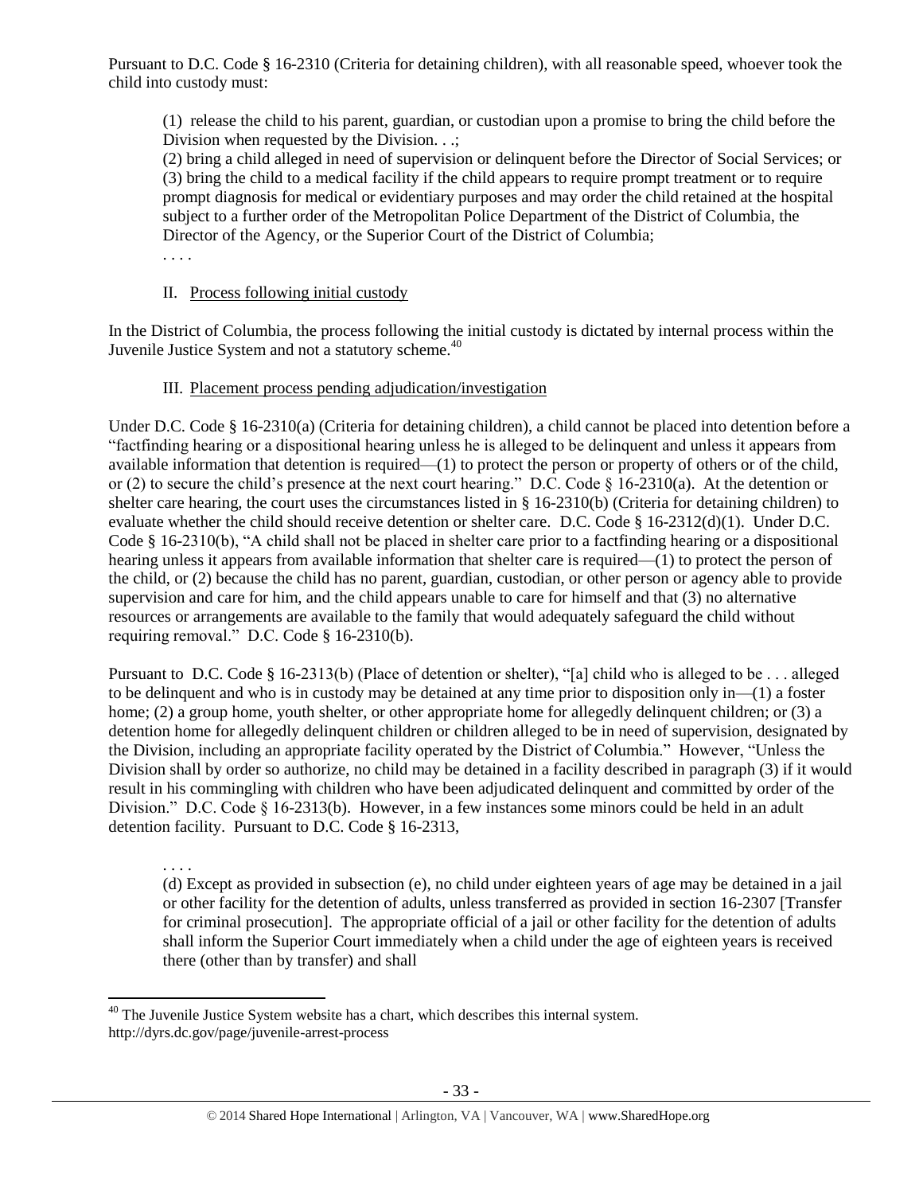Pursuant to D.C. Code § 16-2310 (Criteria for detaining children), with all reasonable speed, whoever took the child into custody must:

> (1) release the child to his parent, guardian, or custodian upon a promise to bring the child before the Division when requested by the Division. . .;
> (2) bring a child alleged in need of supervision or delinquent before the Director of Social Services; or
> (3) bring the child to a medical facility if the child appears to require prompt treatment or to require prompt diagnosis for medical or evidentiary purposes and may order the child retained at the hospital subject to a further order of the Metropolitan Police Department of the District of Columbia, the Director of the Agency, or the Superior Court of the District of Columbia;
> . . . .

## II. Process following initial custody

In the District of Columbia, the process following the initial custody is dictated by internal process within the Juvenile Justice System and not a statutory scheme.[40]

## III. Placement process pending adjudication/investigation

Under D.C. Code § 16-2310(a) (Criteria for detaining children), a child cannot be placed into detention before a "factfinding hearing or a dispositional hearing unless he is alleged to be delinquent and unless it appears from available information that detention is required—(1) to protect the person or property of others or of the child, or (2) to secure the child's presence at the next court hearing." D.C. Code § 16-2310(a). At the detention or shelter care hearing, the court uses the circumstances listed in § 16-2310(b) (Criteria for detaining children) to evaluate whether the child should receive detention or shelter care. D.C. Code § 16-2312(d)(1). Under D.C. Code § 16-2310(b), "A child shall not be placed in shelter care prior to a factfinding hearing or a dispositional hearing unless it appears from available information that shelter care is required—(1) to protect the person of the child, or (2) because the child has no parent, guardian, custodian, or other person or agency able to provide supervision and care for him, and the child appears unable to care for himself and that (3) no alternative resources or arrangements are available to the family that would adequately safeguard the child without requiring removal." D.C. Code § 16-2310(b).

Pursuant to D.C. Code § 16-2313(b) (Place of detention or shelter), "[a] child who is alleged to be . . . alleged to be delinquent and who is in custody may be detained at any time prior to disposition only in—(1) a foster home; (2) a group home, youth shelter, or other appropriate home for allegedly delinquent children; or (3) a detention home for allegedly delinquent children or children alleged to be in need of supervision, designated by the Division, including an appropriate facility operated by the District of Columbia." However, "Unless the Division shall by order so authorize, no child may be detained in a facility described in paragraph (3) if it would result in his commingling with children who have been adjudicated delinquent and committed by order of the Division." D.C. Code § 16-2313(b). However, in a few instances some minors could be held in an adult detention facility. Pursuant to D.C. Code § 16-2313,

> . . . .
> (d) Except as provided in subsection (e), no child under eighteen years of age may be detained in a jail or other facility for the detention of adults, unless transferred as provided in section 16-2307 [Transfer for criminal prosecution]. The appropriate official of a jail or other facility for the detention of adults shall inform the Superior Court immediately when a child under the age of eighteen years is received there (other than by transfer) and shall

---

[40] The Juvenile Justice System website has a chart, which describes this internal system. http://dyrs.dc.gov/page/juvenile-arrest-process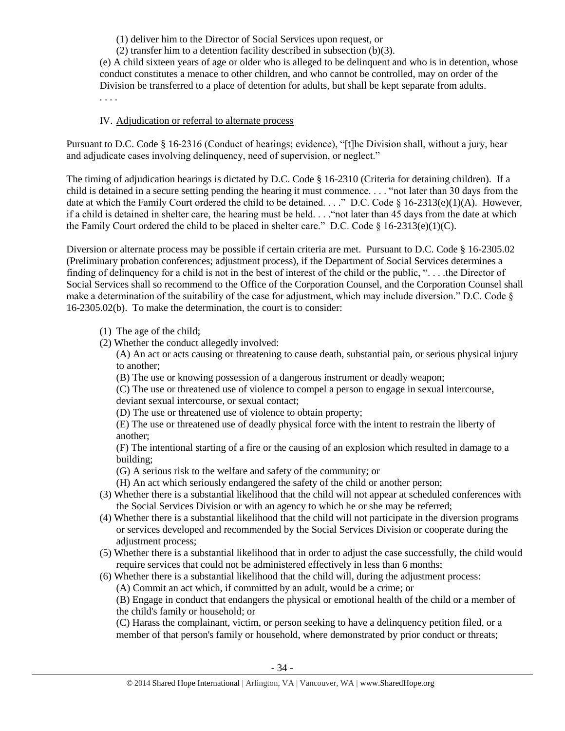(1) deliver him to the Director of Social Services upon request, or

(2) transfer him to a detention facility described in subsection (b)(3).

(e) A child sixteen years of age or older who is alleged to be delinquent and who is in detention, whose conduct constitutes a menace to other children, and who cannot be controlled, may on order of the Division be transferred to a place of detention for adults, but shall be kept separate from adults.

. . . .

IV. Adjudication or referral to alternate process

Pursuant to D.C. Code § 16-2316 (Conduct of hearings; evidence), "[t]he Division shall, without a jury, hear and adjudicate cases involving delinquency, need of supervision, or neglect."

The timing of adjudication hearings is dictated by D.C. Code § 16-2310 (Criteria for detaining children). If a child is detained in a secure setting pending the hearing it must commence. . . . "not later than 30 days from the date at which the Family Court ordered the child to be detained. . . ." D.C. Code § 16-2313(e)(1)(A). However, if a child is detained in shelter care, the hearing must be held. . . ."not later than 45 days from the date at which the Family Court ordered the child to be placed in shelter care." D.C. Code § 16-2313(e)(1)(C).

Diversion or alternate process may be possible if certain criteria are met. Pursuant to D.C. Code § 16-2305.02 (Preliminary probation conferences; adjustment process), if the Department of Social Services determines a finding of delinquency for a child is not in the best of interest of the child or the public, ". . . .the Director of Social Services shall so recommend to the Office of the Corporation Counsel, and the Corporation Counsel shall make a determination of the suitability of the case for adjustment, which may include diversion." D.C. Code § 16-2305.02(b). To make the determination, the court is to consider:

(1) The age of the child;

(2) Whether the conduct allegedly involved:

(A) An act or acts causing or threatening to cause death, substantial pain, or serious physical injury to another;

(B) The use or knowing possession of a dangerous instrument or deadly weapon;

(C) The use or threatened use of violence to compel a person to engage in sexual intercourse, deviant sexual intercourse, or sexual contact;

(D) The use or threatened use of violence to obtain property;

(E) The use or threatened use of deadly physical force with the intent to restrain the liberty of another;

(F) The intentional starting of a fire or the causing of an explosion which resulted in damage to a building;

(G) A serious risk to the welfare and safety of the community; or

(H) An act which seriously endangered the safety of the child or another person;

(3) Whether there is a substantial likelihood that the child will not appear at scheduled conferences with the Social Services Division or with an agency to which he or she may be referred;

(4) Whether there is a substantial likelihood that the child will not participate in the diversion programs or services developed and recommended by the Social Services Division or cooperate during the adjustment process;

(5) Whether there is a substantial likelihood that in order to adjust the case successfully, the child would require services that could not be administered effectively in less than 6 months;

(6) Whether there is a substantial likelihood that the child will, during the adjustment process:

(A) Commit an act which, if committed by an adult, would be a crime; or

(B) Engage in conduct that endangers the physical or emotional health of the child or a member of the child's family or household; or

(C) Harass the complainant, victim, or person seeking to have a delinquency petition filed, or a member of that person's family or household, where demonstrated by prior conduct or threats;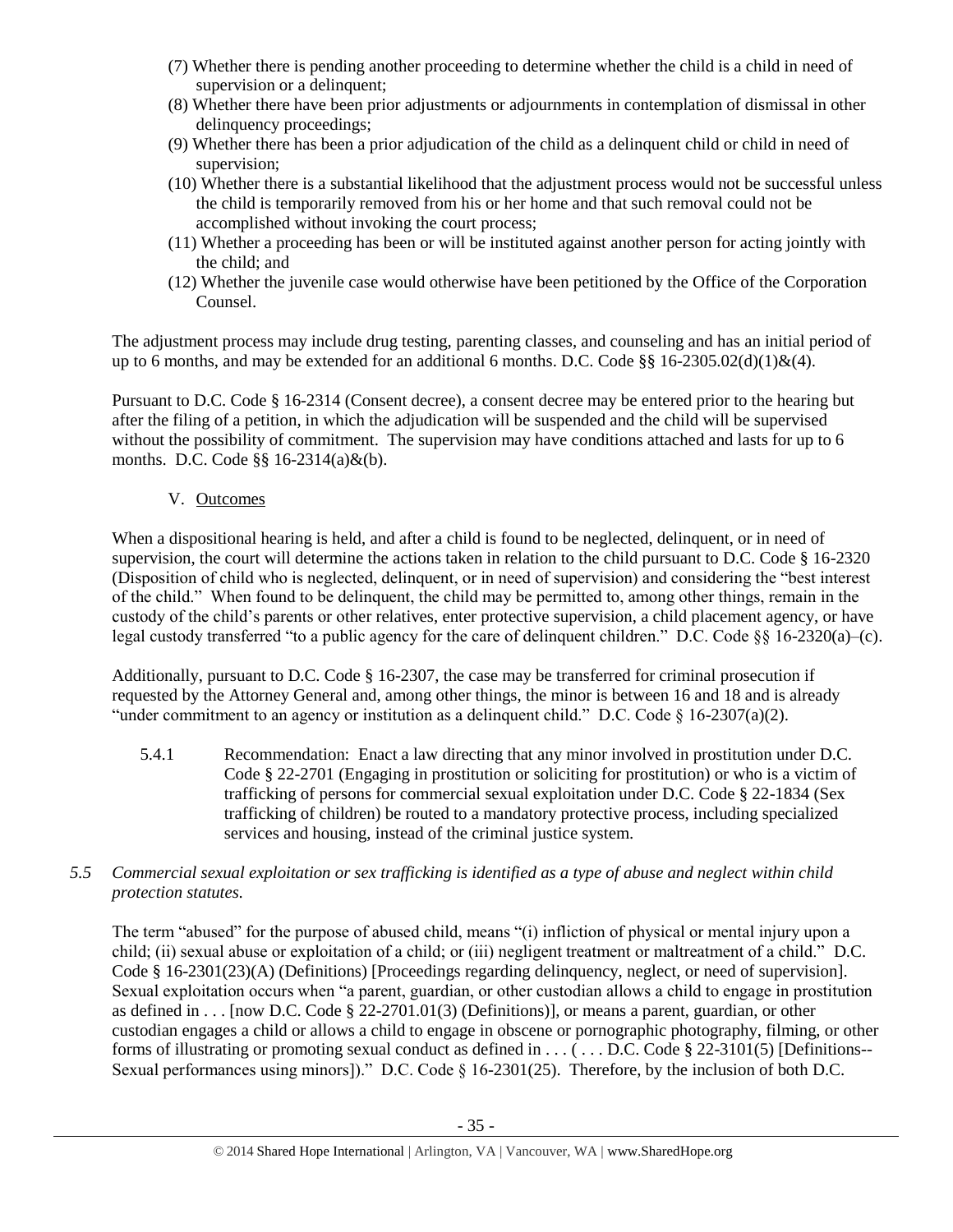(7) Whether there is pending another proceeding to determine whether the child is a child in need of supervision or a delinquent;
(8) Whether there have been prior adjustments or adjournments in contemplation of dismissal in other delinquency proceedings;
(9) Whether there has been a prior adjudication of the child as a delinquent child or child in need of supervision;
(10) Whether there is a substantial likelihood that the adjustment process would not be successful unless the child is temporarily removed from his or her home and that such removal could not be accomplished without invoking the court process;
(11) Whether a proceeding has been or will be instituted against another person for acting jointly with the child; and
(12) Whether the juvenile case would otherwise have been petitioned by the Office of the Corporation Counsel.

The adjustment process may include drug testing, parenting classes, and counseling and has an initial period of up to 6 months, and may be extended for an additional 6 months. D.C. Code §§ 16-2305.02(d)(1)&(4).

Pursuant to D.C. Code § 16-2314 (Consent decree), a consent decree may be entered prior to the hearing but after the filing of a petition, in which the adjudication will be suspended and the child will be supervised without the possibility of commitment. The supervision may have conditions attached and lasts for up to 6 months. D.C. Code §§ 16-2314(a)&(b).

V. Outcomes

When a dispositional hearing is held, and after a child is found to be neglected, delinquent, or in need of supervision, the court will determine the actions taken in relation to the child pursuant to D.C. Code § 16-2320 (Disposition of child who is neglected, delinquent, or in need of supervision) and considering the "best interest of the child." When found to be delinquent, the child may be permitted to, among other things, remain in the custody of the child's parents or other relatives, enter protective supervision, a child placement agency, or have legal custody transferred "to a public agency for the care of delinquent children." D.C. Code §§ 16-2320(a)–(c).

Additionally, pursuant to D.C. Code § 16-2307, the case may be transferred for criminal prosecution if requested by the Attorney General and, among other things, the minor is between 16 and 18 and is already "under commitment to an agency or institution as a delinquent child." D.C. Code § 16-2307(a)(2).

5.4.1 Recommendation: Enact a law directing that any minor involved in prostitution under D.C. Code § 22-2701 (Engaging in prostitution or soliciting for prostitution) or who is a victim of trafficking of persons for commercial sexual exploitation under D.C. Code § 22-1834 (Sex trafficking of children) be routed to a mandatory protective process, including specialized services and housing, instead of the criminal justice system.

*5.5 Commercial sexual exploitation or sex trafficking is identified as a type of abuse and neglect within child protection statutes.*

The term "abused" for the purpose of abused child, means "(i) infliction of physical or mental injury upon a child; (ii) sexual abuse or exploitation of a child; or (iii) negligent treatment or maltreatment of a child." D.C. Code § 16-2301(23)(A) (Definitions) [Proceedings regarding delinquency, neglect, or need of supervision]. Sexual exploitation occurs when "a parent, guardian, or other custodian allows a child to engage in prostitution as defined in . . . [now D.C. Code § 22-2701.01(3) (Definitions)], or means a parent, guardian, or other custodian engages a child or allows a child to engage in obscene or pornographic photography, filming, or other forms of illustrating or promoting sexual conduct as defined in . . . ( . . . D.C. Code § 22-3101(5) [Definitions--Sexual performances using minors])." D.C. Code § 16-2301(25). Therefore, by the inclusion of both D.C.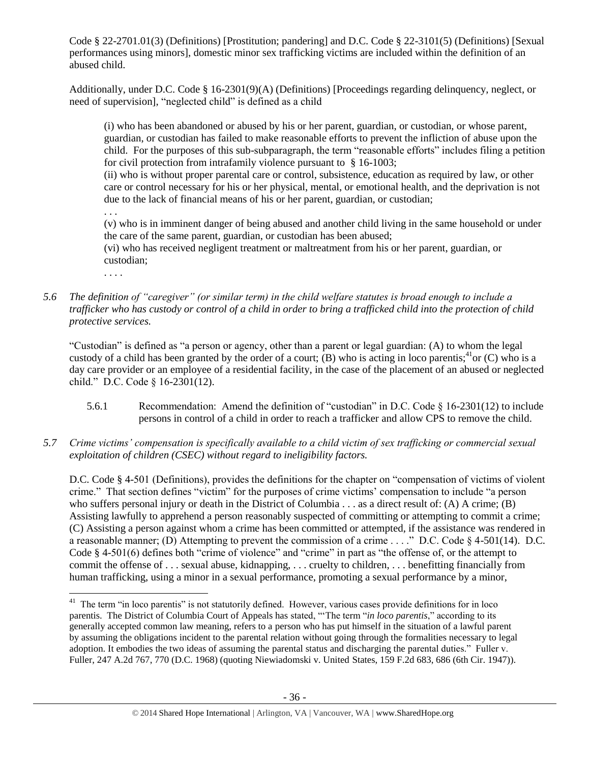Code § 22-2701.01(3) (Definitions) [Prostitution; pandering] and D.C. Code § 22-3101(5) (Definitions) [Sexual performances using minors], domestic minor sex trafficking victims are included within the definition of an abused child.

Additionally, under D.C. Code § 16-2301(9)(A) (Definitions) [Proceedings regarding delinquency, neglect, or need of supervision], "neglected child" is defined as a child

> (i) who has been abandoned or abused by his or her parent, guardian, or custodian, or whose parent, guardian, or custodian has failed to make reasonable efforts to prevent the infliction of abuse upon the child. For the purposes of this sub-subparagraph, the term "reasonable efforts" includes filing a petition for civil protection from intrafamily violence pursuant to § 16-1003;
>
> (ii) who is without proper parental care or control, subsistence, education as required by law, or other care or control necessary for his or her physical, mental, or emotional health, and the deprivation is not due to the lack of financial means of his or her parent, guardian, or custodian;
>
> . . .
>
> (v) who is in imminent danger of being abused and another child living in the same household or under the care of the same parent, guardian, or custodian has been abused;
>
> (vi) who has received negligent treatment or maltreatment from his or her parent, guardian, or custodian;
>
> . . . .

*5.6 The definition of "caregiver" (or similar term) in the child welfare statutes is broad enough to include a trafficker who has custody or control of a child in order to bring a trafficked child into the protection of child protective services.*

"Custodian" is defined as "a person or agency, other than a parent or legal guardian: (A) to whom the legal custody of a child has been granted by the order of a court; (B) who is acting in loco parentis;[41] or (C) who is a day care provider or an employee of a residential facility, in the case of the placement of an abused or neglected child." D.C. Code § 16-2301(12).

> 5.6.1 Recommendation: Amend the definition of "custodian" in D.C. Code § 16-2301(12) to include persons in control of a child in order to reach a trafficker and allow CPS to remove the child.

*5.7 Crime victims' compensation is specifically available to a child victim of sex trafficking or commercial sexual exploitation of children (CSEC) without regard to ineligibility factors.*

D.C. Code § 4-501 (Definitions), provides the definitions for the chapter on "compensation of victims of violent crime." That section defines "victim" for the purposes of crime victims' compensation to include "a person who suffers personal injury or death in the District of Columbia . . . as a direct result of: (A) A crime; (B) Assisting lawfully to apprehend a person reasonably suspected of committing or attempting to commit a crime; (C) Assisting a person against whom a crime has been committed or attempted, if the assistance was rendered in a reasonable manner; (D) Attempting to prevent the commission of a crime . . . ." D.C. Code § 4-501(14). D.C. Code § 4-501(6) defines both "crime of violence" and "crime" in part as "the offense of, or the attempt to commit the offense of . . . sexual abuse, kidnapping, . . . cruelty to children, . . . benefitting financially from human trafficking, using a minor in a sexual performance, promoting a sexual performance by a minor,

---

[41] The term "in loco parentis" is not statutorily defined. However, various cases provide definitions for in loco parentis. The District of Columbia Court of Appeals has stated, "'The term "*in loco parentis*," according to its generally accepted common law meaning, refers to a person who has put himself in the situation of a lawful parent by assuming the obligations incident to the parental relation without going through the formalities necessary to legal adoption. It embodies the two ideas of assuming the parental status and discharging the parental duties." Fuller v. Fuller, 247 A.2d 767, 770 (D.C. 1968) (quoting Niewiadomski v. United States, 159 F.2d 683, 686 (6th Cir. 1947)).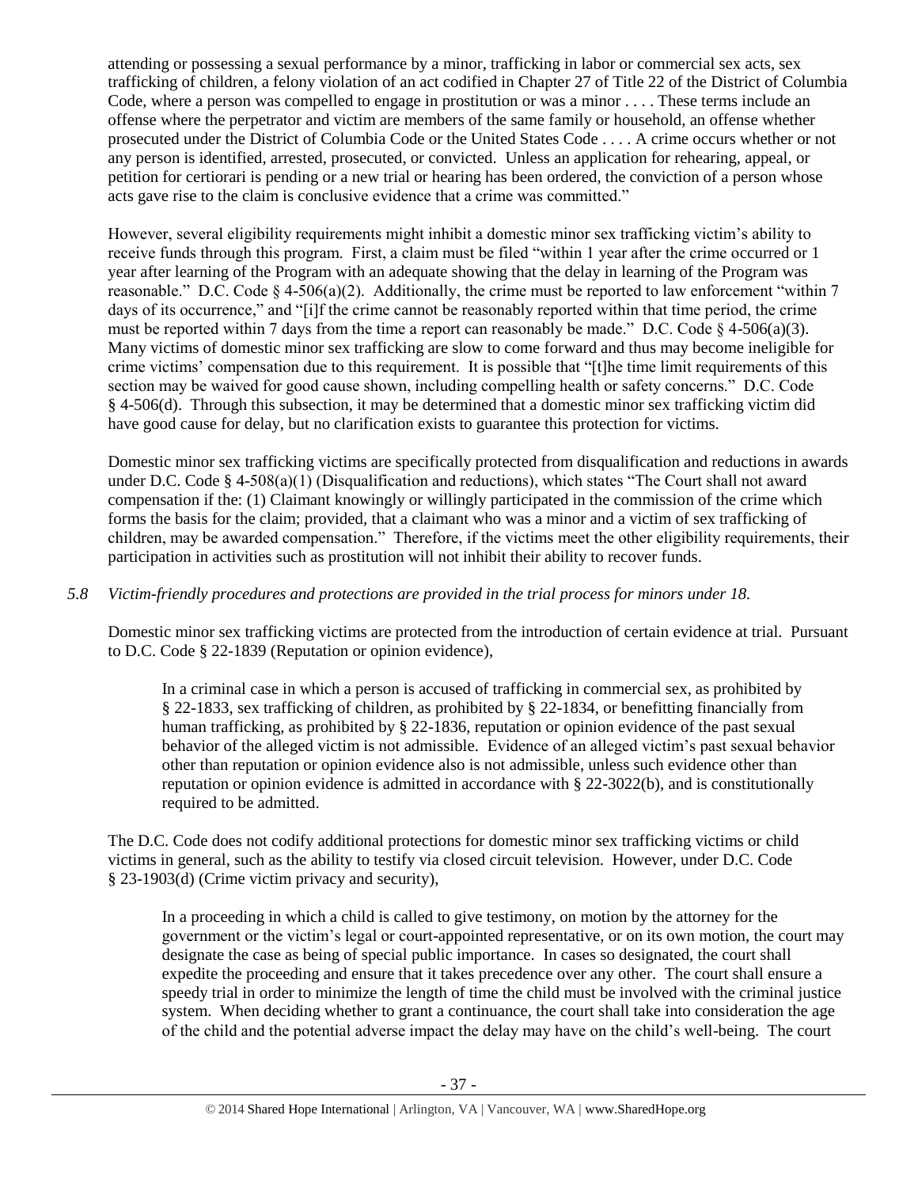attending or possessing a sexual performance by a minor, trafficking in labor or commercial sex acts, sex trafficking of children, a felony violation of an act codified in Chapter 27 of Title 22 of the District of Columbia Code, where a person was compelled to engage in prostitution or was a minor . . . . These terms include an offense where the perpetrator and victim are members of the same family or household, an offense whether prosecuted under the District of Columbia Code or the United States Code . . . . A crime occurs whether or not any person is identified, arrested, prosecuted, or convicted. Unless an application for rehearing, appeal, or petition for certiorari is pending or a new trial or hearing has been ordered, the conviction of a person whose acts gave rise to the claim is conclusive evidence that a crime was committed."

However, several eligibility requirements might inhibit a domestic minor sex trafficking victim's ability to receive funds through this program. First, a claim must be filed "within 1 year after the crime occurred or 1 year after learning of the Program with an adequate showing that the delay in learning of the Program was reasonable." D.C. Code § 4-506(a)(2). Additionally, the crime must be reported to law enforcement "within 7 days of its occurrence," and "[i]f the crime cannot be reasonably reported within that time period, the crime must be reported within 7 days from the time a report can reasonably be made." D.C. Code § 4-506(a)(3). Many victims of domestic minor sex trafficking are slow to come forward and thus may become ineligible for crime victims' compensation due to this requirement. It is possible that "[t]he time limit requirements of this section may be waived for good cause shown, including compelling health or safety concerns." D.C. Code § 4-506(d). Through this subsection, it may be determined that a domestic minor sex trafficking victim did have good cause for delay, but no clarification exists to guarantee this protection for victims.

Domestic minor sex trafficking victims are specifically protected from disqualification and reductions in awards under D.C. Code § 4-508(a)(1) (Disqualification and reductions), which states "The Court shall not award compensation if the: (1) Claimant knowingly or willingly participated in the commission of the crime which forms the basis for the claim; provided, that a claimant who was a minor and a victim of sex trafficking of children, may be awarded compensation." Therefore, if the victims meet the other eligibility requirements, their participation in activities such as prostitution will not inhibit their ability to recover funds.

*5.8 Victim-friendly procedures and protections are provided in the trial process for minors under 18.*

Domestic minor sex trafficking victims are protected from the introduction of certain evidence at trial. Pursuant to D.C. Code § 22-1839 (Reputation or opinion evidence),

> In a criminal case in which a person is accused of trafficking in commercial sex, as prohibited by § 22-1833, sex trafficking of children, as prohibited by § 22-1834, or benefitting financially from human trafficking, as prohibited by § 22-1836, reputation or opinion evidence of the past sexual behavior of the alleged victim is not admissible. Evidence of an alleged victim's past sexual behavior other than reputation or opinion evidence also is not admissible, unless such evidence other than reputation or opinion evidence is admitted in accordance with § 22-3022(b), and is constitutionally required to be admitted.

The D.C. Code does not codify additional protections for domestic minor sex trafficking victims or child victims in general, such as the ability to testify via closed circuit television. However, under D.C. Code § 23-1903(d) (Crime victim privacy and security),

> In a proceeding in which a child is called to give testimony, on motion by the attorney for the government or the victim's legal or court-appointed representative, or on its own motion, the court may designate the case as being of special public importance. In cases so designated, the court shall expedite the proceeding and ensure that it takes precedence over any other. The court shall ensure a speedy trial in order to minimize the length of time the child must be involved with the criminal justice system. When deciding whether to grant a continuance, the court shall take into consideration the age of the child and the potential adverse impact the delay may have on the child's well-being. The court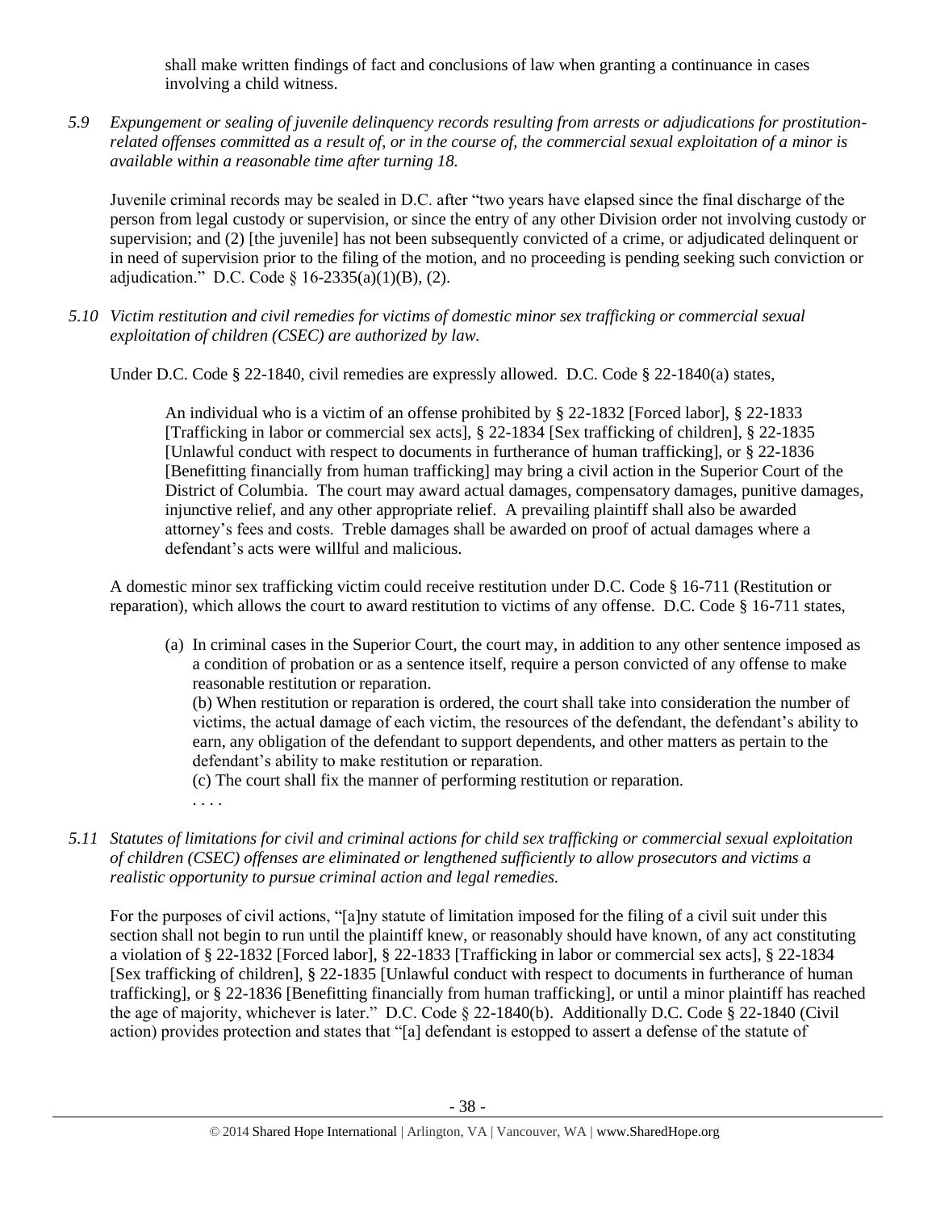shall make written findings of fact and conclusions of law when granting a continuance in cases involving a child witness.

*5.9 Expungement or sealing of juvenile delinquency records resulting from arrests or adjudications for prostitution-related offenses committed as a result of, or in the course of, the commercial sexual exploitation of a minor is available within a reasonable time after turning 18.*

Juvenile criminal records may be sealed in D.C. after "two years have elapsed since the final discharge of the person from legal custody or supervision, or since the entry of any other Division order not involving custody or supervision; and (2) [the juvenile] has not been subsequently convicted of a crime, or adjudicated delinquent or in need of supervision prior to the filing of the motion, and no proceeding is pending seeking such conviction or adjudication." D.C. Code § 16-2335(a)(1)(B), (2).

*5.10 Victim restitution and civil remedies for victims of domestic minor sex trafficking or commercial sexual exploitation of children (CSEC) are authorized by law.*

Under D.C. Code § 22-1840, civil remedies are expressly allowed. D.C. Code § 22-1840(a) states,

> An individual who is a victim of an offense prohibited by § 22-1832 [Forced labor], § 22-1833 [Trafficking in labor or commercial sex acts], § 22-1834 [Sex trafficking of children], § 22-1835 [Unlawful conduct with respect to documents in furtherance of human trafficking], or § 22-1836 [Benefitting financially from human trafficking] may bring a civil action in the Superior Court of the District of Columbia. The court may award actual damages, compensatory damages, punitive damages, injunctive relief, and any other appropriate relief. A prevailing plaintiff shall also be awarded attorney's fees and costs. Treble damages shall be awarded on proof of actual damages where a defendant's acts were willful and malicious.

A domestic minor sex trafficking victim could receive restitution under D.C. Code § 16-711 (Restitution or reparation), which allows the court to award restitution to victims of any offense. D.C. Code § 16-711 states,

> (a) In criminal cases in the Superior Court, the court may, in addition to any other sentence imposed as a condition of probation or as a sentence itself, require a person convicted of any offense to make reasonable restitution or reparation.
> (b) When restitution or reparation is ordered, the court shall take into consideration the number of victims, the actual damage of each victim, the resources of the defendant, the defendant's ability to earn, any obligation of the defendant to support dependents, and other matters as pertain to the defendant's ability to make restitution or reparation.
> (c) The court shall fix the manner of performing restitution or reparation.
> . . . .

*5.11 Statutes of limitations for civil and criminal actions for child sex trafficking or commercial sexual exploitation of children (CSEC) offenses are eliminated or lengthened sufficiently to allow prosecutors and victims a realistic opportunity to pursue criminal action and legal remedies.*

For the purposes of civil actions, "[a]ny statute of limitation imposed for the filing of a civil suit under this section shall not begin to run until the plaintiff knew, or reasonably should have known, of any act constituting a violation of § 22-1832 [Forced labor], § 22-1833 [Trafficking in labor or commercial sex acts], § 22-1834 [Sex trafficking of children], § 22-1835 [Unlawful conduct with respect to documents in furtherance of human trafficking], or § 22-1836 [Benefitting financially from human trafficking], or until a minor plaintiff has reached the age of majority, whichever is later." D.C. Code § 22-1840(b). Additionally D.C. Code § 22-1840 (Civil action) provides protection and states that "[a] defendant is estopped to assert a defense of the statute of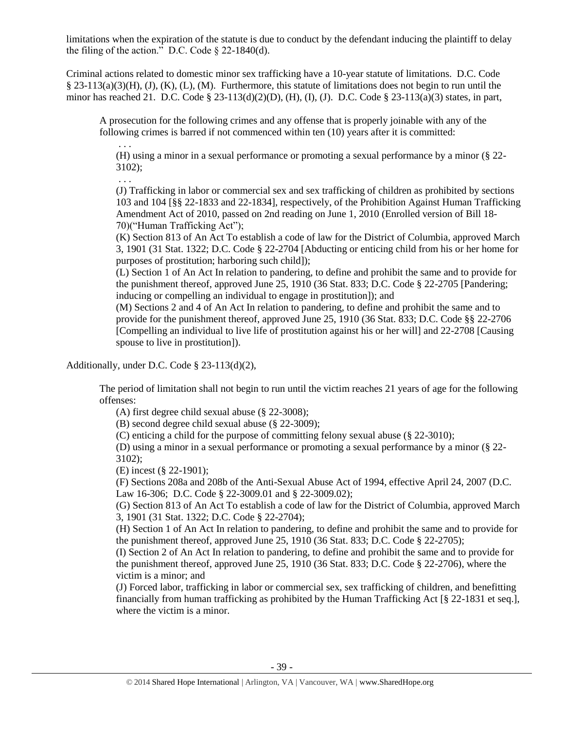limitations when the expiration of the statute is due to conduct by the defendant inducing the plaintiff to delay the filing of the action." D.C. Code § 22-1840(d).

Criminal actions related to domestic minor sex trafficking have a 10-year statute of limitations. D.C. Code § 23-113(a)(3)(H), (J), (K), (L), (M). Furthermore, this statute of limitations does not begin to run until the minor has reached 21. D.C. Code § 23-113(d)(2)(D), (H), (I), (J). D.C. Code § 23-113(a)(3) states, in part,

> A prosecution for the following crimes and any offense that is properly joinable with any of the following crimes is barred if not commenced within ten (10) years after it is committed:
>
> > . . .
> >
> > (H) using a minor in a sexual performance or promoting a sexual performance by a minor (§ 22-3102);
> >
> > . . .
> >
> > (J) Trafficking in labor or commercial sex and sex trafficking of children as prohibited by sections 103 and 104 [§§ 22-1833 and 22-1834], respectively, of the Prohibition Against Human Trafficking Amendment Act of 2010, passed on 2nd reading on June 1, 2010 (Enrolled version of Bill 18-70)("Human Trafficking Act");
> >
> > (K) Section 813 of An Act To establish a code of law for the District of Columbia, approved March 3, 1901 (31 Stat. 1322; D.C. Code § 22-2704 [Abducting or enticing child from his or her home for purposes of prostitution; harboring such child]);
> >
> > (L) Section 1 of An Act In relation to pandering, to define and prohibit the same and to provide for the punishment thereof, approved June 25, 1910 (36 Stat. 833; D.C. Code § 22-2705 [Pandering; inducing or compelling an individual to engage in prostitution]); and
> >
> > (M) Sections 2 and 4 of An Act In relation to pandering, to define and prohibit the same and to provide for the punishment thereof, approved June 25, 1910 (36 Stat. 833; D.C. Code §§ 22-2706 [Compelling an individual to live life of prostitution against his or her will] and 22-2708 [Causing spouse to live in prostitution]).

Additionally, under D.C. Code § 23-113(d)(2),

> The period of limitation shall not begin to run until the victim reaches 21 years of age for the following offenses:
>
> > (A) first degree child sexual abuse (§ 22-3008);
> >
> > (B) second degree child sexual abuse (§ 22-3009);
> >
> > (C) enticing a child for the purpose of committing felony sexual abuse (§ 22-3010);
> >
> > (D) using a minor in a sexual performance or promoting a sexual performance by a minor (§ 22-3102);
> >
> > (E) incest (§ 22-1901);
> >
> > (F) Sections 208a and 208b of the Anti-Sexual Abuse Act of 1994, effective April 24, 2007 (D.C. Law 16-306; D.C. Code § 22-3009.01 and § 22-3009.02);
> >
> > (G) Section 813 of An Act To establish a code of law for the District of Columbia, approved March 3, 1901 (31 Stat. 1322; D.C. Code § 22-2704);
> >
> > (H) Section 1 of An Act In relation to pandering, to define and prohibit the same and to provide for the punishment thereof, approved June 25, 1910 (36 Stat. 833; D.C. Code § 22-2705);
> >
> > (I) Section 2 of An Act In relation to pandering, to define and prohibit the same and to provide for the punishment thereof, approved June 25, 1910 (36 Stat. 833; D.C. Code § 22-2706), where the victim is a minor; and
> >
> > (J) Forced labor, trafficking in labor or commercial sex, sex trafficking of children, and benefitting financially from human trafficking as prohibited by the Human Trafficking Act [§ 22-1831 et seq.], where the victim is a minor.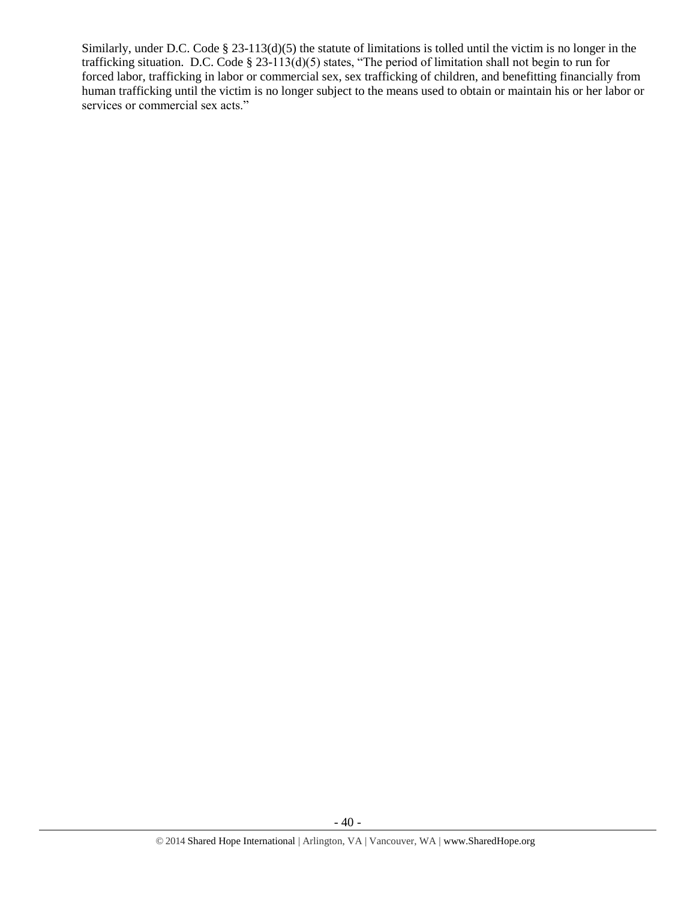Similarly, under D.C. Code § 23-113(d)(5) the statute of limitations is tolled until the victim is no longer in the trafficking situation. D.C. Code § 23-113(d)(5) states, "The period of limitation shall not begin to run for forced labor, trafficking in labor or commercial sex, sex trafficking of children, and benefitting financially from human trafficking until the victim is no longer subject to the means used to obtain or maintain his or her labor or services or commercial sex acts."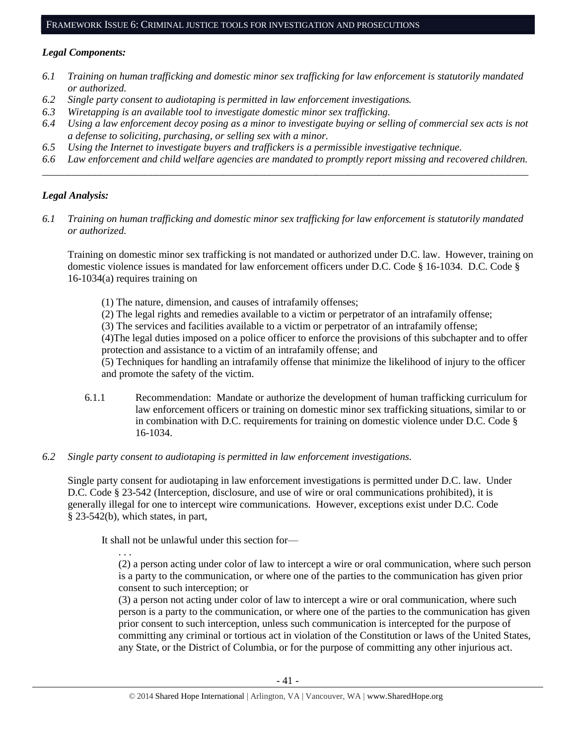## FRAMEWORK ISSUE 6: CRIMINAL JUSTICE TOOLS FOR INVESTIGATION AND PROSECUTIONS

### *Legal Components:*

*6.1 Training on human trafficking and domestic minor sex trafficking for law enforcement is statutorily mandated or authorized.*

*6.2 Single party consent to audiotaping is permitted in law enforcement investigations.*

*6.3 Wiretapping is an available tool to investigate domestic minor sex trafficking.*

*6.4 Using a law enforcement decoy posing as a minor to investigate buying or selling of commercial sex acts is not a defense to soliciting, purchasing, or selling sex with a minor.*

*6.5 Using the Internet to investigate buyers and traffickers is a permissible investigative technique.*

*6.6 Law enforcement and child welfare agencies are mandated to promptly report missing and recovered children.*

---

### *Legal Analysis:*

*6.1 Training on human trafficking and domestic minor sex trafficking for law enforcement is statutorily mandated or authorized.*

Training on domestic minor sex trafficking is not mandated or authorized under D.C. law. However, training on domestic violence issues is mandated for law enforcement officers under D.C. Code § 16-1034. D.C. Code § 16-1034(a) requires training on

> (1) The nature, dimension, and causes of intrafamily offenses;
> (2) The legal rights and remedies available to a victim or perpetrator of an intrafamily offense;
> (3) The services and facilities available to a victim or perpetrator of an intrafamily offense;
> (4)The legal duties imposed on a police officer to enforce the provisions of this subchapter and to offer protection and assistance to a victim of an intrafamily offense; and
> (5) Techniques for handling an intrafamily offense that minimize the likelihood of injury to the officer and promote the safety of the victim.

6.1.1 Recommendation: Mandate or authorize the development of human trafficking curriculum for law enforcement officers or training on domestic minor sex trafficking situations, similar to or in combination with D.C. requirements for training on domestic violence under D.C. Code § 16-1034.

*6.2 Single party consent to audiotaping is permitted in law enforcement investigations.*

Single party consent for audiotaping in law enforcement investigations is permitted under D.C. law. Under D.C. Code § 23-542 (Interception, disclosure, and use of wire or oral communications prohibited), it is generally illegal for one to intercept wire communications. However, exceptions exist under D.C. Code § 23-542(b), which states, in part,

> It shall not be unlawful under this section for—
>
> . . .
>
> (2) a person acting under color of law to intercept a wire or oral communication, where such person is a party to the communication, or where one of the parties to the communication has given prior consent to such interception; or
>
> (3) a person not acting under color of law to intercept a wire or oral communication, where such person is a party to the communication, or where one of the parties to the communication has given prior consent to such interception, unless such communication is intercepted for the purpose of committing any criminal or tortious act in violation of the Constitution or laws of the United States, any State, or the District of Columbia, or for the purpose of committing any other injurious act.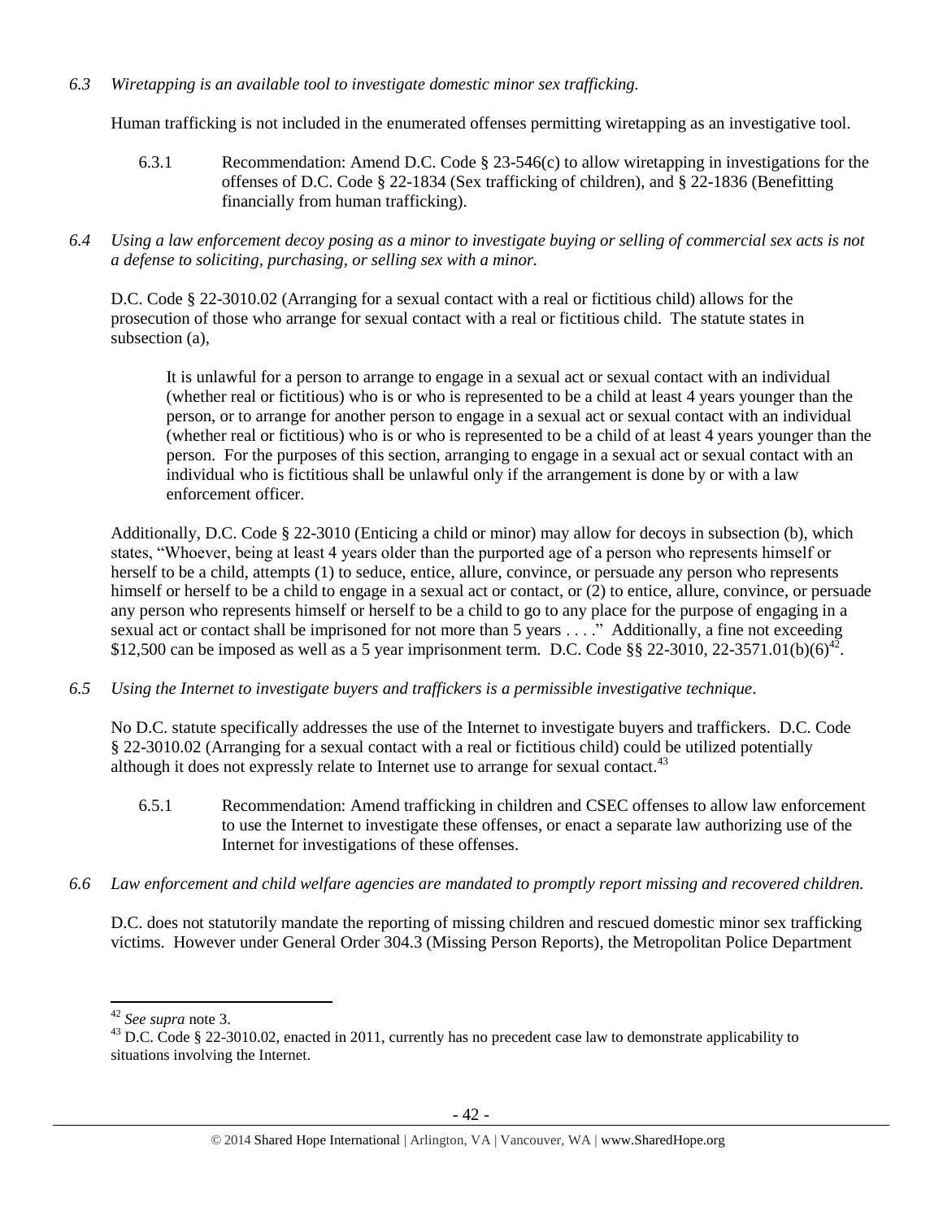*6.3 Wiretapping is an available tool to investigate domestic minor sex trafficking.*

Human trafficking is not included in the enumerated offenses permitting wiretapping as an investigative tool.

6.3.1 Recommendation: Amend D.C. Code § 23-546(c) to allow wiretapping in investigations for the offenses of D.C. Code § 22-1834 (Sex trafficking of children), and § 22-1836 (Benefitting financially from human trafficking).

*6.4 Using a law enforcement decoy posing as a minor to investigate buying or selling of commercial sex acts is not a defense to soliciting, purchasing, or selling sex with a minor.*

D.C. Code § 22-3010.02 (Arranging for a sexual contact with a real or fictitious child) allows for the prosecution of those who arrange for sexual contact with a real or fictitious child. The statute states in subsection (a),

> It is unlawful for a person to arrange to engage in a sexual act or sexual contact with an individual (whether real or fictitious) who is or who is represented to be a child at least 4 years younger than the person, or to arrange for another person to engage in a sexual act or sexual contact with an individual (whether real or fictitious) who is or who is represented to be a child of at least 4 years younger than the person. For the purposes of this section, arranging to engage in a sexual act or sexual contact with an individual who is fictitious shall be unlawful only if the arrangement is done by or with a law enforcement officer.

Additionally, D.C. Code § 22-3010 (Enticing a child or minor) may allow for decoys in subsection (b), which states, "Whoever, being at least 4 years older than the purported age of a person who represents himself or herself to be a child, attempts (1) to seduce, entice, allure, convince, or persuade any person who represents himself or herself to be a child to engage in a sexual act or contact, or (2) to entice, allure, convince, or persuade any person who represents himself or herself to be a child to go to any place for the purpose of engaging in a sexual act or contact shall be imprisoned for not more than 5 years . . . ." Additionally, a fine not exceeding $12,500 can be imposed as well as a 5 year imprisonment term. D.C. Code §§ 22-3010, 22-3571.01(b)(6)[42].

*6.5 Using the Internet to investigate buyers and traffickers is a permissible investigative technique.*

No D.C. statute specifically addresses the use of the Internet to investigate buyers and traffickers. D.C. Code § 22-3010.02 (Arranging for a sexual contact with a real or fictitious child) could be utilized potentially although it does not expressly relate to Internet use to arrange for sexual contact.[43]

6.5.1 Recommendation: Amend trafficking in children and CSEC offenses to allow law enforcement to use the Internet to investigate these offenses, or enact a separate law authorizing use of the Internet for investigations of these offenses.

*6.6 Law enforcement and child welfare agencies are mandated to promptly report missing and recovered children.*

D.C. does not statutorily mandate the reporting of missing children and rescued domestic minor sex trafficking victims. However under General Order 304.3 (Missing Person Reports), the Metropolitan Police Department

---

[42] *See supra* note 3.

[43] D.C. Code § 22-3010.02, enacted in 2011, currently has no precedent case law to demonstrate applicability to situations involving the Internet.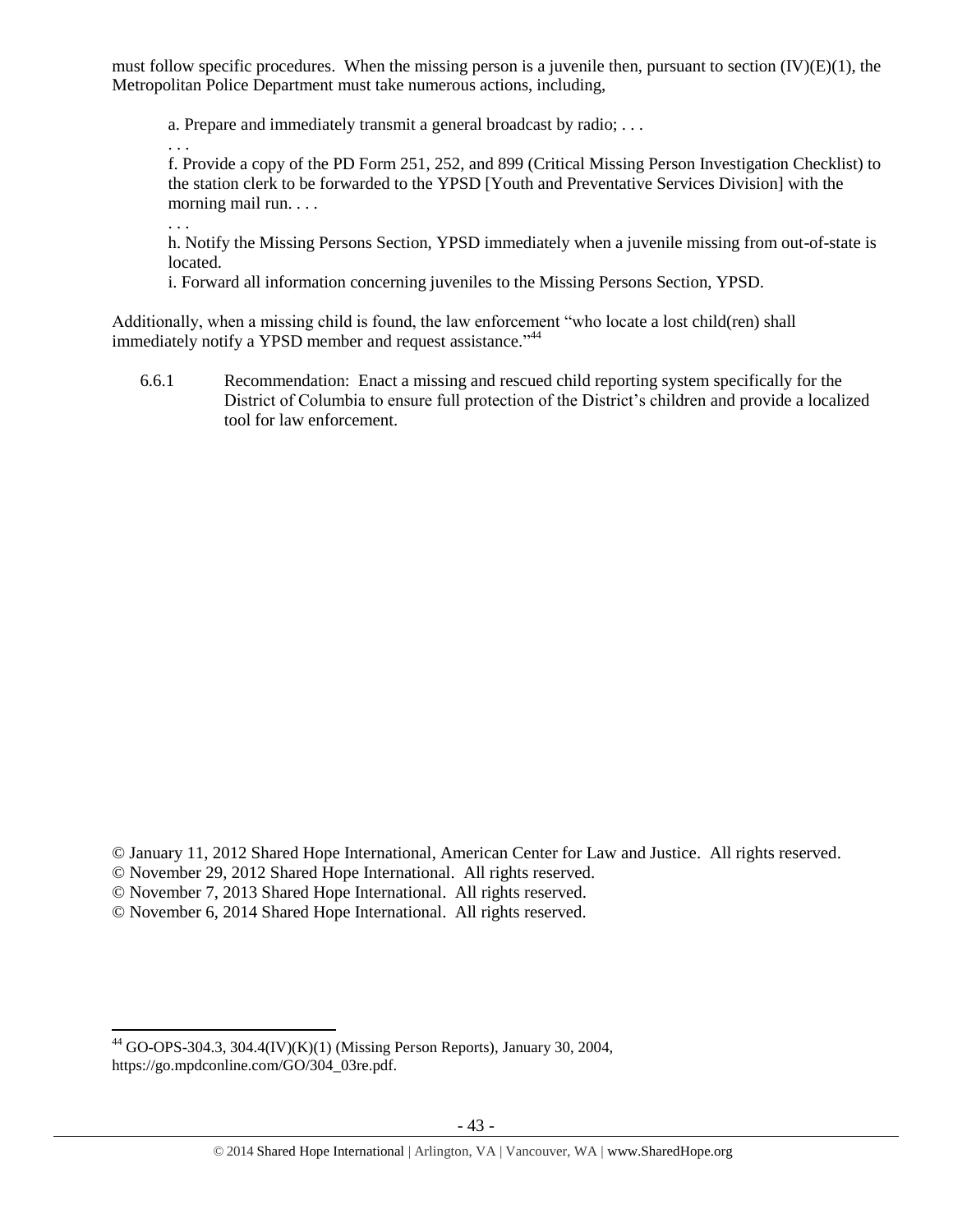must follow specific procedures. When the missing person is a juvenile then, pursuant to section (IV)(E)(1), the Metropolitan Police Department must take numerous actions, including,

> a. Prepare and immediately transmit a general broadcast by radio; . . .
>
> . . .
>
> f. Provide a copy of the PD Form 251, 252, and 899 (Critical Missing Person Investigation Checklist) to the station clerk to be forwarded to the YPSD [Youth and Preventative Services Division] with the morning mail run. . . .
>
> . . .
>
> h. Notify the Missing Persons Section, YPSD immediately when a juvenile missing from out-of-state is located.
>
> i. Forward all information concerning juveniles to the Missing Persons Section, YPSD.

Additionally, when a missing child is found, the law enforcement "who locate a lost child(ren) shall immediately notify a YPSD member and request assistance."[44]

6.6.1 Recommendation: Enact a missing and rescued child reporting system specifically for the District of Columbia to ensure full protection of the District's children and provide a localized tool for law enforcement.

© January 11, 2012 Shared Hope International, American Center for Law and Justice. All rights reserved.
© November 29, 2012 Shared Hope International. All rights reserved.
© November 7, 2013 Shared Hope International. All rights reserved.
© November 6, 2014 Shared Hope International. All rights reserved.

---

[44] GO-OPS-304.3, 304.4(IV)(K)(1) (Missing Person Reports), January 30, 2004, https://go.mpdconline.com/GO/304_03re.pdf.